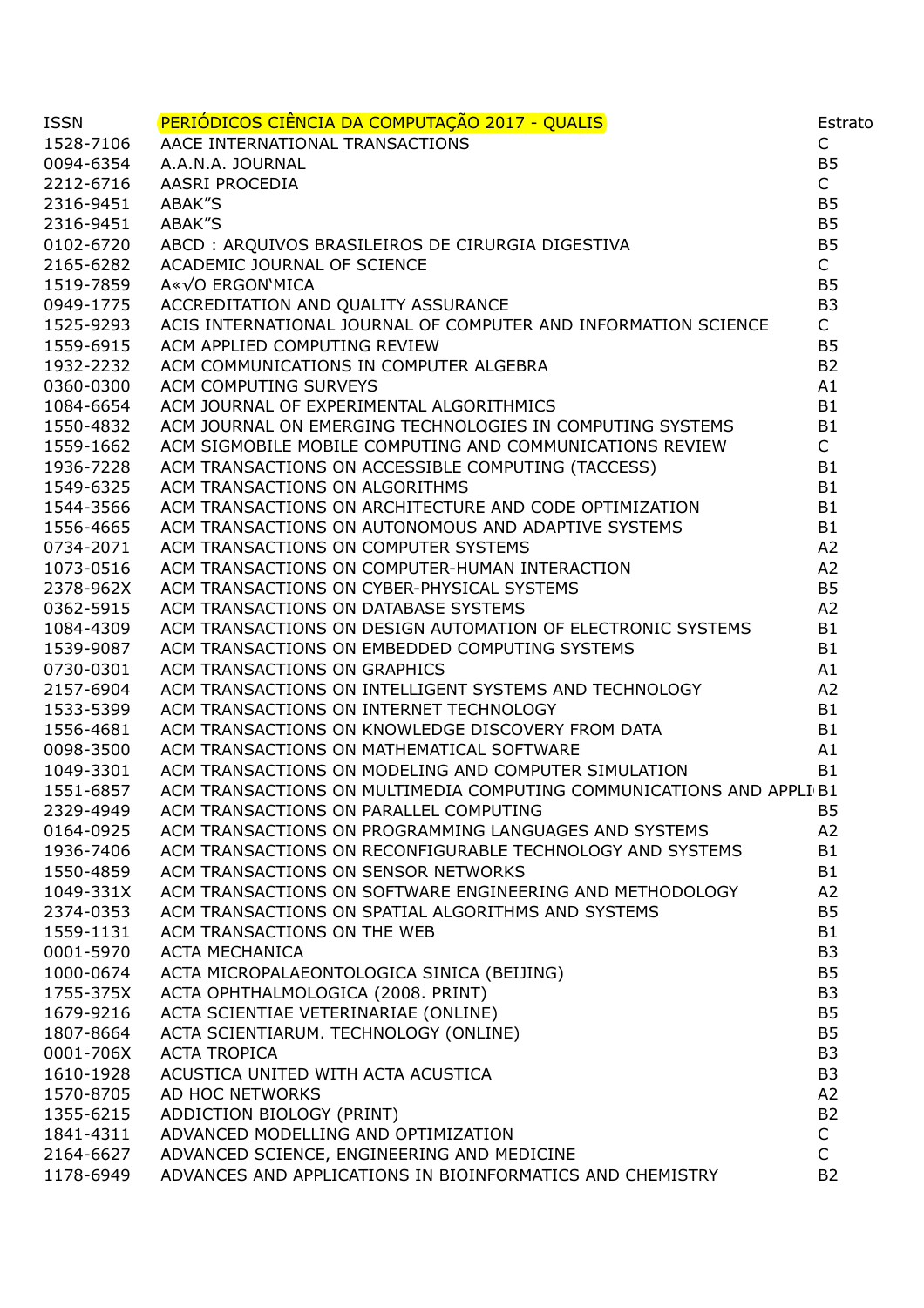| ISSN | PERIÓDICOS CIÊNCIA DA COMPUTAÇÃO 2017 - QUALIS | Estrato |
| --- | --- | --- |
| 1528-7106 | AACE INTERNATIONAL TRANSACTIONS | C |
| 0094-6354 | A.A.N.A. JOURNAL | B5 |
| 2212-6716 | AASRI PROCEDIA | C |
| 2316-9451 | ABAK"S | B5 |
| 2316-9451 | ABAK"S | B5 |
| 0102-6720 | ABCD : ARQUIVOS BRASILEIROS DE CIRURGIA DIGESTIVA | B5 |
| 2165-6282 | ACADEMIC JOURNAL OF SCIENCE | C |
| 1519-7859 | A«√O ERGON'MICA | B5 |
| 0949-1775 | ACCREDITATION AND QUALITY ASSURANCE | B3 |
| 1525-9293 | ACIS INTERNATIONAL JOURNAL OF COMPUTER AND INFORMATION SCIENCE | C |
| 1559-6915 | ACM APPLIED COMPUTING REVIEW | B5 |
| 1932-2232 | ACM COMMUNICATIONS IN COMPUTER ALGEBRA | B2 |
| 0360-0300 | ACM COMPUTING SURVEYS | A1 |
| 1084-6654 | ACM JOURNAL OF EXPERIMENTAL ALGORITHMICS | B1 |
| 1550-4832 | ACM JOURNAL ON EMERGING TECHNOLOGIES IN COMPUTING SYSTEMS | B1 |
| 1559-1662 | ACM SIGMOBILE MOBILE COMPUTING AND COMMUNICATIONS REVIEW | C |
| 1936-7228 | ACM TRANSACTIONS ON ACCESSIBLE COMPUTING (TACCESS) | B1 |
| 1549-6325 | ACM TRANSACTIONS ON ALGORITHMS | B1 |
| 1544-3566 | ACM TRANSACTIONS ON ARCHITECTURE AND CODE OPTIMIZATION | B1 |
| 1556-4665 | ACM TRANSACTIONS ON AUTONOMOUS AND ADAPTIVE SYSTEMS | B1 |
| 0734-2071 | ACM TRANSACTIONS ON COMPUTER SYSTEMS | A2 |
| 1073-0516 | ACM TRANSACTIONS ON COMPUTER-HUMAN INTERACTION | A2 |
| 2378-962X | ACM TRANSACTIONS ON CYBER-PHYSICAL SYSTEMS | B5 |
| 0362-5915 | ACM TRANSACTIONS ON DATABASE SYSTEMS | A2 |
| 1084-4309 | ACM TRANSACTIONS ON DESIGN AUTOMATION OF ELECTRONIC SYSTEMS | B1 |
| 1539-9087 | ACM TRANSACTIONS ON EMBEDDED COMPUTING SYSTEMS | B1 |
| 0730-0301 | ACM TRANSACTIONS ON GRAPHICS | A1 |
| 2157-6904 | ACM TRANSACTIONS ON INTELLIGENT SYSTEMS AND TECHNOLOGY | A2 |
| 1533-5399 | ACM TRANSACTIONS ON INTERNET TECHNOLOGY | B1 |
| 1556-4681 | ACM TRANSACTIONS ON KNOWLEDGE DISCOVERY FROM DATA | B1 |
| 0098-3500 | ACM TRANSACTIONS ON MATHEMATICAL SOFTWARE | A1 |
| 1049-3301 | ACM TRANSACTIONS ON MODELING AND COMPUTER SIMULATION | B1 |
| 1551-6857 | ACM TRANSACTIONS ON MULTIMEDIA COMPUTING COMMUNICATIONS AND APPLI | B1 |
| 2329-4949 | ACM TRANSACTIONS ON PARALLEL COMPUTING | B5 |
| 0164-0925 | ACM TRANSACTIONS ON PROGRAMMING LANGUAGES AND SYSTEMS | A2 |
| 1936-7406 | ACM TRANSACTIONS ON RECONFIGURABLE TECHNOLOGY AND SYSTEMS | B1 |
| 1550-4859 | ACM TRANSACTIONS ON SENSOR NETWORKS | B1 |
| 1049-331X | ACM TRANSACTIONS ON SOFTWARE ENGINEERING AND METHODOLOGY | A2 |
| 2374-0353 | ACM TRANSACTIONS ON SPATIAL ALGORITHMS AND SYSTEMS | B5 |
| 1559-1131 | ACM TRANSACTIONS ON THE WEB | B1 |
| 0001-5970 | ACTA MECHANICA | B3 |
| 1000-0674 | ACTA MICROPALAEONTOLOGICA SINICA (BEIJING) | B5 |
| 1755-375X | ACTA OPHTHALMOLOGICA (2008. PRINT) | B3 |
| 1679-9216 | ACTA SCIENTIAE VETERINARIAE (ONLINE) | B5 |
| 1807-8664 | ACTA SCIENTIARUM. TECHNOLOGY (ONLINE) | B5 |
| 0001-706X | ACTA TROPICA | B3 |
| 1610-1928 | ACUSTICA UNITED WITH ACTA ACUSTICA | B3 |
| 1570-8705 | AD HOC NETWORKS | A2 |
| 1355-6215 | ADDICTION BIOLOGY (PRINT) | B2 |
| 1841-4311 | ADVANCED MODELLING AND OPTIMIZATION | C |
| 2164-6627 | ADVANCED SCIENCE, ENGINEERING AND MEDICINE | C |
| 1178-6949 | ADVANCES AND APPLICATIONS IN BIOINFORMATICS AND CHEMISTRY | B2 |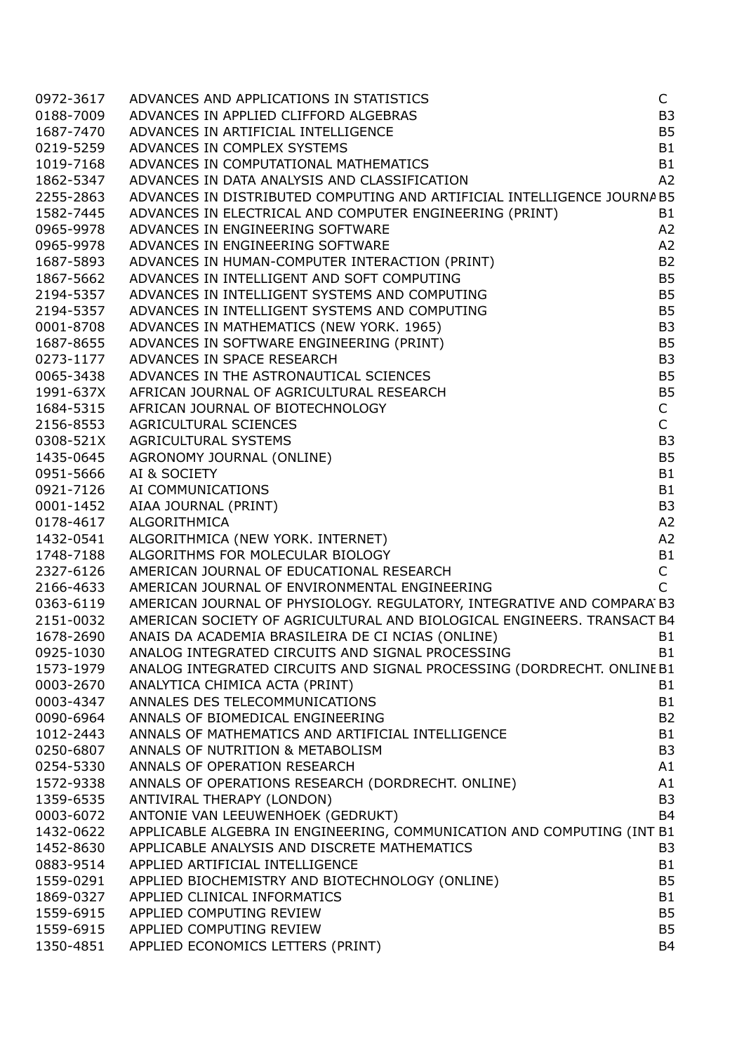| | | |
|---|---|---|
| 0972-3617 | ADVANCES AND APPLICATIONS IN STATISTICS | C |
| 0188-7009 | ADVANCES IN APPLIED CLIFFORD ALGEBRAS | B3 |
| 1687-7470 | ADVANCES IN ARTIFICIAL INTELLIGENCE | B5 |
| 0219-5259 | ADVANCES IN COMPLEX SYSTEMS | B1 |
| 1019-7168 | ADVANCES IN COMPUTATIONAL MATHEMATICS | B1 |
| 1862-5347 | ADVANCES IN DATA ANALYSIS AND CLASSIFICATION | A2 |
| 2255-2863 | ADVANCES IN DISTRIBUTED COMPUTING AND ARTIFICIAL INTELLIGENCE JOURNA | B5 |
| 1582-7445 | ADVANCES IN ELECTRICAL AND COMPUTER ENGINEERING (PRINT) | B1 |
| 0965-9978 | ADVANCES IN ENGINEERING SOFTWARE | A2 |
| 0965-9978 | ADVANCES IN ENGINEERING SOFTWARE | A2 |
| 1687-5893 | ADVANCES IN HUMAN-COMPUTER INTERACTION (PRINT) | B2 |
| 1867-5662 | ADVANCES IN INTELLIGENT AND SOFT COMPUTING | B5 |
| 2194-5357 | ADVANCES IN INTELLIGENT SYSTEMS AND COMPUTING | B5 |
| 2194-5357 | ADVANCES IN INTELLIGENT SYSTEMS AND COMPUTING | B5 |
| 0001-8708 | ADVANCES IN MATHEMATICS (NEW YORK. 1965) | B3 |
| 1687-8655 | ADVANCES IN SOFTWARE ENGINEERING (PRINT) | B5 |
| 0273-1177 | ADVANCES IN SPACE RESEARCH | B3 |
| 0065-3438 | ADVANCES IN THE ASTRONAUTICAL SCIENCES | B5 |
| 1991-637X | AFRICAN JOURNAL OF AGRICULTURAL RESEARCH | B5 |
| 1684-5315 | AFRICAN JOURNAL OF BIOTECHNOLOGY | C |
| 2156-8553 | AGRICULTURAL SCIENCES | C |
| 0308-521X | AGRICULTURAL SYSTEMS | B3 |
| 1435-0645 | AGRONOMY JOURNAL (ONLINE) | B5 |
| 0951-5666 | AI & SOCIETY | B1 |
| 0921-7126 | AI COMMUNICATIONS | B1 |
| 0001-1452 | AIAA JOURNAL (PRINT) | B3 |
| 0178-4617 | ALGORITHMICA | A2 |
| 1432-0541 | ALGORITHMICA (NEW YORK. INTERNET) | A2 |
| 1748-7188 | ALGORITHMS FOR MOLECULAR BIOLOGY | B1 |
| 2327-6126 | AMERICAN JOURNAL OF EDUCATIONAL RESEARCH | C |
| 2166-4633 | AMERICAN JOURNAL OF ENVIRONMENTAL ENGINEERING | C |
| 0363-6119 | AMERICAN JOURNAL OF PHYSIOLOGY. REGULATORY, INTEGRATIVE AND COMPARA | B3 |
| 2151-0032 | AMERICAN SOCIETY OF AGRICULTURAL AND BIOLOGICAL ENGINEERS. TRANSACT | B4 |
| 1678-2690 | ANAIS DA ACADEMIA BRASILEIRA DE CI NCIAS (ONLINE) | B1 |
| 0925-1030 | ANALOG INTEGRATED CIRCUITS AND SIGNAL PROCESSING | B1 |
| 1573-1979 | ANALOG INTEGRATED CIRCUITS AND SIGNAL PROCESSING (DORDRECHT. ONLINE | B1 |
| 0003-2670 | ANALYTICA CHIMICA ACTA (PRINT) | B1 |
| 0003-4347 | ANNALES DES TELECOMMUNICATIONS | B1 |
| 0090-6964 | ANNALS OF BIOMEDICAL ENGINEERING | B2 |
| 1012-2443 | ANNALS OF MATHEMATICS AND ARTIFICIAL INTELLIGENCE | B1 |
| 0250-6807 | ANNALS OF NUTRITION & METABOLISM | B3 |
| 0254-5330 | ANNALS OF OPERATION RESEARCH | A1 |
| 1572-9338 | ANNALS OF OPERATIONS RESEARCH (DORDRECHT. ONLINE) | A1 |
| 1359-6535 | ANTIVIRAL THERAPY (LONDON) | B3 |
| 0003-6072 | ANTONIE VAN LEEUWENHOEK (GEDRUKT) | B4 |
| 1432-0622 | APPLICABLE ALGEBRA IN ENGINEERING, COMMUNICATION AND COMPUTING (INT | B1 |
| 1452-8630 | APPLICABLE ANALYSIS AND DISCRETE MATHEMATICS | B3 |
| 0883-9514 | APPLIED ARTIFICIAL INTELLIGENCE | B1 |
| 1559-0291 | APPLIED BIOCHEMISTRY AND BIOTECHNOLOGY (ONLINE) | B5 |
| 1869-0327 | APPLIED CLINICAL INFORMATICS | B1 |
| 1559-6915 | APPLIED COMPUTING REVIEW | B5 |
| 1559-6915 | APPLIED COMPUTING REVIEW | B5 |
| 1350-4851 | APPLIED ECONOMICS LETTERS (PRINT) | B4 |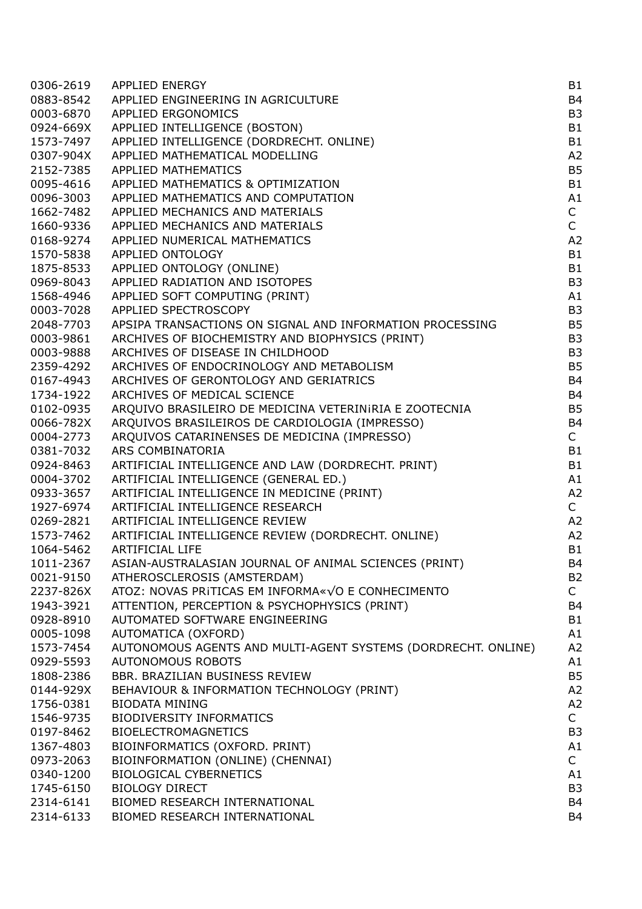| | | |
|---|---|---|
| 0306-2619 | APPLIED ENERGY | B1 |
| 0883-8542 | APPLIED ENGINEERING IN AGRICULTURE | B4 |
| 0003-6870 | APPLIED ERGONOMICS | B3 |
| 0924-669X | APPLIED INTELLIGENCE (BOSTON) | B1 |
| 1573-7497 | APPLIED INTELLIGENCE (DORDRECHT. ONLINE) | B1 |
| 0307-904X | APPLIED MATHEMATICAL MODELLING | A2 |
| 2152-7385 | APPLIED MATHEMATICS | B5 |
| 0095-4616 | APPLIED MATHEMATICS & OPTIMIZATION | B1 |
| 0096-3003 | APPLIED MATHEMATICS AND COMPUTATION | A1 |
| 1662-7482 | APPLIED MECHANICS AND MATERIALS | C |
| 1660-9336 | APPLIED MECHANICS AND MATERIALS | C |
| 0168-9274 | APPLIED NUMERICAL MATHEMATICS | A2 |
| 1570-5838 | APPLIED ONTOLOGY | B1 |
| 1875-8533 | APPLIED ONTOLOGY (ONLINE) | B1 |
| 0969-8043 | APPLIED RADIATION AND ISOTOPES | B3 |
| 1568-4946 | APPLIED SOFT COMPUTING (PRINT) | A1 |
| 0003-7028 | APPLIED SPECTROSCOPY | B3 |
| 2048-7703 | APSIPA TRANSACTIONS ON SIGNAL AND INFORMATION PROCESSING | B5 |
| 0003-9861 | ARCHIVES OF BIOCHEMISTRY AND BIOPHYSICS (PRINT) | B3 |
| 0003-9888 | ARCHIVES OF DISEASE IN CHILDHOOD | B3 |
| 2359-4292 | ARCHIVES OF ENDOCRINOLOGY AND METABOLISM | B5 |
| 0167-4943 | ARCHIVES OF GERONTOLOGY AND GERIATRICS | B4 |
| 1734-1922 | ARCHIVES OF MEDICAL SCIENCE | B4 |
| 0102-0935 | ARQUIVO BRASILEIRO DE MEDICINA VETERINiRIA E ZOOTECNIA | B5 |
| 0066-782X | ARQUIVOS BRASILEIROS DE CARDIOLOGIA (IMPRESSO) | B4 |
| 0004-2773 | ARQUIVOS CATARINENSES DE MEDICINA (IMPRESSO) | C |
| 0381-7032 | ARS COMBINATORIA | B1 |
| 0924-8463 | ARTIFICIAL INTELLIGENCE AND LAW (DORDRECHT. PRINT) | B1 |
| 0004-3702 | ARTIFICIAL INTELLIGENCE (GENERAL ED.) | A1 |
| 0933-3657 | ARTIFICIAL INTELLIGENCE IN MEDICINE (PRINT) | A2 |
| 1927-6974 | ARTIFICIAL INTELLIGENCE RESEARCH | C |
| 0269-2821 | ARTIFICIAL INTELLIGENCE REVIEW | A2 |
| 1573-7462 | ARTIFICIAL INTELLIGENCE REVIEW (DORDRECHT. ONLINE) | A2 |
| 1064-5462 | ARTIFICIAL LIFE | B1 |
| 1011-2367 | ASIAN-AUSTRALASIAN JOURNAL OF ANIMAL SCIENCES (PRINT) | B4 |
| 0021-9150 | ATHEROSCLEROSIS (AMSTERDAM) | B2 |
| 2237-826X | ATOZ: NOVAS PRiTICAS EM INFORMA«√O E CONHECIMENTO | C |
| 1943-3921 | ATTENTION, PERCEPTION & PSYCHOPHYSICS (PRINT) | B4 |
| 0928-8910 | AUTOMATED SOFTWARE ENGINEERING | B1 |
| 0005-1098 | AUTOMATICA (OXFORD) | A1 |
| 1573-7454 | AUTONOMOUS AGENTS AND MULTI-AGENT SYSTEMS (DORDRECHT. ONLINE) | A2 |
| 0929-5593 | AUTONOMOUS ROBOTS | A1 |
| 1808-2386 | BBR. BRAZILIAN BUSINESS REVIEW | B5 |
| 0144-929X | BEHAVIOUR & INFORMATION TECHNOLOGY (PRINT) | A2 |
| 1756-0381 | BIODATA MINING | A2 |
| 1546-9735 | BIODIVERSITY INFORMATICS | C |
| 0197-8462 | BIOELECTROMAGNETICS | B3 |
| 1367-4803 | BIOINFORMATICS (OXFORD. PRINT) | A1 |
| 0973-2063 | BIOINFORMATION (ONLINE) (CHENNAI) | C |
| 0340-1200 | BIOLOGICAL CYBERNETICS | A1 |
| 1745-6150 | BIOLOGY DIRECT | B3 |
| 2314-6141 | BIOMED RESEARCH INTERNATIONAL | B4 |
| 2314-6133 | BIOMED RESEARCH INTERNATIONAL | B4 |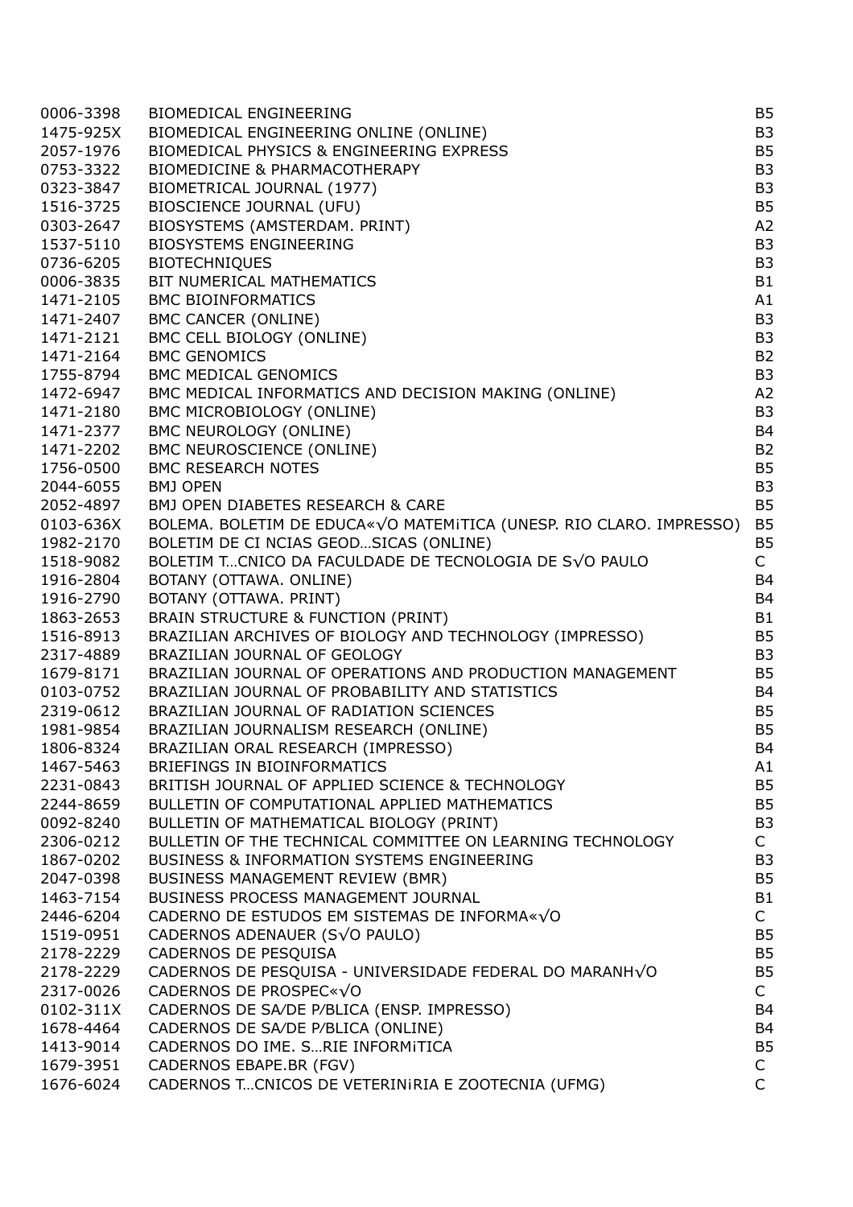| | | |
|---|---|---|
| 0006-3398 | BIOMEDICAL ENGINEERING | B5 |
| 1475-925X | BIOMEDICAL ENGINEERING ONLINE (ONLINE) | B3 |
| 2057-1976 | BIOMEDICAL PHYSICS & ENGINEERING EXPRESS | B5 |
| 0753-3322 | BIOMEDICINE & PHARMACOTHERAPY | B3 |
| 0323-3847 | BIOMETRICAL JOURNAL (1977) | B3 |
| 1516-3725 | BIOSCIENCE JOURNAL (UFU) | B5 |
| 0303-2647 | BIOSYSTEMS (AMSTERDAM. PRINT) | A2 |
| 1537-5110 | BIOSYSTEMS ENGINEERING | B3 |
| 0736-6205 | BIOTECHNIQUES | B3 |
| 0006-3835 | BIT NUMERICAL MATHEMATICS | B1 |
| 1471-2105 | BMC BIOINFORMATICS | A1 |
| 1471-2407 | BMC CANCER (ONLINE) | B3 |
| 1471-2121 | BMC CELL BIOLOGY (ONLINE) | B3 |
| 1471-2164 | BMC GENOMICS | B2 |
| 1755-8794 | BMC MEDICAL GENOMICS | B3 |
| 1472-6947 | BMC MEDICAL INFORMATICS AND DECISION MAKING (ONLINE) | A2 |
| 1471-2180 | BMC MICROBIOLOGY (ONLINE) | B3 |
| 1471-2377 | BMC NEUROLOGY (ONLINE) | B4 |
| 1471-2202 | BMC NEUROSCIENCE (ONLINE) | B2 |
| 1756-0500 | BMC RESEARCH NOTES | B5 |
| 2044-6055 | BMJ OPEN | B3 |
| 2052-4897 | BMJ OPEN DIABETES RESEARCH & CARE | B5 |
| 0103-636X | BOLEMA. BOLETIM DE EDUCA«√O MATEMiTICA (UNESP. RIO CLARO. IMPRESSO) | B5 |
| 1982-2170 | BOLETIM DE CI NCIAS GEOD…SICAS (ONLINE) | B5 |
| 1518-9082 | BOLETIM T…CNICO DA FACULDADE DE TECNOLOGIA DE S√O PAULO | C |
| 1916-2804 | BOTANY (OTTAWA. ONLINE) | B4 |
| 1916-2790 | BOTANY (OTTAWA. PRINT) | B4 |
| 1863-2653 | BRAIN STRUCTURE & FUNCTION (PRINT) | B1 |
| 1516-8913 | BRAZILIAN ARCHIVES OF BIOLOGY AND TECHNOLOGY (IMPRESSO) | B5 |
| 2317-4889 | BRAZILIAN JOURNAL OF GEOLOGY | B3 |
| 1679-8171 | BRAZILIAN JOURNAL OF OPERATIONS AND PRODUCTION MANAGEMENT | B5 |
| 0103-0752 | BRAZILIAN JOURNAL OF PROBABILITY AND STATISTICS | B4 |
| 2319-0612 | BRAZILIAN JOURNAL OF RADIATION SCIENCES | B5 |
| 1981-9854 | BRAZILIAN JOURNALISM RESEARCH (ONLINE) | B5 |
| 1806-8324 | BRAZILIAN ORAL RESEARCH (IMPRESSO) | B4 |
| 1467-5463 | BRIEFINGS IN BIOINFORMATICS | A1 |
| 2231-0843 | BRITISH JOURNAL OF APPLIED SCIENCE & TECHNOLOGY | B5 |
| 2244-8659 | BULLETIN OF COMPUTATIONAL APPLIED MATHEMATICS | B5 |
| 0092-8240 | BULLETIN OF MATHEMATICAL BIOLOGY (PRINT) | B3 |
| 2306-0212 | BULLETIN OF THE TECHNICAL COMMITTEE ON LEARNING TECHNOLOGY | C |
| 1867-0202 | BUSINESS & INFORMATION SYSTEMS ENGINEERING | B3 |
| 2047-0398 | BUSINESS MANAGEMENT REVIEW (BMR) | B5 |
| 1463-7154 | BUSINESS PROCESS MANAGEMENT JOURNAL | B1 |
| 2446-6204 | CADERNO DE ESTUDOS EM SISTEMAS DE INFORMA«√O | C |
| 1519-0951 | CADERNOS ADENAUER (S√O PAULO) | B5 |
| 2178-2229 | CADERNOS DE PESQUISA | B5 |
| 2178-2229 | CADERNOS DE PESQUISA - UNIVERSIDADE FEDERAL DO MARANH√O | B5 |
| 2317-0026 | CADERNOS DE PROSPEC«√O | C |
| 0102-311X | CADERNOS DE SA/DE P/BLICA (ENSP. IMPRESSO) | B4 |
| 1678-4464 | CADERNOS DE SA/DE P/BLICA (ONLINE) | B4 |
| 1413-9014 | CADERNOS DO IME. S…RIE INFORMiTICA | B5 |
| 1679-3951 | CADERNOS EBAPE.BR (FGV) | C |
| 1676-6024 | CADERNOS T…CNICOS DE VETERINiRIA E ZOOTECNIA (UFMG) | C |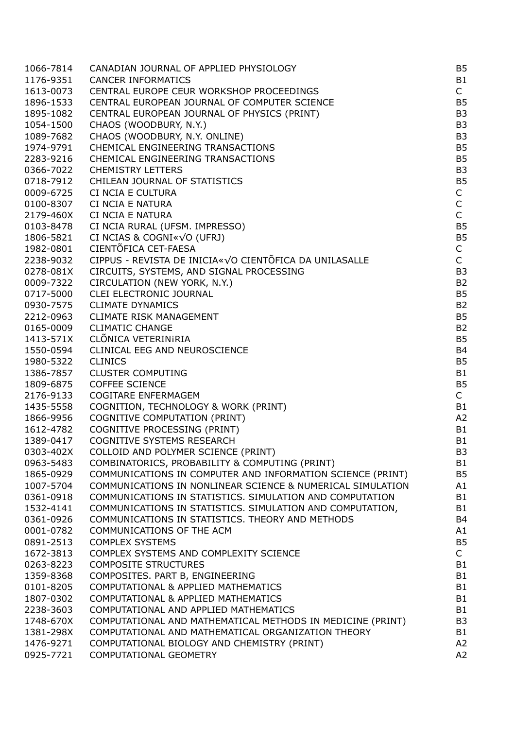| | | |
|---|---|---|
| 1066-7814 | CANADIAN JOURNAL OF APPLIED PHYSIOLOGY | B5 |
| 1176-9351 | CANCER INFORMATICS | B1 |
| 1613-0073 | CENTRAL EUROPE CEUR WORKSHOP PROCEEDINGS | C |
| 1896-1533 | CENTRAL EUROPEAN JOURNAL OF COMPUTER SCIENCE | B5 |
| 1895-1082 | CENTRAL EUROPEAN JOURNAL OF PHYSICS (PRINT) | B3 |
| 1054-1500 | CHAOS (WOODBURY, N.Y.) | B3 |
| 1089-7682 | CHAOS (WOODBURY, N.Y. ONLINE) | B3 |
| 1974-9791 | CHEMICAL ENGINEERING TRANSACTIONS | B5 |
| 2283-9216 | CHEMICAL ENGINEERING TRANSACTIONS | B5 |
| 0366-7022 | CHEMISTRY LETTERS | B3 |
| 0718-7912 | CHILEAN JOURNAL OF STATISTICS | B5 |
| 0009-6725 | CI NCIA E CULTURA | C |
| 0100-8307 | CI NCIA E NATURA | C |
| 2179-460X | CI NCIA E NATURA | C |
| 0103-8478 | CI NCIA RURAL (UFSM. IMPRESSO) | B5 |
| 1806-5821 | CI NCIAS & COGNI«√O (UFRJ) | B5 |
| 1982-0801 | CIENTÕFICA CET-FAESA | C |
| 2238-9032 | CIPPUS - REVISTA DE INICIA«√O CIENTÕFICA DA UNILASALLE | C |
| 0278-081X | CIRCUITS, SYSTEMS, AND SIGNAL PROCESSING | B3 |
| 0009-7322 | CIRCULATION (NEW YORK, N.Y.) | B2 |
| 0717-5000 | CLEI ELECTRONIC JOURNAL | B5 |
| 0930-7575 | CLIMATE DYNAMICS | B2 |
| 2212-0963 | CLIMATE RISK MANAGEMENT | B5 |
| 0165-0009 | CLIMATIC CHANGE | B2 |
| 1413-571X | CLÕNICA VETERINiRIA | B5 |
| 1550-0594 | CLINICAL EEG AND NEUROSCIENCE | B4 |
| 1980-5322 | CLINICS | B5 |
| 1386-7857 | CLUSTER COMPUTING | B1 |
| 1809-6875 | COFFEE SCIENCE | B5 |
| 2176-9133 | COGITARE ENFERMAGEM | C |
| 1435-5558 | COGNITION, TECHNOLOGY & WORK (PRINT) | B1 |
| 1866-9956 | COGNITIVE COMPUTATION (PRINT) | A2 |
| 1612-4782 | COGNITIVE PROCESSING (PRINT) | B1 |
| 1389-0417 | COGNITIVE SYSTEMS RESEARCH | B1 |
| 0303-402X | COLLOID AND POLYMER SCIENCE (PRINT) | B3 |
| 0963-5483 | COMBINATORICS, PROBABILITY & COMPUTING (PRINT) | B1 |
| 1865-0929 | COMMUNICATIONS IN COMPUTER AND INFORMATION SCIENCE (PRINT) | B5 |
| 1007-5704 | COMMUNICATIONS IN NONLINEAR SCIENCE & NUMERICAL SIMULATION | A1 |
| 0361-0918 | COMMUNICATIONS IN STATISTICS. SIMULATION AND COMPUTATION | B1 |
| 1532-4141 | COMMUNICATIONS IN STATISTICS. SIMULATION AND COMPUTATION, | B1 |
| 0361-0926 | COMMUNICATIONS IN STATISTICS. THEORY AND METHODS | B4 |
| 0001-0782 | COMMUNICATIONS OF THE ACM | A1 |
| 0891-2513 | COMPLEX SYSTEMS | B5 |
| 1672-3813 | COMPLEX SYSTEMS AND COMPLEXITY SCIENCE | C |
| 0263-8223 | COMPOSITE STRUCTURES | B1 |
| 1359-8368 | COMPOSITES. PART B, ENGINEERING | B1 |
| 0101-8205 | COMPUTATIONAL & APPLIED MATHEMATICS | B1 |
| 1807-0302 | COMPUTATIONAL & APPLIED MATHEMATICS | B1 |
| 2238-3603 | COMPUTATIONAL AND APPLIED MATHEMATICS | B1 |
| 1748-670X | COMPUTATIONAL AND MATHEMATICAL METHODS IN MEDICINE (PRINT) | B3 |
| 1381-298X | COMPUTATIONAL AND MATHEMATICAL ORGANIZATION THEORY | B1 |
| 1476-9271 | COMPUTATIONAL BIOLOGY AND CHEMISTRY (PRINT) | A2 |
| 0925-7721 | COMPUTATIONAL GEOMETRY | A2 |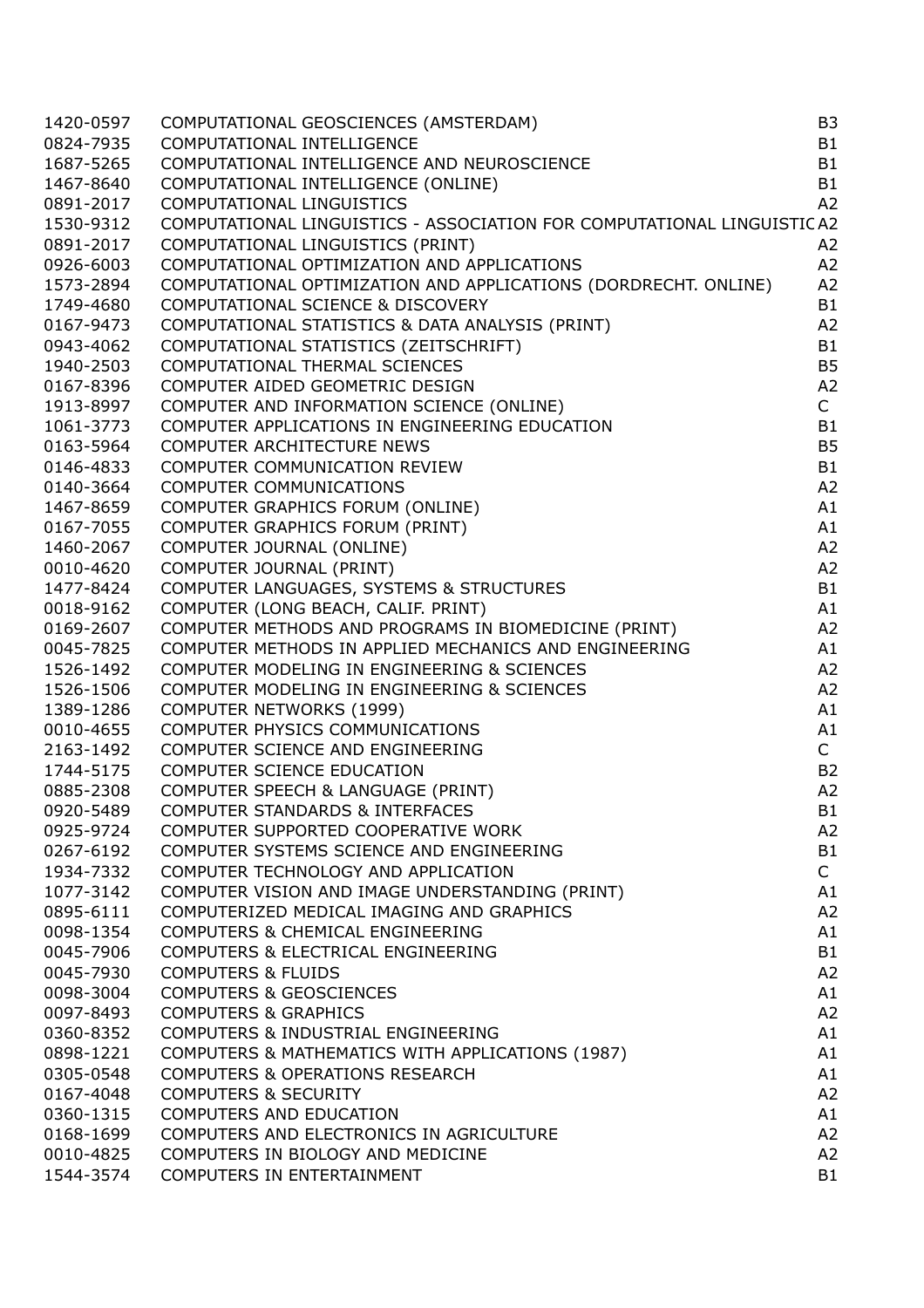| | | |
|---|---|---|
| 1420-0597 | COMPUTATIONAL GEOSCIENCES (AMSTERDAM) | B3 |
| 0824-7935 | COMPUTATIONAL INTELLIGENCE | B1 |
| 1687-5265 | COMPUTATIONAL INTELLIGENCE AND NEUROSCIENCE | B1 |
| 1467-8640 | COMPUTATIONAL INTELLIGENCE (ONLINE) | B1 |
| 0891-2017 | COMPUTATIONAL LINGUISTICS | A2 |
| 1530-9312 | COMPUTATIONAL LINGUISTICS - ASSOCIATION FOR COMPUTATIONAL LINGUISTIC | A2 |
| 0891-2017 | COMPUTATIONAL LINGUISTICS (PRINT) | A2 |
| 0926-6003 | COMPUTATIONAL OPTIMIZATION AND APPLICATIONS | A2 |
| 1573-2894 | COMPUTATIONAL OPTIMIZATION AND APPLICATIONS (DORDRECHT. ONLINE) | A2 |
| 1749-4680 | COMPUTATIONAL SCIENCE & DISCOVERY | B1 |
| 0167-9473 | COMPUTATIONAL STATISTICS & DATA ANALYSIS (PRINT) | A2 |
| 0943-4062 | COMPUTATIONAL STATISTICS (ZEITSCHRIFT) | B1 |
| 1940-2503 | COMPUTATIONAL THERMAL SCIENCES | B5 |
| 0167-8396 | COMPUTER AIDED GEOMETRIC DESIGN | A2 |
| 1913-8997 | COMPUTER AND INFORMATION SCIENCE (ONLINE) | C |
| 1061-3773 | COMPUTER APPLICATIONS IN ENGINEERING EDUCATION | B1 |
| 0163-5964 | COMPUTER ARCHITECTURE NEWS | B5 |
| 0146-4833 | COMPUTER COMMUNICATION REVIEW | B1 |
| 0140-3664 | COMPUTER COMMUNICATIONS | A2 |
| 1467-8659 | COMPUTER GRAPHICS FORUM (ONLINE) | A1 |
| 0167-7055 | COMPUTER GRAPHICS FORUM (PRINT) | A1 |
| 1460-2067 | COMPUTER JOURNAL (ONLINE) | A2 |
| 0010-4620 | COMPUTER JOURNAL (PRINT) | A2 |
| 1477-8424 | COMPUTER LANGUAGES, SYSTEMS & STRUCTURES | B1 |
| 0018-9162 | COMPUTER (LONG BEACH, CALIF. PRINT) | A1 |
| 0169-2607 | COMPUTER METHODS AND PROGRAMS IN BIOMEDICINE (PRINT) | A2 |
| 0045-7825 | COMPUTER METHODS IN APPLIED MECHANICS AND ENGINEERING | A1 |
| 1526-1492 | COMPUTER MODELING IN ENGINEERING & SCIENCES | A2 |
| 1526-1506 | COMPUTER MODELING IN ENGINEERING & SCIENCES | A2 |
| 1389-1286 | COMPUTER NETWORKS (1999) | A1 |
| 0010-4655 | COMPUTER PHYSICS COMMUNICATIONS | A1 |
| 2163-1492 | COMPUTER SCIENCE AND ENGINEERING | C |
| 1744-5175 | COMPUTER SCIENCE EDUCATION | B2 |
| 0885-2308 | COMPUTER SPEECH & LANGUAGE (PRINT) | A2 |
| 0920-5489 | COMPUTER STANDARDS & INTERFACES | B1 |
| 0925-9724 | COMPUTER SUPPORTED COOPERATIVE WORK | A2 |
| 0267-6192 | COMPUTER SYSTEMS SCIENCE AND ENGINEERING | B1 |
| 1934-7332 | COMPUTER TECHNOLOGY AND APPLICATION | C |
| 1077-3142 | COMPUTER VISION AND IMAGE UNDERSTANDING (PRINT) | A1 |
| 0895-6111 | COMPUTERIZED MEDICAL IMAGING AND GRAPHICS | A2 |
| 0098-1354 | COMPUTERS & CHEMICAL ENGINEERING | A1 |
| 0045-7906 | COMPUTERS & ELECTRICAL ENGINEERING | B1 |
| 0045-7930 | COMPUTERS & FLUIDS | A2 |
| 0098-3004 | COMPUTERS & GEOSCIENCES | A1 |
| 0097-8493 | COMPUTERS & GRAPHICS | A2 |
| 0360-8352 | COMPUTERS & INDUSTRIAL ENGINEERING | A1 |
| 0898-1221 | COMPUTERS & MATHEMATICS WITH APPLICATIONS (1987) | A1 |
| 0305-0548 | COMPUTERS & OPERATIONS RESEARCH | A1 |
| 0167-4048 | COMPUTERS & SECURITY | A2 |
| 0360-1315 | COMPUTERS AND EDUCATION | A1 |
| 0168-1699 | COMPUTERS AND ELECTRONICS IN AGRICULTURE | A2 |
| 0010-4825 | COMPUTERS IN BIOLOGY AND MEDICINE | A2 |
| 1544-3574 | COMPUTERS IN ENTERTAINMENT | B1 |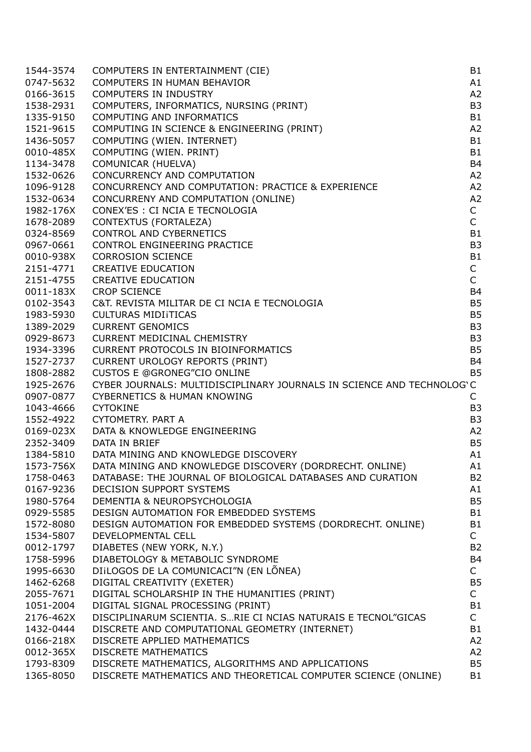| | | |
|---|---|---|
| 1544-3574 | COMPUTERS IN ENTERTAINMENT (CIE) | B1 |
| 0747-5632 | COMPUTERS IN HUMAN BEHAVIOR | A1 |
| 0166-3615 | COMPUTERS IN INDUSTRY | A2 |
| 1538-2931 | COMPUTERS, INFORMATICS, NURSING (PRINT) | B3 |
| 1335-9150 | COMPUTING AND INFORMATICS | B1 |
| 1521-9615 | COMPUTING IN SCIENCE & ENGINEERING (PRINT) | A2 |
| 1436-5057 | COMPUTING (WIEN. INTERNET) | B1 |
| 0010-485X | COMPUTING (WIEN. PRINT) | B1 |
| 1134-3478 | COMUNICAR (HUELVA) | B4 |
| 1532-0626 | CONCURRENCY AND COMPUTATION | A2 |
| 1096-9128 | CONCURRENCY AND COMPUTATION: PRACTICE & EXPERIENCE | A2 |
| 1532-0634 | CONCURRENY AND COMPUTATION (ONLINE) | A2 |
| 1982-176X | CONEX'ES : CI NCIA E TECNOLOGIA | C |
| 1678-2089 | CONTEXTUS (FORTALEZA) | C |
| 0324-8569 | CONTROL AND CYBERNETICS | B1 |
| 0967-0661 | CONTROL ENGINEERING PRACTICE | B3 |
| 0010-938X | CORROSION SCIENCE | B1 |
| 2151-4771 | CREATIVE EDUCATION | C |
| 2151-4755 | CREATIVE EDUCATION | C |
| 0011-183X | CROP SCIENCE | B4 |
| 0102-3543 | C&T. REVISTA MILITAR DE CI NCIA E TECNOLOGIA | B5 |
| 1983-5930 | CULTURAS MIDI¡TICAS | B5 |
| 1389-2029 | CURRENT GENOMICS | B3 |
| 0929-8673 | CURRENT MEDICINAL CHEMISTRY | B3 |
| 1934-3396 | CURRENT PROTOCOLS IN BIOINFORMATICS | B5 |
| 1527-2737 | CURRENT UROLOGY REPORTS (PRINT) | B4 |
| 1808-2882 | CUSTOS E @GRONEG"CIO ONLINE | B5 |
| 1925-2676 | CYBER JOURNALS: MULTIDISCIPLINARY JOURNALS IN SCIENCE AND TECHNOLOG` | C |
| 0907-0877 | CYBERNETICS & HUMAN KNOWING | C |
| 1043-4666 | CYTOKINE | B3 |
| 1552-4922 | CYTOMETRY. PART A | B3 |
| 0169-023X | DATA & KNOWLEDGE ENGINEERING | A2 |
| 2352-3409 | DATA IN BRIEF | B5 |
| 1384-5810 | DATA MINING AND KNOWLEDGE DISCOVERY | A1 |
| 1573-756X | DATA MINING AND KNOWLEDGE DISCOVERY (DORDRECHT. ONLINE) | A1 |
| 1758-0463 | DATABASE: THE JOURNAL OF BIOLOGICAL DATABASES AND CURATION | B2 |
| 0167-9236 | DECISION SUPPORT SYSTEMS | A1 |
| 1980-5764 | DEMENTIA & NEUROPSYCHOLOGIA | B5 |
| 0929-5585 | DESIGN AUTOMATION FOR EMBEDDED SYSTEMS | B1 |
| 1572-8080 | DESIGN AUTOMATION FOR EMBEDDED SYSTEMS (DORDRECHT. ONLINE) | B1 |
| 1534-5807 | DEVELOPMENTAL CELL | C |
| 0012-1797 | DIABETES (NEW YORK, N.Y.) | B2 |
| 1758-5996 | DIABETOLOGY & METABOLIC SYNDROME | B4 |
| 1995-6630 | DI¡LOGOS DE LA COMUNICACI"N (EN LÕNEA) | C |
| 1462-6268 | DIGITAL CREATIVITY (EXETER) | B5 |
| 2055-7671 | DIGITAL SCHOLARSHIP IN THE HUMANITIES (PRINT) | C |
| 1051-2004 | DIGITAL SIGNAL PROCESSING (PRINT) | B1 |
| 2176-462X | DISCIPLINARUM SCIENTIA. S…RIE CI NCIAS NATURAIS E TECNOL"GICAS | C |
| 1432-0444 | DISCRETE AND COMPUTATIONAL GEOMETRY (INTERNET) | B1 |
| 0166-218X | DISCRETE APPLIED MATHEMATICS | A2 |
| 0012-365X | DISCRETE MATHEMATICS | A2 |
| 1793-8309 | DISCRETE MATHEMATICS, ALGORITHMS AND APPLICATIONS | B5 |
| 1365-8050 | DISCRETE MATHEMATICS AND THEORETICAL COMPUTER SCIENCE (ONLINE) | B1 |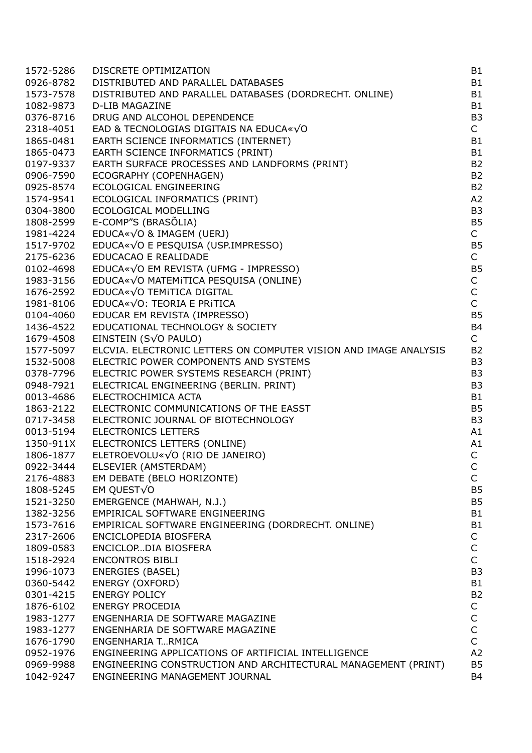| | | |
|---|---|---|
| 1572-5286 | DISCRETE OPTIMIZATION | B1 |
| 0926-8782 | DISTRIBUTED AND PARALLEL DATABASES | B1 |
| 1573-7578 | DISTRIBUTED AND PARALLEL DATABASES (DORDRECHT. ONLINE) | B1 |
| 1082-9873 | D-LIB MAGAZINE | B1 |
| 0376-8716 | DRUG AND ALCOHOL DEPENDENCE | B3 |
| 2318-4051 | EAD & TECNOLOGIAS DIGITAIS NA EDUCA«√O | C |
| 1865-0481 | EARTH SCIENCE INFORMATICS (INTERNET) | B1 |
| 1865-0473 | EARTH SCIENCE INFORMATICS (PRINT) | B1 |
| 0197-9337 | EARTH SURFACE PROCESSES AND LANDFORMS (PRINT) | B2 |
| 0906-7590 | ECOGRAPHY (COPENHAGEN) | B2 |
| 0925-8574 | ECOLOGICAL ENGINEERING | B2 |
| 1574-9541 | ECOLOGICAL INFORMATICS (PRINT) | A2 |
| 0304-3800 | ECOLOGICAL MODELLING | B3 |
| 1808-2599 | E-COMP"S (BRASÕLIA) | B5 |
| 1981-4224 | EDUCA«√O & IMAGEM (UERJ) | C |
| 1517-9702 | EDUCA«√O E PESQUISA (USP.IMPRESSO) | B5 |
| 2175-6236 | EDUCACAO E REALIDADE | C |
| 0102-4698 | EDUCA«√O EM REVISTA (UFMG - IMPRESSO) | B5 |
| 1983-3156 | EDUCA«√O MATEM¡TICA PESQUISA (ONLINE) | C |
| 1676-2592 | EDUCA«√O TEM¡TICA DIGITAL | C |
| 1981-8106 | EDUCA«√O: TEORIA E PR¡TICA | C |
| 0104-4060 | EDUCAR EM REVISTA (IMPRESSO) | B5 |
| 1436-4522 | EDUCATIONAL TECHNOLOGY & SOCIETY | B4 |
| 1679-4508 | EINSTEIN (S√O PAULO) | C |
| 1577-5097 | ELCVIA. ELECTRONIC LETTERS ON COMPUTER VISION AND IMAGE ANALYSIS | B2 |
| 1532-5008 | ELECTRIC POWER COMPONENTS AND SYSTEMS | B3 |
| 0378-7796 | ELECTRIC POWER SYSTEMS RESEARCH (PRINT) | B3 |
| 0948-7921 | ELECTRICAL ENGINEERING (BERLIN. PRINT) | B3 |
| 0013-4686 | ELECTROCHIMICA ACTA | B1 |
| 1863-2122 | ELECTRONIC COMMUNICATIONS OF THE EASST | B5 |
| 0717-3458 | ELECTRONIC JOURNAL OF BIOTECHNOLOGY | B3 |
| 0013-5194 | ELECTRONICS LETTERS | A1 |
| 1350-911X | ELECTRONICS LETTERS (ONLINE) | A1 |
| 1806-1877 | ELETROEVOLU«√O (RIO DE JANEIRO) | C |
| 0922-3444 | ELSEVIER (AMSTERDAM) | C |
| 2176-4883 | EM DEBATE (BELO HORIZONTE) | C |
| 1808-5245 | EM QUEST√O | B5 |
| 1521-3250 | EMERGENCE (MAHWAH, N.J.) | B5 |
| 1382-3256 | EMPIRICAL SOFTWARE ENGINEERING | B1 |
| 1573-7616 | EMPIRICAL SOFTWARE ENGINEERING (DORDRECHT. ONLINE) | B1 |
| 2317-2606 | ENCICLOPEDIA BIOSFERA | C |
| 1809-0583 | ENCICLOP…DIA BIOSFERA | C |
| 1518-2924 | ENCONTROS BIBLI | C |
| 1996-1073 | ENERGIES (BASEL) | B3 |
| 0360-5442 | ENERGY (OXFORD) | B1 |
| 0301-4215 | ENERGY POLICY | B2 |
| 1876-6102 | ENERGY PROCEDIA | C |
| 1983-1277 | ENGENHARIA DE SOFTWARE MAGAZINE | C |
| 1983-1277 | ENGENHARIA DE SOFTWARE MAGAZINE | C |
| 1676-1790 | ENGENHARIA T…RMICA | C |
| 0952-1976 | ENGINEERING APPLICATIONS OF ARTIFICIAL INTELLIGENCE | A2 |
| 0969-9988 | ENGINEERING CONSTRUCTION AND ARCHITECTURAL MANAGEMENT (PRINT) | B5 |
| 1042-9247 | ENGINEERING MANAGEMENT JOURNAL | B4 |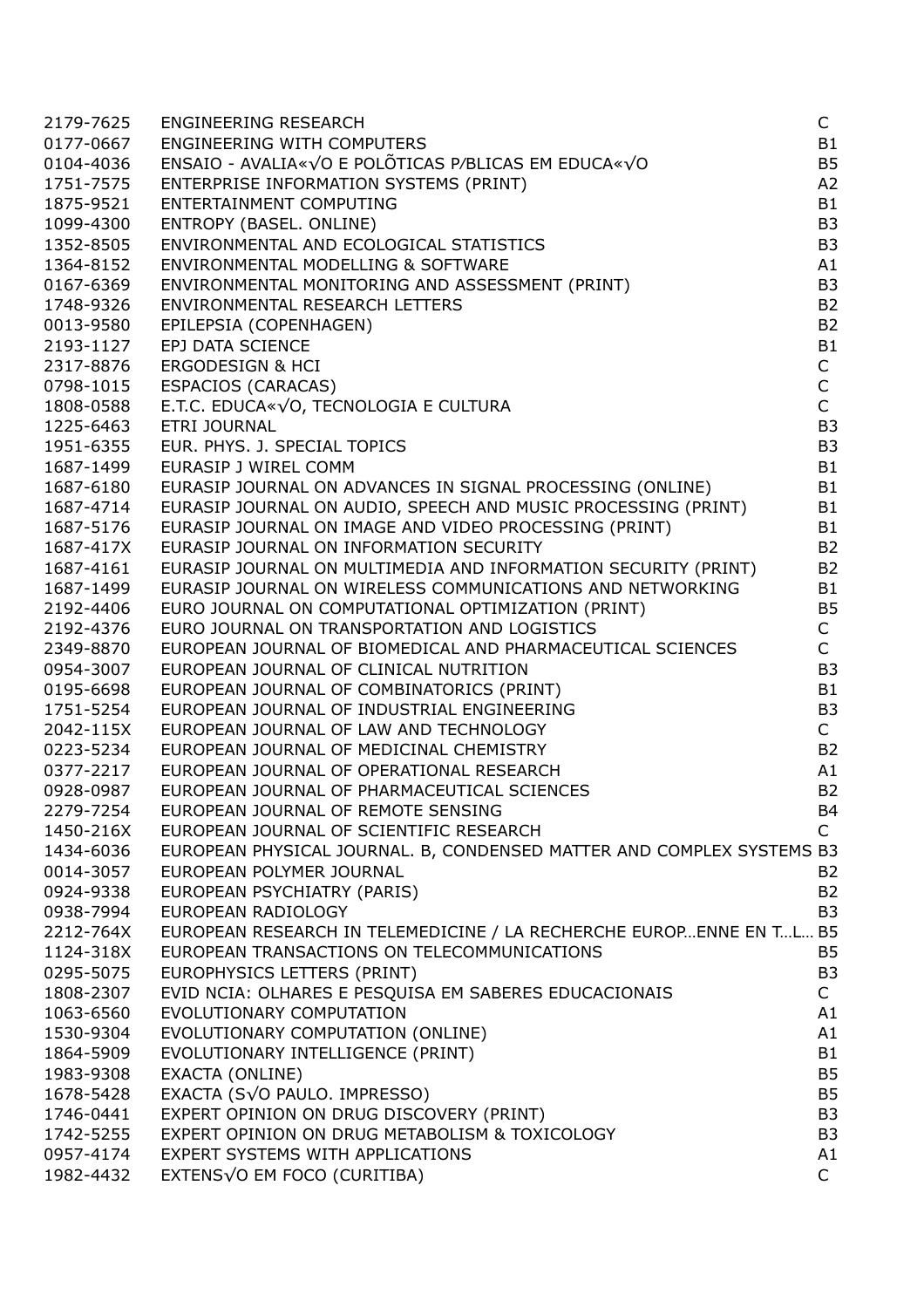| | | |
|---|---|---|
| 2179-7625 | ENGINEERING RESEARCH | C |
| 0177-0667 | ENGINEERING WITH COMPUTERS | B1 |
| 0104-4036 | ENSAIO - AVALIA«√O E POLÕTICAS P⁄BLICAS EM EDUCA«√O | B5 |
| 1751-7575 | ENTERPRISE INFORMATION SYSTEMS (PRINT) | A2 |
| 1875-9521 | ENTERTAINMENT COMPUTING | B1 |
| 1099-4300 | ENTROPY (BASEL. ONLINE) | B3 |
| 1352-8505 | ENVIRONMENTAL AND ECOLOGICAL STATISTICS | B3 |
| 1364-8152 | ENVIRONMENTAL MODELLING & SOFTWARE | A1 |
| 0167-6369 | ENVIRONMENTAL MONITORING AND ASSESSMENT (PRINT) | B3 |
| 1748-9326 | ENVIRONMENTAL RESEARCH LETTERS | B2 |
| 0013-9580 | EPILEPSIA (COPENHAGEN) | B2 |
| 2193-1127 | EPJ DATA SCIENCE | B1 |
| 2317-8876 | ERGODESIGN & HCI | C |
| 0798-1015 | ESPACIOS (CARACAS) | C |
| 1808-0588 | E.T.C. EDUCA«√O, TECNOLOGIA E CULTURA | C |
| 1225-6463 | ETRI JOURNAL | B3 |
| 1951-6355 | EUR. PHYS. J. SPECIAL TOPICS | B3 |
| 1687-1499 | EURASIP J WIREL COMM | B1 |
| 1687-6180 | EURASIP JOURNAL ON ADVANCES IN SIGNAL PROCESSING (ONLINE) | B1 |
| 1687-4714 | EURASIP JOURNAL ON AUDIO, SPEECH AND MUSIC PROCESSING (PRINT) | B1 |
| 1687-5176 | EURASIP JOURNAL ON IMAGE AND VIDEO PROCESSING (PRINT) | B1 |
| 1687-417X | EURASIP JOURNAL ON INFORMATION SECURITY | B2 |
| 1687-4161 | EURASIP JOURNAL ON MULTIMEDIA AND INFORMATION SECURITY (PRINT) | B2 |
| 1687-1499 | EURASIP JOURNAL ON WIRELESS COMMUNICATIONS AND NETWORKING | B1 |
| 2192-4406 | EURO JOURNAL ON COMPUTATIONAL OPTIMIZATION (PRINT) | B5 |
| 2192-4376 | EURO JOURNAL ON TRANSPORTATION AND LOGISTICS | C |
| 2349-8870 | EUROPEAN JOURNAL OF BIOMEDICAL AND PHARMACEUTICAL SCIENCES | C |
| 0954-3007 | EUROPEAN JOURNAL OF CLINICAL NUTRITION | B3 |
| 0195-6698 | EUROPEAN JOURNAL OF COMBINATORICS (PRINT) | B1 |
| 1751-5254 | EUROPEAN JOURNAL OF INDUSTRIAL ENGINEERING | B3 |
| 2042-115X | EUROPEAN JOURNAL OF LAW AND TECHNOLOGY | C |
| 0223-5234 | EUROPEAN JOURNAL OF MEDICINAL CHEMISTRY | B2 |
| 0377-2217 | EUROPEAN JOURNAL OF OPERATIONAL RESEARCH | A1 |
| 0928-0987 | EUROPEAN JOURNAL OF PHARMACEUTICAL SCIENCES | B2 |
| 2279-7254 | EUROPEAN JOURNAL OF REMOTE SENSING | B4 |
| 1450-216X | EUROPEAN JOURNAL OF SCIENTIFIC RESEARCH | C |
| 1434-6036 | EUROPEAN PHYSICAL JOURNAL. B, CONDENSED MATTER AND COMPLEX SYSTEMS | B3 |
| 0014-3057 | EUROPEAN POLYMER JOURNAL | B2 |
| 0924-9338 | EUROPEAN PSYCHIATRY (PARIS) | B2 |
| 0938-7994 | EUROPEAN RADIOLOGY | B3 |
| 2212-764X | EUROPEAN RESEARCH IN TELEMEDICINE / LA RECHERCHE EUROP…ENNE EN T…L… | B5 |
| 1124-318X | EUROPEAN TRANSACTIONS ON TELECOMMUNICATIONS | B5 |
| 0295-5075 | EUROPHYSICS LETTERS (PRINT) | B3 |
| 1808-2307 | EVID NCIA: OLHARES E PESQUISA EM SABERES EDUCACIONAIS | C |
| 1063-6560 | EVOLUTIONARY COMPUTATION | A1 |
| 1530-9304 | EVOLUTIONARY COMPUTATION (ONLINE) | A1 |
| 1864-5909 | EVOLUTIONARY INTELLIGENCE (PRINT) | B1 |
| 1983-9308 | EXACTA (ONLINE) | B5 |
| 1678-5428 | EXACTA (S√O PAULO. IMPRESSO) | B5 |
| 1746-0441 | EXPERT OPINION ON DRUG DISCOVERY (PRINT) | B3 |
| 1742-5255 | EXPERT OPINION ON DRUG METABOLISM & TOXICOLOGY | B3 |
| 0957-4174 | EXPERT SYSTEMS WITH APPLICATIONS | A1 |
| 1982-4432 | EXTENS√O EM FOCO (CURITIBA) | C |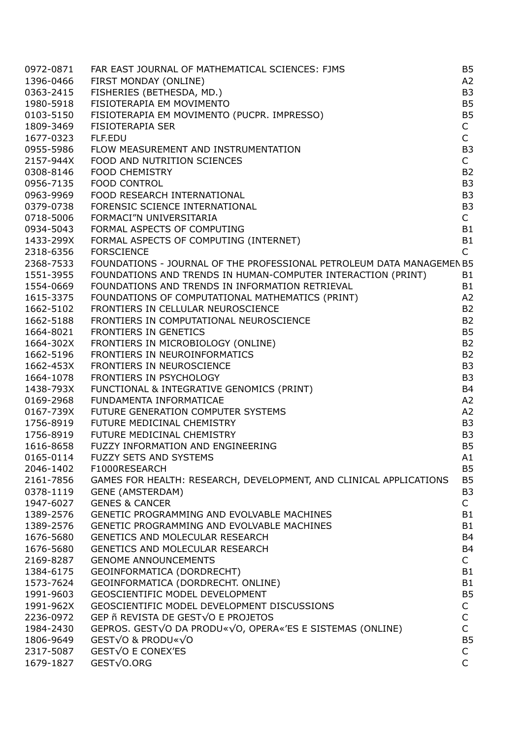| | | |
|---|---|---|
| 0972-0871 | FAR EAST JOURNAL OF MATHEMATICAL SCIENCES: FJMS | B5 |
| 1396-0466 | FIRST MONDAY (ONLINE) | A2 |
| 0363-2415 | FISHERIES (BETHESDA, MD.) | B3 |
| 1980-5918 | FISIOTERAPIA EM MOVIMENTO | B5 |
| 0103-5150 | FISIOTERAPIA EM MOVIMENTO (PUCPR. IMPRESSO) | B5 |
| 1809-3469 | FISIOTERAPIA SER | C |
| 1677-0323 | FLF.EDU | C |
| 0955-5986 | FLOW MEASUREMENT AND INSTRUMENTATION | B3 |
| 2157-944X | FOOD AND NUTRITION SCIENCES | C |
| 0308-8146 | FOOD CHEMISTRY | B2 |
| 0956-7135 | FOOD CONTROL | B3 |
| 0963-9969 | FOOD RESEARCH INTERNATIONAL | B3 |
| 0379-0738 | FORENSIC SCIENCE INTERNATIONAL | B3 |
| 0718-5006 | FORMACI”N UNIVERSITARIA | C |
| 0934-5043 | FORMAL ASPECTS OF COMPUTING | B1 |
| 1433-299X | FORMAL ASPECTS OF COMPUTING (INTERNET) | B1 |
| 2318-6356 | FORSCIENCE | C |
| 2368-7533 | FOUNDATIONS - JOURNAL OF THE PROFESSIONAL PETROLEUM DATA MANAGEMEN | B5 |
| 1551-3955 | FOUNDATIONS AND TRENDS IN HUMAN-COMPUTER INTERACTION (PRINT) | B1 |
| 1554-0669 | FOUNDATIONS AND TRENDS IN INFORMATION RETRIEVAL | B1 |
| 1615-3375 | FOUNDATIONS OF COMPUTATIONAL MATHEMATICS (PRINT) | A2 |
| 1662-5102 | FRONTIERS IN CELLULAR NEUROSCIENCE | B2 |
| 1662-5188 | FRONTIERS IN COMPUTATIONAL NEUROSCIENCE | B2 |
| 1664-8021 | FRONTIERS IN GENETICS | B5 |
| 1664-302X | FRONTIERS IN MICROBIOLOGY (ONLINE) | B2 |
| 1662-5196 | FRONTIERS IN NEUROINFORMATICS | B2 |
| 1662-453X | FRONTIERS IN NEUROSCIENCE | B3 |
| 1664-1078 | FRONTIERS IN PSYCHOLOGY | B3 |
| 1438-793X | FUNCTIONAL & INTEGRATIVE GENOMICS (PRINT) | B4 |
| 0169-2968 | FUNDAMENTA INFORMATICAE | A2 |
| 0167-739X | FUTURE GENERATION COMPUTER SYSTEMS | A2 |
| 1756-8919 | FUTURE MEDICINAL CHEMISTRY | B3 |
| 1756-8919 | FUTURE MEDICINAL CHEMISTRY | B3 |
| 1616-8658 | FUZZY INFORMATION AND ENGINEERING | B5 |
| 0165-0114 | FUZZY SETS AND SYSTEMS | A1 |
| 2046-1402 | F1000RESEARCH | B5 |
| 2161-7856 | GAMES FOR HEALTH: RESEARCH, DEVELOPMENT, AND CLINICAL APPLICATIONS | B5 |
| 0378-1119 | GENE (AMSTERDAM) | B3 |
| 1947-6027 | GENES & CANCER | C |
| 1389-2576 | GENETIC PROGRAMMING AND EVOLVABLE MACHINES | B1 |
| 1389-2576 | GENETIC PROGRAMMING AND EVOLVABLE MACHINES | B1 |
| 1676-5680 | GENETICS AND MOLECULAR RESEARCH | B4 |
| 1676-5680 | GENETICS AND MOLECULAR RESEARCH | B4 |
| 2169-8287 | GENOME ANNOUNCEMENTS | C |
| 1384-6175 | GEOINFORMATICA (DORDRECHT) | B1 |
| 1573-7624 | GEOINFORMATICA (DORDRECHT. ONLINE) | B1 |
| 1991-9603 | GEOSCIENTIFIC MODEL DEVELOPMENT | B5 |
| 1991-962X | GEOSCIENTIFIC MODEL DEVELOPMENT DISCUSSIONS | C |
| 2236-0972 | GEP ñ REVISTA DE GEST√O E PROJETOS | C |
| 1984-2430 | GEPROS. GEST√O DA PRODU«√O, OPERA«'ES E SISTEMAS (ONLINE) | C |
| 1806-9649 | GEST√O & PRODU«√O | B5 |
| 2317-5087 | GEST√O E CONEX'ES | C |
| 1679-1827 | GEST√O.ORG | C |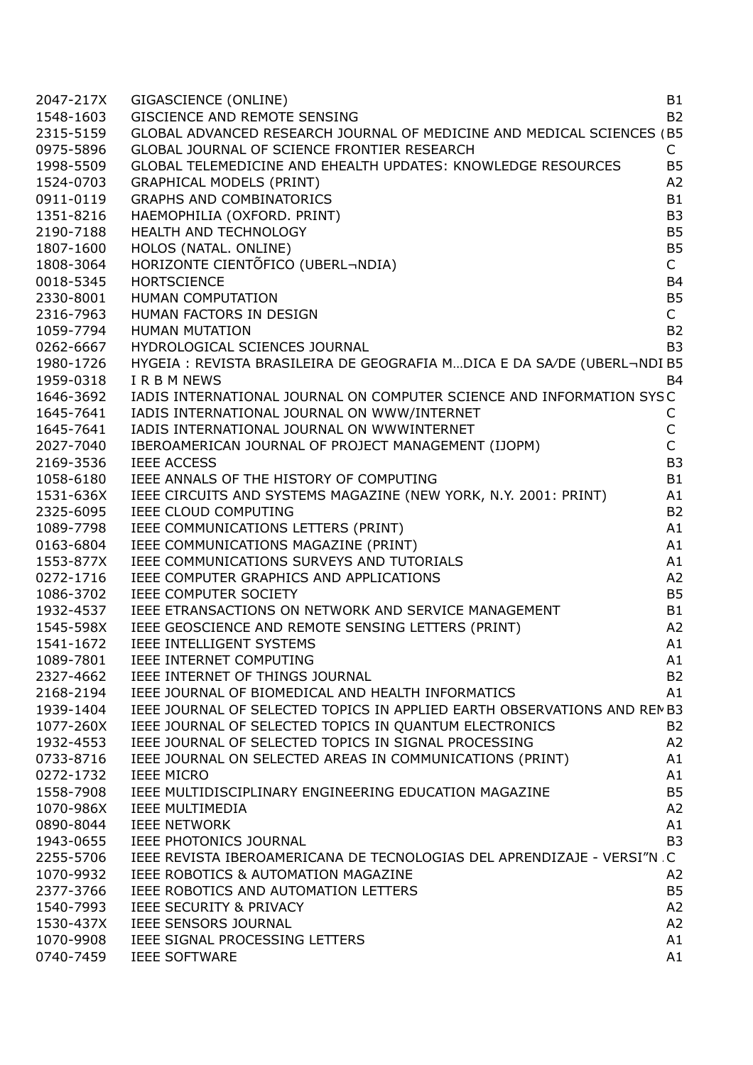| | | |
|---|---|---|
| 2047-217X | GIGASCIENCE (ONLINE) | B1 |
| 1548-1603 | GISCIENCE AND REMOTE SENSING | B2 |
| 2315-5159 | GLOBAL ADVANCED RESEARCH JOURNAL OF MEDICINE AND MEDICAL SCIENCES ( | B5 |
| 0975-5896 | GLOBAL JOURNAL OF SCIENCE FRONTIER RESEARCH | C |
| 1998-5509 | GLOBAL TELEMEDICINE AND EHEALTH UPDATES: KNOWLEDGE RESOURCES | B5 |
| 1524-0703 | GRAPHICAL MODELS (PRINT) | A2 |
| 0911-0119 | GRAPHS AND COMBINATORICS | B1 |
| 1351-8216 | HAEMOPHILIA (OXFORD. PRINT) | B3 |
| 2190-7188 | HEALTH AND TECHNOLOGY | B5 |
| 1807-1600 | HOLOS (NATAL. ONLINE) | B5 |
| 1808-3064 | HORIZONTE CIENTÕFICO (UBERL¬NDIA) | C |
| 0018-5345 | HORTSCIENCE | B4 |
| 2330-8001 | HUMAN COMPUTATION | B5 |
| 2316-7963 | HUMAN FACTORS IN DESIGN | C |
| 1059-7794 | HUMAN MUTATION | B2 |
| 0262-6667 | HYDROLOGICAL SCIENCES JOURNAL | B3 |
| 1980-1726 | HYGEIA : REVISTA BRASILEIRA DE GEOGRAFIA M…DICA E DA SA/DE (UBERL¬NDI | B5 |
| 1959-0318 | I R B M NEWS | B4 |
| 1646-3692 | IADIS INTERNATIONAL JOURNAL ON COMPUTER SCIENCE AND INFORMATION SYS | C |
| 1645-7641 | IADIS INTERNATIONAL JOURNAL ON WWW/INTERNET | C |
| 1645-7641 | IADIS INTERNATIONAL JOURNAL ON WWWINTERNET | C |
| 2027-7040 | IBEROAMERICAN JOURNAL OF PROJECT MANAGEMENT (IJOPM) | C |
| 2169-3536 | IEEE ACCESS | B3 |
| 1058-6180 | IEEE ANNALS OF THE HISTORY OF COMPUTING | B1 |
| 1531-636X | IEEE CIRCUITS AND SYSTEMS MAGAZINE (NEW YORK, N.Y. 2001: PRINT) | A1 |
| 2325-6095 | IEEE CLOUD COMPUTING | B2 |
| 1089-7798 | IEEE COMMUNICATIONS LETTERS (PRINT) | A1 |
| 0163-6804 | IEEE COMMUNICATIONS MAGAZINE (PRINT) | A1 |
| 1553-877X | IEEE COMMUNICATIONS SURVEYS AND TUTORIALS | A1 |
| 0272-1716 | IEEE COMPUTER GRAPHICS AND APPLICATIONS | A2 |
| 1086-3702 | IEEE COMPUTER SOCIETY | B5 |
| 1932-4537 | IEEE ETRANSACTIONS ON NETWORK AND SERVICE MANAGEMENT | B1 |
| 1545-598X | IEEE GEOSCIENCE AND REMOTE SENSING LETTERS (PRINT) | A2 |
| 1541-1672 | IEEE INTELLIGENT SYSTEMS | A1 |
| 1089-7801 | IEEE INTERNET COMPUTING | A1 |
| 2327-4662 | IEEE INTERNET OF THINGS JOURNAL | B2 |
| 2168-2194 | IEEE JOURNAL OF BIOMEDICAL AND HEALTH INFORMATICS | A1 |
| 1939-1404 | IEEE JOURNAL OF SELECTED TOPICS IN APPLIED EARTH OBSERVATIONS AND REM | B3 |
| 1077-260X | IEEE JOURNAL OF SELECTED TOPICS IN QUANTUM ELECTRONICS | B2 |
| 1932-4553 | IEEE JOURNAL OF SELECTED TOPICS IN SIGNAL PROCESSING | A2 |
| 0733-8716 | IEEE JOURNAL ON SELECTED AREAS IN COMMUNICATIONS (PRINT) | A1 |
| 0272-1732 | IEEE MICRO | A1 |
| 1558-7908 | IEEE MULTIDISCIPLINARY ENGINEERING EDUCATION MAGAZINE | B5 |
| 1070-986X | IEEE MULTIMEDIA | A2 |
| 0890-8044 | IEEE NETWORK | A1 |
| 1943-0655 | IEEE PHOTONICS JOURNAL | B3 |
| 2255-5706 | IEEE REVISTA IBEROAMERICANA DE TECNOLOGIAS DEL APRENDIZAJE - VERSI"N | C |
| 1070-9932 | IEEE ROBOTICS & AUTOMATION MAGAZINE | A2 |
| 2377-3766 | IEEE ROBOTICS AND AUTOMATION LETTERS | B5 |
| 1540-7993 | IEEE SECURITY & PRIVACY | A2 |
| 1530-437X | IEEE SENSORS JOURNAL | A2 |
| 1070-9908 | IEEE SIGNAL PROCESSING LETTERS | A1 |
| 0740-7459 | IEEE SOFTWARE | A1 |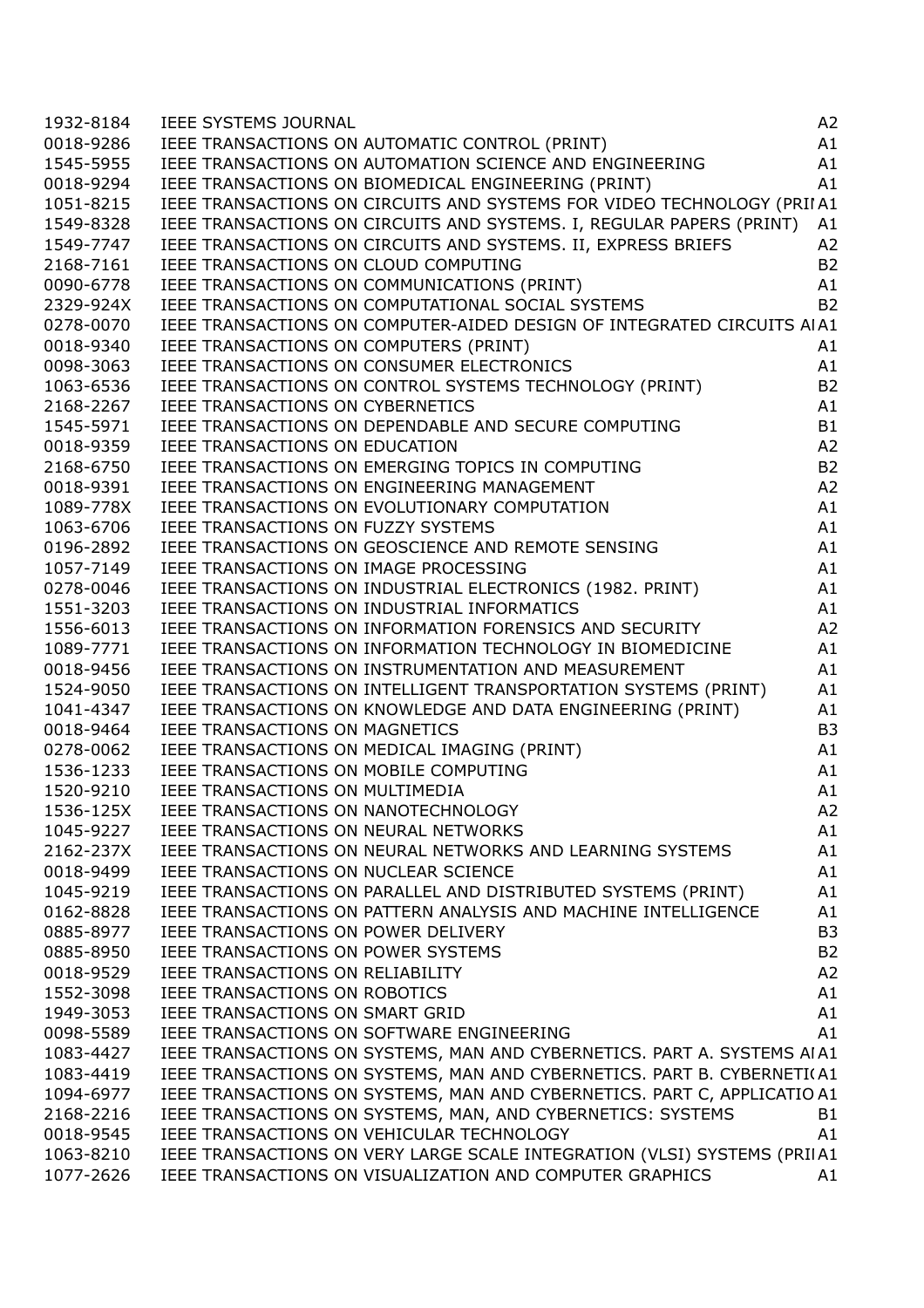| | | |
|---|---|---|
| 1932-8184 | IEEE SYSTEMS JOURNAL | A2 |
| 0018-9286 | IEEE TRANSACTIONS ON AUTOMATIC CONTROL (PRINT) | A1 |
| 1545-5955 | IEEE TRANSACTIONS ON AUTOMATION SCIENCE AND ENGINEERING | A1 |
| 0018-9294 | IEEE TRANSACTIONS ON BIOMEDICAL ENGINEERING (PRINT) | A1 |
| 1051-8215 | IEEE TRANSACTIONS ON CIRCUITS AND SYSTEMS FOR VIDEO TECHNOLOGY (PRI | A1 |
| 1549-8328 | IEEE TRANSACTIONS ON CIRCUITS AND SYSTEMS. I, REGULAR PAPERS (PRINT) | A1 |
| 1549-7747 | IEEE TRANSACTIONS ON CIRCUITS AND SYSTEMS. II, EXPRESS BRIEFS | A2 |
| 2168-7161 | IEEE TRANSACTIONS ON CLOUD COMPUTING | B2 |
| 0090-6778 | IEEE TRANSACTIONS ON COMMUNICATIONS (PRINT) | A1 |
| 2329-924X | IEEE TRANSACTIONS ON COMPUTATIONAL SOCIAL SYSTEMS | B2 |
| 0278-0070 | IEEE TRANSACTIONS ON COMPUTER-AIDED DESIGN OF INTEGRATED CIRCUITS A | A1 |
| 0018-9340 | IEEE TRANSACTIONS ON COMPUTERS (PRINT) | A1 |
| 0098-3063 | IEEE TRANSACTIONS ON CONSUMER ELECTRONICS | A1 |
| 1063-6536 | IEEE TRANSACTIONS ON CONTROL SYSTEMS TECHNOLOGY (PRINT) | B2 |
| 2168-2267 | IEEE TRANSACTIONS ON CYBERNETICS | A1 |
| 1545-5971 | IEEE TRANSACTIONS ON DEPENDABLE AND SECURE COMPUTING | B1 |
| 0018-9359 | IEEE TRANSACTIONS ON EDUCATION | A2 |
| 2168-6750 | IEEE TRANSACTIONS ON EMERGING TOPICS IN COMPUTING | B2 |
| 0018-9391 | IEEE TRANSACTIONS ON ENGINEERING MANAGEMENT | A2 |
| 1089-778X | IEEE TRANSACTIONS ON EVOLUTIONARY COMPUTATION | A1 |
| 1063-6706 | IEEE TRANSACTIONS ON FUZZY SYSTEMS | A1 |
| 0196-2892 | IEEE TRANSACTIONS ON GEOSCIENCE AND REMOTE SENSING | A1 |
| 1057-7149 | IEEE TRANSACTIONS ON IMAGE PROCESSING | A1 |
| 0278-0046 | IEEE TRANSACTIONS ON INDUSTRIAL ELECTRONICS (1982. PRINT) | A1 |
| 1551-3203 | IEEE TRANSACTIONS ON INDUSTRIAL INFORMATICS | A1 |
| 1556-6013 | IEEE TRANSACTIONS ON INFORMATION FORENSICS AND SECURITY | A2 |
| 1089-7771 | IEEE TRANSACTIONS ON INFORMATION TECHNOLOGY IN BIOMEDICINE | A1 |
| 0018-9456 | IEEE TRANSACTIONS ON INSTRUMENTATION AND MEASUREMENT | A1 |
| 1524-9050 | IEEE TRANSACTIONS ON INTELLIGENT TRANSPORTATION SYSTEMS (PRINT) | A1 |
| 1041-4347 | IEEE TRANSACTIONS ON KNOWLEDGE AND DATA ENGINEERING (PRINT) | A1 |
| 0018-9464 | IEEE TRANSACTIONS ON MAGNETICS | B3 |
| 0278-0062 | IEEE TRANSACTIONS ON MEDICAL IMAGING (PRINT) | A1 |
| 1536-1233 | IEEE TRANSACTIONS ON MOBILE COMPUTING | A1 |
| 1520-9210 | IEEE TRANSACTIONS ON MULTIMEDIA | A1 |
| 1536-125X | IEEE TRANSACTIONS ON NANOTECHNOLOGY | A2 |
| 1045-9227 | IEEE TRANSACTIONS ON NEURAL NETWORKS | A1 |
| 2162-237X | IEEE TRANSACTIONS ON NEURAL NETWORKS AND LEARNING SYSTEMS | A1 |
| 0018-9499 | IEEE TRANSACTIONS ON NUCLEAR SCIENCE | A1 |
| 1045-9219 | IEEE TRANSACTIONS ON PARALLEL AND DISTRIBUTED SYSTEMS (PRINT) | A1 |
| 0162-8828 | IEEE TRANSACTIONS ON PATTERN ANALYSIS AND MACHINE INTELLIGENCE | A1 |
| 0885-8977 | IEEE TRANSACTIONS ON POWER DELIVERY | B3 |
| 0885-8950 | IEEE TRANSACTIONS ON POWER SYSTEMS | B2 |
| 0018-9529 | IEEE TRANSACTIONS ON RELIABILITY | A2 |
| 1552-3098 | IEEE TRANSACTIONS ON ROBOTICS | A1 |
| 1949-3053 | IEEE TRANSACTIONS ON SMART GRID | A1 |
| 0098-5589 | IEEE TRANSACTIONS ON SOFTWARE ENGINEERING | A1 |
| 1083-4427 | IEEE TRANSACTIONS ON SYSTEMS, MAN AND CYBERNETICS. PART A. SYSTEMS A | A1 |
| 1083-4419 | IEEE TRANSACTIONS ON SYSTEMS, MAN AND CYBERNETICS. PART B. CYBERNETI | A1 |
| 1094-6977 | IEEE TRANSACTIONS ON SYSTEMS, MAN AND CYBERNETICS. PART C, APPLICATIO | A1 |
| 2168-2216 | IEEE TRANSACTIONS ON SYSTEMS, MAN, AND CYBERNETICS: SYSTEMS | B1 |
| 0018-9545 | IEEE TRANSACTIONS ON VEHICULAR TECHNOLOGY | A1 |
| 1063-8210 | IEEE TRANSACTIONS ON VERY LARGE SCALE INTEGRATION (VLSI) SYSTEMS (PRI | A1 |
| 1077-2626 | IEEE TRANSACTIONS ON VISUALIZATION AND COMPUTER GRAPHICS | A1 |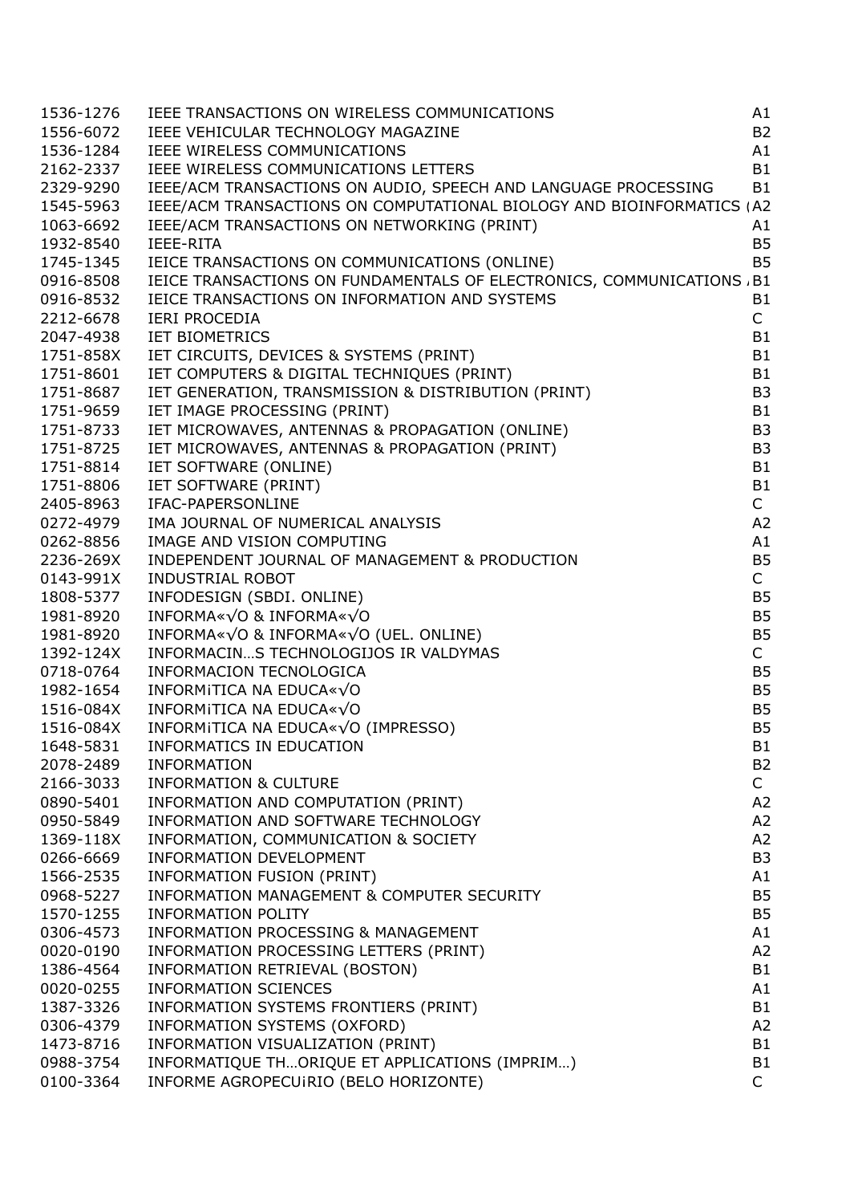| | | |
|---|---|---|
| 1536-1276 | IEEE TRANSACTIONS ON WIRELESS COMMUNICATIONS | A1 |
| 1556-6072 | IEEE VEHICULAR TECHNOLOGY MAGAZINE | B2 |
| 1536-1284 | IEEE WIRELESS COMMUNICATIONS | A1 |
| 2162-2337 | IEEE WIRELESS COMMUNICATIONS LETTERS | B1 |
| 2329-9290 | IEEE/ACM TRANSACTIONS ON AUDIO, SPEECH AND LANGUAGE PROCESSING | B1 |
| 1545-5963 | IEEE/ACM TRANSACTIONS ON COMPUTATIONAL BIOLOGY AND BIOINFORMATICS ( | A2 |
| 1063-6692 | IEEE/ACM TRANSACTIONS ON NETWORKING (PRINT) | A1 |
| 1932-8540 | IEEE-RITA | B5 |
| 1745-1345 | IEICE TRANSACTIONS ON COMMUNICATIONS (ONLINE) | B5 |
| 0916-8508 | IEICE TRANSACTIONS ON FUNDAMENTALS OF ELECTRONICS, COMMUNICATIONS / | B1 |
| 0916-8532 | IEICE TRANSACTIONS ON INFORMATION AND SYSTEMS | B1 |
| 2212-6678 | IERI PROCEDIA | C |
| 2047-4938 | IET BIOMETRICS | B1 |
| 1751-858X | IET CIRCUITS, DEVICES & SYSTEMS (PRINT) | B1 |
| 1751-8601 | IET COMPUTERS & DIGITAL TECHNIQUES (PRINT) | B1 |
| 1751-8687 | IET GENERATION, TRANSMISSION & DISTRIBUTION (PRINT) | B3 |
| 1751-9659 | IET IMAGE PROCESSING (PRINT) | B1 |
| 1751-8733 | IET MICROWAVES, ANTENNAS & PROPAGATION (ONLINE) | B3 |
| 1751-8725 | IET MICROWAVES, ANTENNAS & PROPAGATION (PRINT) | B3 |
| 1751-8814 | IET SOFTWARE (ONLINE) | B1 |
| 1751-8806 | IET SOFTWARE (PRINT) | B1 |
| 2405-8963 | IFAC-PAPERSONLINE | C |
| 0272-4979 | IMA JOURNAL OF NUMERICAL ANALYSIS | A2 |
| 0262-8856 | IMAGE AND VISION COMPUTING | A1 |
| 2236-269X | INDEPENDENT JOURNAL OF MANAGEMENT & PRODUCTION | B5 |
| 0143-991X | INDUSTRIAL ROBOT | C |
| 1808-5377 | INFODESIGN (SBDI. ONLINE) | B5 |
| 1981-8920 | INFORMA«√O & INFORMA«√O | B5 |
| 1981-8920 | INFORMA«√O & INFORMA«√O (UEL. ONLINE) | B5 |
| 1392-124X | INFORMACIN…S TECHNOLOGIJOS IR VALDYMAS | C |
| 0718-0764 | INFORMACION TECNOLOGICA | B5 |
| 1982-1654 | INFORM¡TICA NA EDUCA«√O | B5 |
| 1516-084X | INFORM¡TICA NA EDUCA«√O | B5 |
| 1516-084X | INFORM¡TICA NA EDUCA«√O (IMPRESSO) | B5 |
| 1648-5831 | INFORMATICS IN EDUCATION | B1 |
| 2078-2489 | INFORMATION | B2 |
| 2166-3033 | INFORMATION & CULTURE | C |
| 0890-5401 | INFORMATION AND COMPUTATION (PRINT) | A2 |
| 0950-5849 | INFORMATION AND SOFTWARE TECHNOLOGY | A2 |
| 1369-118X | INFORMATION, COMMUNICATION & SOCIETY | A2 |
| 0266-6669 | INFORMATION DEVELOPMENT | B3 |
| 1566-2535 | INFORMATION FUSION (PRINT) | A1 |
| 0968-5227 | INFORMATION MANAGEMENT & COMPUTER SECURITY | B5 |
| 1570-1255 | INFORMATION POLITY | B5 |
| 0306-4573 | INFORMATION PROCESSING & MANAGEMENT | A1 |
| 0020-0190 | INFORMATION PROCESSING LETTERS (PRINT) | A2 |
| 1386-4564 | INFORMATION RETRIEVAL (BOSTON) | B1 |
| 0020-0255 | INFORMATION SCIENCES | A1 |
| 1387-3326 | INFORMATION SYSTEMS FRONTIERS (PRINT) | B1 |
| 0306-4379 | INFORMATION SYSTEMS (OXFORD) | A2 |
| 1473-8716 | INFORMATION VISUALIZATION (PRINT) | B1 |
| 0988-3754 | INFORMATIQUE TH…ORIQUE ET APPLICATIONS (IMPRIM…) | B1 |
| 0100-3364 | INFORME AGROPECU¡RIO (BELO HORIZONTE) | C |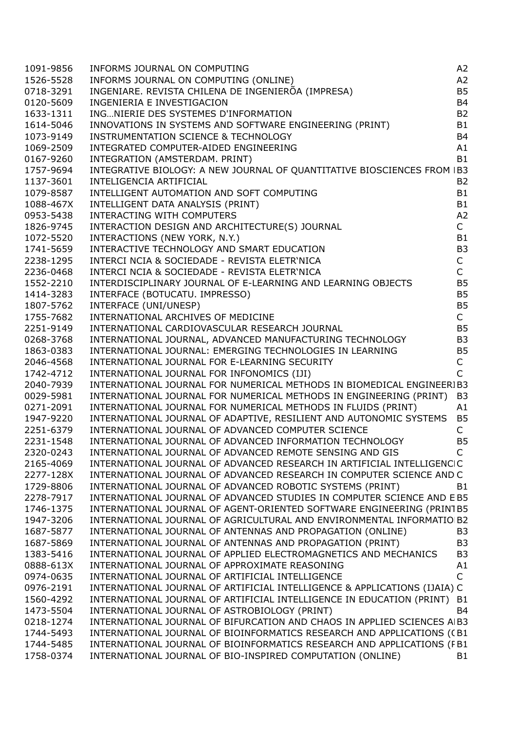| | | |
|---|---|---|
| 1091-9856 | INFORMS JOURNAL ON COMPUTING | A2 |
| 1526-5528 | INFORMS JOURNAL ON COMPUTING (ONLINE) | A2 |
| 0718-3291 | INGENIARE. REVISTA CHILENA DE INGENIERÕA (IMPRESA) | B5 |
| 0120-5609 | INGENIERIA E INVESTIGACION | B4 |
| 1633-1311 | ING…NIERIE DES SYSTEMES D'INFORMATION | B2 |
| 1614-5046 | INNOVATIONS IN SYSTEMS AND SOFTWARE ENGINEERING (PRINT) | B1 |
| 1073-9149 | INSTRUMENTATION SCIENCE & TECHNOLOGY | B4 |
| 1069-2509 | INTEGRATED COMPUTER-AIDED ENGINEERING | A1 |
| 0167-9260 | INTEGRATION (AMSTERDAM. PRINT) | B1 |
| 1757-9694 | INTEGRATIVE BIOLOGY: A NEW JOURNAL OF QUANTITATIVE BIOSCIENCES FROM I | B3 |
| 1137-3601 | INTELIGENCIA ARTIFICIAL | B2 |
| 1079-8587 | INTELLIGENT AUTOMATION AND SOFT COMPUTING | B1 |
| 1088-467X | INTELLIGENT DATA ANALYSIS (PRINT) | B1 |
| 0953-5438 | INTERACTING WITH COMPUTERS | A2 |
| 1826-9745 | INTERACTION DESIGN AND ARCHITECTURE(S) JOURNAL | C |
| 1072-5520 | INTERACTIONS (NEW YORK, N.Y.) | B1 |
| 1741-5659 | INTERACTIVE TECHNOLOGY AND SMART EDUCATION | B3 |
| 2238-1295 | INTERCI NCIA & SOCIEDADE - REVISTA ELETR'NICA | C |
| 2236-0468 | INTERCI NCIA & SOCIEDADE - REVISTA ELETR'NICA | C |
| 1552-2210 | INTERDISCIPLINARY JOURNAL OF E-LEARNING AND LEARNING OBJECTS | B5 |
| 1414-3283 | INTERFACE (BOTUCATU. IMPRESSO) | B5 |
| 1807-5762 | INTERFACE (UNI/UNESP) | B5 |
| 1755-7682 | INTERNATIONAL ARCHIVES OF MEDICINE | C |
| 2251-9149 | INTERNATIONAL CARDIOVASCULAR RESEARCH JOURNAL | B5 |
| 0268-3768 | INTERNATIONAL JOURNAL, ADVANCED MANUFACTURING TECHNOLOGY | B3 |
| 1863-0383 | INTERNATIONAL JOURNAL: EMERGING TECHNOLOGIES IN LEARNING | B5 |
| 2046-4568 | INTERNATIONAL JOURNAL FOR E-LEARNING SECURITY | C |
| 1742-4712 | INTERNATIONAL JOURNAL FOR INFONOMICS (IJI) | C |
| 2040-7939 | INTERNATIONAL JOURNAL FOR NUMERICAL METHODS IN BIOMEDICAL ENGINEERI | B3 |
| 0029-5981 | INTERNATIONAL JOURNAL FOR NUMERICAL METHODS IN ENGINEERING (PRINT) | B3 |
| 0271-2091 | INTERNATIONAL JOURNAL FOR NUMERICAL METHODS IN FLUIDS (PRINT) | A1 |
| 1947-9220 | INTERNATIONAL JOURNAL OF ADAPTIVE, RESILIENT AND AUTONOMIC SYSTEMS | B5 |
| 2251-6379 | INTERNATIONAL JOURNAL OF ADVANCED COMPUTER SCIENCE | C |
| 2231-1548 | INTERNATIONAL JOURNAL OF ADVANCED INFORMATION TECHNOLOGY | B5 |
| 2320-0243 | INTERNATIONAL JOURNAL OF ADVANCED REMOTE SENSING AND GIS | C |
| 2165-4069 | INTERNATIONAL JOURNAL OF ADVANCED RESEARCH IN ARTIFICIAL INTELLIGENCI | C |
| 2277-128X | INTERNATIONAL JOURNAL OF ADVANCED RESEARCH IN COMPUTER SCIENCE AND | C |
| 1729-8806 | INTERNATIONAL JOURNAL OF ADVANCED ROBOTIC SYSTEMS (PRINT) | B1 |
| 2278-7917 | INTERNATIONAL JOURNAL OF ADVANCED STUDIES IN COMPUTER SCIENCE AND E | B5 |
| 1746-1375 | INTERNATIONAL JOURNAL OF AGENT-ORIENTED SOFTWARE ENGINEERING (PRINT | B5 |
| 1947-3206 | INTERNATIONAL JOURNAL OF AGRICULTURAL AND ENVIRONMENTAL INFORMATIO | B2 |
| 1687-5877 | INTERNATIONAL JOURNAL OF ANTENNAS AND PROPAGATION (ONLINE) | B3 |
| 1687-5869 | INTERNATIONAL JOURNAL OF ANTENNAS AND PROPAGATION (PRINT) | B3 |
| 1383-5416 | INTERNATIONAL JOURNAL OF APPLIED ELECTROMAGNETICS AND MECHANICS | B3 |
| 0888-613X | INTERNATIONAL JOURNAL OF APPROXIMATE REASONING | A1 |
| 0974-0635 | INTERNATIONAL JOURNAL OF ARTIFICIAL INTELLIGENCE | C |
| 0976-2191 | INTERNATIONAL JOURNAL OF ARTIFICIAL INTELLIGENCE & APPLICATIONS (IJAIA) | C |
| 1560-4292 | INTERNATIONAL JOURNAL OF ARTIFICIAL INTELLIGENCE IN EDUCATION (PRINT) | B1 |
| 1473-5504 | INTERNATIONAL JOURNAL OF ASTROBIOLOGY (PRINT) | B4 |
| 0218-1274 | INTERNATIONAL JOURNAL OF BIFURCATION AND CHAOS IN APPLIED SCIENCES A | B3 |
| 1744-5493 | INTERNATIONAL JOURNAL OF BIOINFORMATICS RESEARCH AND APPLICATIONS (( | B1 |
| 1744-5485 | INTERNATIONAL JOURNAL OF BIOINFORMATICS RESEARCH AND APPLICATIONS (F | B1 |
| 1758-0374 | INTERNATIONAL JOURNAL OF BIO-INSPIRED COMPUTATION (ONLINE) | B1 |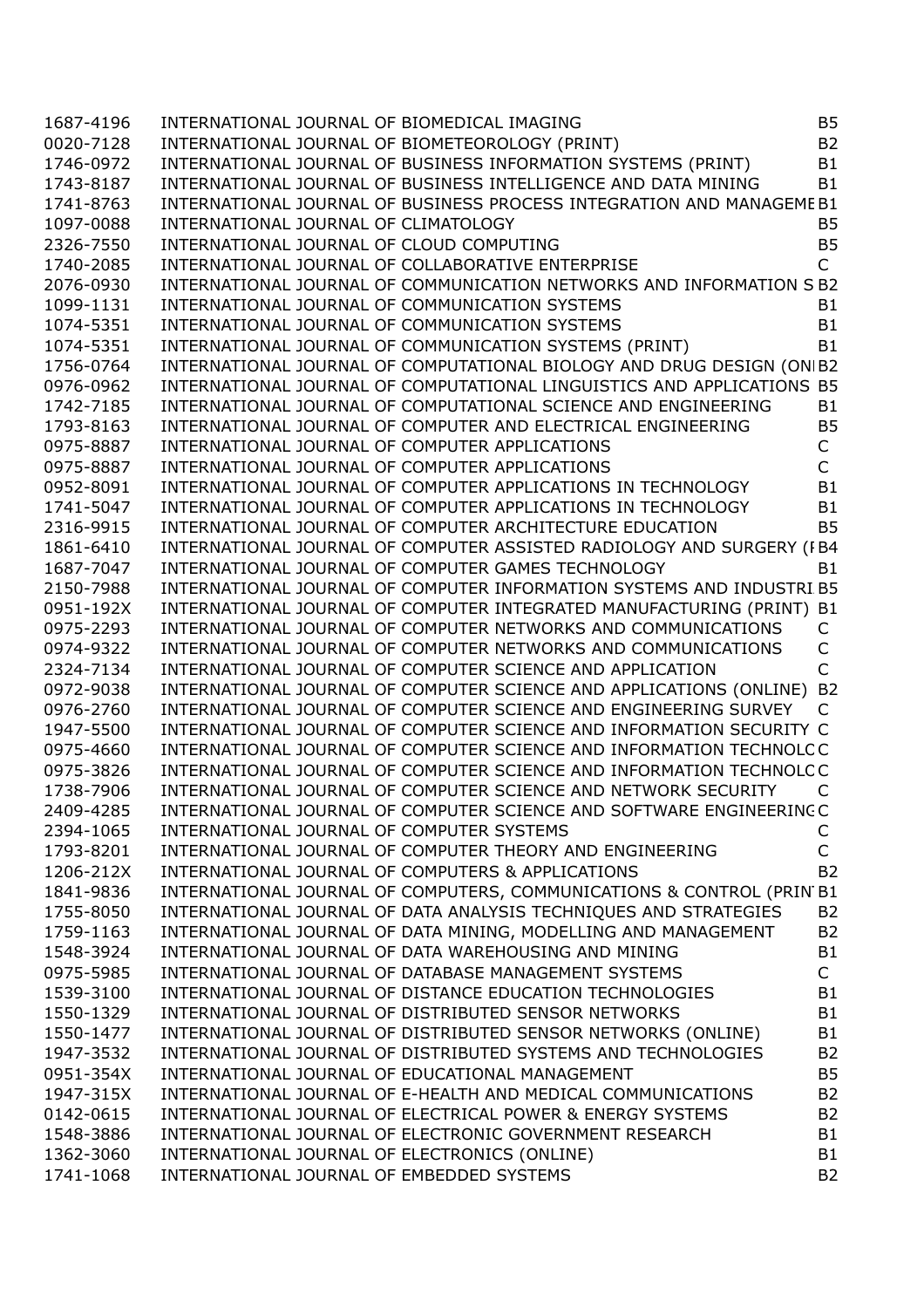| | | |
|---|---|---|
| 1687-4196 | INTERNATIONAL JOURNAL OF BIOMEDICAL IMAGING | B5 |
| 0020-7128 | INTERNATIONAL JOURNAL OF BIOMETEOROLOGY (PRINT) | B2 |
| 1746-0972 | INTERNATIONAL JOURNAL OF BUSINESS INFORMATION SYSTEMS (PRINT) | B1 |
| 1743-8187 | INTERNATIONAL JOURNAL OF BUSINESS INTELLIGENCE AND DATA MINING | B1 |
| 1741-8763 | INTERNATIONAL JOURNAL OF BUSINESS PROCESS INTEGRATION AND MANAGEME | B1 |
| 1097-0088 | INTERNATIONAL JOURNAL OF CLIMATOLOGY | B5 |
| 2326-7550 | INTERNATIONAL JOURNAL OF CLOUD COMPUTING | B5 |
| 1740-2085 | INTERNATIONAL JOURNAL OF COLLABORATIVE ENTERPRISE | C |
| 2076-0930 | INTERNATIONAL JOURNAL OF COMMUNICATION NETWORKS AND INFORMATION S | B2 |
| 1099-1131 | INTERNATIONAL JOURNAL OF COMMUNICATION SYSTEMS | B1 |
| 1074-5351 | INTERNATIONAL JOURNAL OF COMMUNICATION SYSTEMS | B1 |
| 1074-5351 | INTERNATIONAL JOURNAL OF COMMUNICATION SYSTEMS (PRINT) | B1 |
| 1756-0764 | INTERNATIONAL JOURNAL OF COMPUTATIONAL BIOLOGY AND DRUG DESIGN (ONI | B2 |
| 0976-0962 | INTERNATIONAL JOURNAL OF COMPUTATIONAL LINGUISTICS AND APPLICATIONS | B5 |
| 1742-7185 | INTERNATIONAL JOURNAL OF COMPUTATIONAL SCIENCE AND ENGINEERING | B1 |
| 1793-8163 | INTERNATIONAL JOURNAL OF COMPUTER AND ELECTRICAL ENGINEERING | B5 |
| 0975-8887 | INTERNATIONAL JOURNAL OF COMPUTER APPLICATIONS | C |
| 0975-8887 | INTERNATIONAL JOURNAL OF COMPUTER APPLICATIONS | C |
| 0952-8091 | INTERNATIONAL JOURNAL OF COMPUTER APPLICATIONS IN TECHNOLOGY | B1 |
| 1741-5047 | INTERNATIONAL JOURNAL OF COMPUTER APPLICATIONS IN TECHNOLOGY | B1 |
| 2316-9915 | INTERNATIONAL JOURNAL OF COMPUTER ARCHITECTURE EDUCATION | B5 |
| 1861-6410 | INTERNATIONAL JOURNAL OF COMPUTER ASSISTED RADIOLOGY AND SURGERY (I | B4 |
| 1687-7047 | INTERNATIONAL JOURNAL OF COMPUTER GAMES TECHNOLOGY | B1 |
| 2150-7988 | INTERNATIONAL JOURNAL OF COMPUTER INFORMATION SYSTEMS AND INDUSTRI | B5 |
| 0951-192X | INTERNATIONAL JOURNAL OF COMPUTER INTEGRATED MANUFACTURING (PRINT) | B1 |
| 0975-2293 | INTERNATIONAL JOURNAL OF COMPUTER NETWORKS AND COMMUNICATIONS | C |
| 0974-9322 | INTERNATIONAL JOURNAL OF COMPUTER NETWORKS AND COMMUNICATIONS | C |
| 2324-7134 | INTERNATIONAL JOURNAL OF COMPUTER SCIENCE AND APPLICATION | C |
| 0972-9038 | INTERNATIONAL JOURNAL OF COMPUTER SCIENCE AND APPLICATIONS (ONLINE) | B2 |
| 0976-2760 | INTERNATIONAL JOURNAL OF COMPUTER SCIENCE AND ENGINEERING SURVEY | C |
| 1947-5500 | INTERNATIONAL JOURNAL OF COMPUTER SCIENCE AND INFORMATION SECURITY | C |
| 0975-4660 | INTERNATIONAL JOURNAL OF COMPUTER SCIENCE AND INFORMATION TECHNOLC | C |
| 0975-3826 | INTERNATIONAL JOURNAL OF COMPUTER SCIENCE AND INFORMATION TECHNOLC | C |
| 1738-7906 | INTERNATIONAL JOURNAL OF COMPUTER SCIENCE AND NETWORK SECURITY | C |
| 2409-4285 | INTERNATIONAL JOURNAL OF COMPUTER SCIENCE AND SOFTWARE ENGINEERING | C |
| 2394-1065 | INTERNATIONAL JOURNAL OF COMPUTER SYSTEMS | C |
| 1793-8201 | INTERNATIONAL JOURNAL OF COMPUTER THEORY AND ENGINEERING | C |
| 1206-212X | INTERNATIONAL JOURNAL OF COMPUTERS & APPLICATIONS | B2 |
| 1841-9836 | INTERNATIONAL JOURNAL OF COMPUTERS, COMMUNICATIONS & CONTROL (PRIN | B1 |
| 1755-8050 | INTERNATIONAL JOURNAL OF DATA ANALYSIS TECHNIQUES AND STRATEGIES | B2 |
| 1759-1163 | INTERNATIONAL JOURNAL OF DATA MINING, MODELLING AND MANAGEMENT | B2 |
| 1548-3924 | INTERNATIONAL JOURNAL OF DATA WAREHOUSING AND MINING | B1 |
| 0975-5985 | INTERNATIONAL JOURNAL OF DATABASE MANAGEMENT SYSTEMS | C |
| 1539-3100 | INTERNATIONAL JOURNAL OF DISTANCE EDUCATION TECHNOLOGIES | B1 |
| 1550-1329 | INTERNATIONAL JOURNAL OF DISTRIBUTED SENSOR NETWORKS | B1 |
| 1550-1477 | INTERNATIONAL JOURNAL OF DISTRIBUTED SENSOR NETWORKS (ONLINE) | B1 |
| 1947-3532 | INTERNATIONAL JOURNAL OF DISTRIBUTED SYSTEMS AND TECHNOLOGIES | B2 |
| 0951-354X | INTERNATIONAL JOURNAL OF EDUCATIONAL MANAGEMENT | B5 |
| 1947-315X | INTERNATIONAL JOURNAL OF E-HEALTH AND MEDICAL COMMUNICATIONS | B2 |
| 0142-0615 | INTERNATIONAL JOURNAL OF ELECTRICAL POWER & ENERGY SYSTEMS | B2 |
| 1548-3886 | INTERNATIONAL JOURNAL OF ELECTRONIC GOVERNMENT RESEARCH | B1 |
| 1362-3060 | INTERNATIONAL JOURNAL OF ELECTRONICS (ONLINE) | B1 |
| 1741-1068 | INTERNATIONAL JOURNAL OF EMBEDDED SYSTEMS | B2 |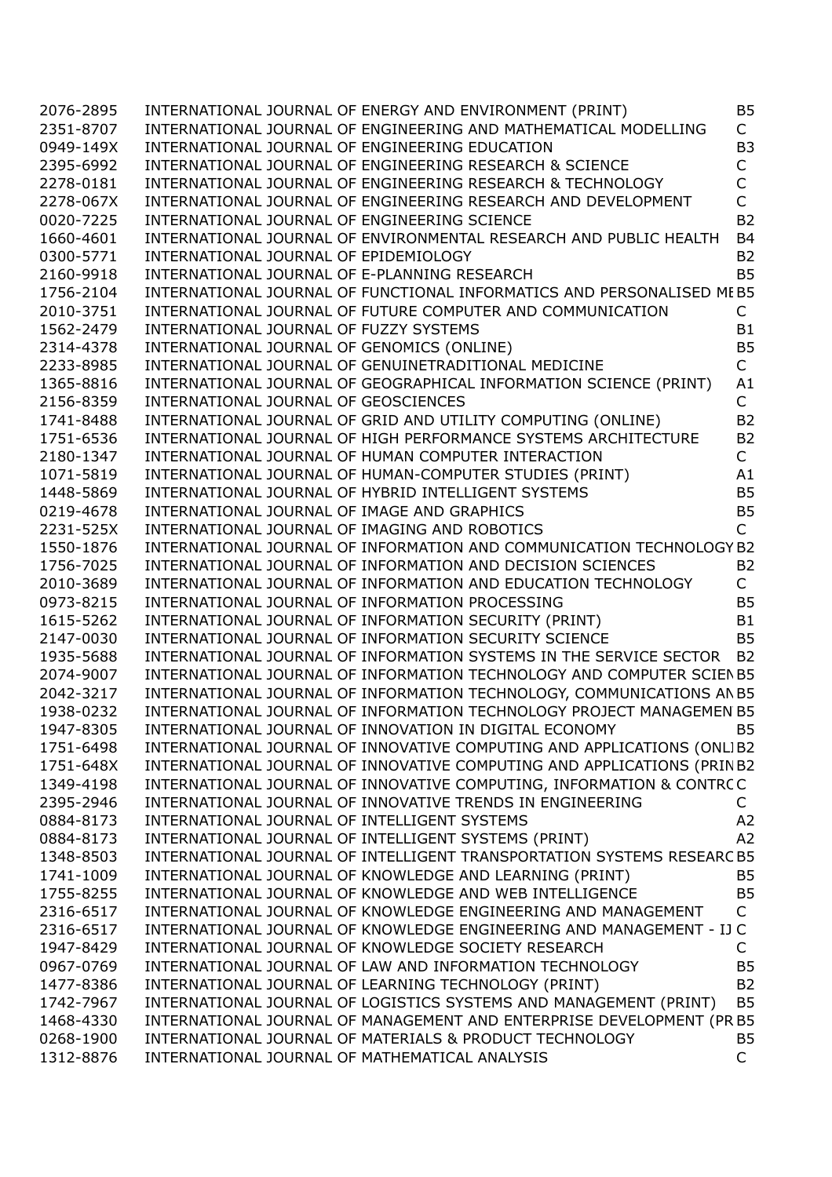| | | |
|---|---|---|
| 2076-2895 | INTERNATIONAL JOURNAL OF ENERGY AND ENVIRONMENT (PRINT) | B5 |
| 2351-8707 | INTERNATIONAL JOURNAL OF ENGINEERING AND MATHEMATICAL MODELLING | C |
| 0949-149X | INTERNATIONAL JOURNAL OF ENGINEERING EDUCATION | B3 |
| 2395-6992 | INTERNATIONAL JOURNAL OF ENGINEERING RESEARCH & SCIENCE | C |
| 2278-0181 | INTERNATIONAL JOURNAL OF ENGINEERING RESEARCH & TECHNOLOGY | C |
| 2278-067X | INTERNATIONAL JOURNAL OF ENGINEERING RESEARCH AND DEVELOPMENT | C |
| 0020-7225 | INTERNATIONAL JOURNAL OF ENGINEERING SCIENCE | B2 |
| 1660-4601 | INTERNATIONAL JOURNAL OF ENVIRONMENTAL RESEARCH AND PUBLIC HEALTH | B4 |
| 0300-5771 | INTERNATIONAL JOURNAL OF EPIDEMIOLOGY | B2 |
| 2160-9918 | INTERNATIONAL JOURNAL OF E-PLANNING RESEARCH | B5 |
| 1756-2104 | INTERNATIONAL JOURNAL OF FUNCTIONAL INFORMATICS AND PERSONALISED ME | B5 |
| 2010-3751 | INTERNATIONAL JOURNAL OF FUTURE COMPUTER AND COMMUNICATION | C |
| 1562-2479 | INTERNATIONAL JOURNAL OF FUZZY SYSTEMS | B1 |
| 2314-4378 | INTERNATIONAL JOURNAL OF GENOMICS (ONLINE) | B5 |
| 2233-8985 | INTERNATIONAL JOURNAL OF GENUINETRADITIONAL MEDICINE | C |
| 1365-8816 | INTERNATIONAL JOURNAL OF GEOGRAPHICAL INFORMATION SCIENCE (PRINT) | A1 |
| 2156-8359 | INTERNATIONAL JOURNAL OF GEOSCIENCES | C |
| 1741-8488 | INTERNATIONAL JOURNAL OF GRID AND UTILITY COMPUTING (ONLINE) | B2 |
| 1751-6536 | INTERNATIONAL JOURNAL OF HIGH PERFORMANCE SYSTEMS ARCHITECTURE | B2 |
| 2180-1347 | INTERNATIONAL JOURNAL OF HUMAN COMPUTER INTERACTION | C |
| 1071-5819 | INTERNATIONAL JOURNAL OF HUMAN-COMPUTER STUDIES (PRINT) | A1 |
| 1448-5869 | INTERNATIONAL JOURNAL OF HYBRID INTELLIGENT SYSTEMS | B5 |
| 0219-4678 | INTERNATIONAL JOURNAL OF IMAGE AND GRAPHICS | B5 |
| 2231-525X | INTERNATIONAL JOURNAL OF IMAGING AND ROBOTICS | C |
| 1550-1876 | INTERNATIONAL JOURNAL OF INFORMATION AND COMMUNICATION TECHNOLOGY | B2 |
| 1756-7025 | INTERNATIONAL JOURNAL OF INFORMATION AND DECISION SCIENCES | B2 |
| 2010-3689 | INTERNATIONAL JOURNAL OF INFORMATION AND EDUCATION TECHNOLOGY | C |
| 0973-8215 | INTERNATIONAL JOURNAL OF INFORMATION PROCESSING | B5 |
| 1615-5262 | INTERNATIONAL JOURNAL OF INFORMATION SECURITY (PRINT) | B1 |
| 2147-0030 | INTERNATIONAL JOURNAL OF INFORMATION SECURITY SCIENCE | B5 |
| 1935-5688 | INTERNATIONAL JOURNAL OF INFORMATION SYSTEMS IN THE SERVICE SECTOR | B2 |
| 2074-9007 | INTERNATIONAL JOURNAL OF INFORMATION TECHNOLOGY AND COMPUTER SCIEN | B5 |
| 2042-3217 | INTERNATIONAL JOURNAL OF INFORMATION TECHNOLOGY, COMMUNICATIONS AN | B5 |
| 1938-0232 | INTERNATIONAL JOURNAL OF INFORMATION TECHNOLOGY PROJECT MANAGEMEN | B5 |
| 1947-8305 | INTERNATIONAL JOURNAL OF INNOVATION IN DIGITAL ECONOMY | B5 |
| 1751-6498 | INTERNATIONAL JOURNAL OF INNOVATIVE COMPUTING AND APPLICATIONS (ONLI | B2 |
| 1751-648X | INTERNATIONAL JOURNAL OF INNOVATIVE COMPUTING AND APPLICATIONS (PRIN | B2 |
| 1349-4198 | INTERNATIONAL JOURNAL OF INNOVATIVE COMPUTING, INFORMATION & CONTRC | C |
| 2395-2946 | INTERNATIONAL JOURNAL OF INNOVATIVE TRENDS IN ENGINEERING | C |
| 0884-8173 | INTERNATIONAL JOURNAL OF INTELLIGENT SYSTEMS | A2 |
| 0884-8173 | INTERNATIONAL JOURNAL OF INTELLIGENT SYSTEMS (PRINT) | A2 |
| 1348-8503 | INTERNATIONAL JOURNAL OF INTELLIGENT TRANSPORTATION SYSTEMS RESEARC | B5 |
| 1741-1009 | INTERNATIONAL JOURNAL OF KNOWLEDGE AND LEARNING (PRINT) | B5 |
| 1755-8255 | INTERNATIONAL JOURNAL OF KNOWLEDGE AND WEB INTELLIGENCE | B5 |
| 2316-6517 | INTERNATIONAL JOURNAL OF KNOWLEDGE ENGINEERING AND MANAGEMENT | C |
| 2316-6517 | INTERNATIONAL JOURNAL OF KNOWLEDGE ENGINEERING AND MANAGEMENT - IJ | C |
| 1947-8429 | INTERNATIONAL JOURNAL OF KNOWLEDGE SOCIETY RESEARCH | C |
| 0967-0769 | INTERNATIONAL JOURNAL OF LAW AND INFORMATION TECHNOLOGY | B5 |
| 1477-8386 | INTERNATIONAL JOURNAL OF LEARNING TECHNOLOGY (PRINT) | B2 |
| 1742-7967 | INTERNATIONAL JOURNAL OF LOGISTICS SYSTEMS AND MANAGEMENT (PRINT) | B5 |
| 1468-4330 | INTERNATIONAL JOURNAL OF MANAGEMENT AND ENTERPRISE DEVELOPMENT (PR | B5 |
| 0268-1900 | INTERNATIONAL JOURNAL OF MATERIALS & PRODUCT TECHNOLOGY | B5 |
| 1312-8876 | INTERNATIONAL JOURNAL OF MATHEMATICAL ANALYSIS | C |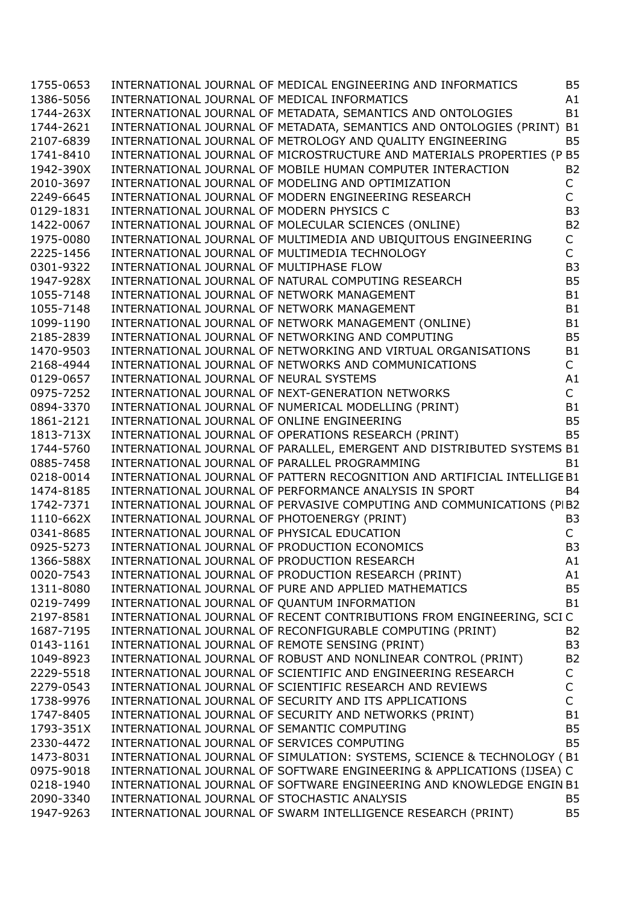| | | |
|---|---|---|
| 1755-0653 | INTERNATIONAL JOURNAL OF MEDICAL ENGINEERING AND INFORMATICS | B5 |
| 1386-5056 | INTERNATIONAL JOURNAL OF MEDICAL INFORMATICS | A1 |
| 1744-263X | INTERNATIONAL JOURNAL OF METADATA, SEMANTICS AND ONTOLOGIES | B1 |
| 1744-2621 | INTERNATIONAL JOURNAL OF METADATA, SEMANTICS AND ONTOLOGIES (PRINT) | B1 |
| 2107-6839 | INTERNATIONAL JOURNAL OF METROLOGY AND QUALITY ENGINEERING | B5 |
| 1741-8410 | INTERNATIONAL JOURNAL OF MICROSTRUCTURE AND MATERIALS PROPERTIES (P | B5 |
| 1942-390X | INTERNATIONAL JOURNAL OF MOBILE HUMAN COMPUTER INTERACTION | B2 |
| 2010-3697 | INTERNATIONAL JOURNAL OF MODELING AND OPTIMIZATION | C |
| 2249-6645 | INTERNATIONAL JOURNAL OF MODERN ENGINEERING RESEARCH | C |
| 0129-1831 | INTERNATIONAL JOURNAL OF MODERN PHYSICS C | B3 |
| 1422-0067 | INTERNATIONAL JOURNAL OF MOLECULAR SCIENCES (ONLINE) | B2 |
| 1975-0080 | INTERNATIONAL JOURNAL OF MULTIMEDIA AND UBIQUITOUS ENGINEERING | C |
| 2225-1456 | INTERNATIONAL JOURNAL OF MULTIMEDIA TECHNOLOGY | C |
| 0301-9322 | INTERNATIONAL JOURNAL OF MULTIPHASE FLOW | B3 |
| 1947-928X | INTERNATIONAL JOURNAL OF NATURAL COMPUTING RESEARCH | B5 |
| 1055-7148 | INTERNATIONAL JOURNAL OF NETWORK MANAGEMENT | B1 |
| 1055-7148 | INTERNATIONAL JOURNAL OF NETWORK MANAGEMENT | B1 |
| 1099-1190 | INTERNATIONAL JOURNAL OF NETWORK MANAGEMENT (ONLINE) | B1 |
| 2185-2839 | INTERNATIONAL JOURNAL OF NETWORKING AND COMPUTING | B5 |
| 1470-9503 | INTERNATIONAL JOURNAL OF NETWORKING AND VIRTUAL ORGANISATIONS | B1 |
| 2168-4944 | INTERNATIONAL JOURNAL OF NETWORKS AND COMMUNICATIONS | C |
| 0129-0657 | INTERNATIONAL JOURNAL OF NEURAL SYSTEMS | A1 |
| 0975-7252 | INTERNATIONAL JOURNAL OF NEXT-GENERATION NETWORKS | C |
| 0894-3370 | INTERNATIONAL JOURNAL OF NUMERICAL MODELLING (PRINT) | B1 |
| 1861-2121 | INTERNATIONAL JOURNAL OF ONLINE ENGINEERING | B5 |
| 1813-713X | INTERNATIONAL JOURNAL OF OPERATIONS RESEARCH (PRINT) | B5 |
| 1744-5760 | INTERNATIONAL JOURNAL OF PARALLEL, EMERGENT AND DISTRIBUTED SYSTEMS | B1 |
| 0885-7458 | INTERNATIONAL JOURNAL OF PARALLEL PROGRAMMING | B1 |
| 0218-0014 | INTERNATIONAL JOURNAL OF PATTERN RECOGNITION AND ARTIFICIAL INTELLIGE | B1 |
| 1474-8185 | INTERNATIONAL JOURNAL OF PERFORMANCE ANALYSIS IN SPORT | B4 |
| 1742-7371 | INTERNATIONAL JOURNAL OF PERVASIVE COMPUTING AND COMMUNICATIONS (PI | B2 |
| 1110-662X | INTERNATIONAL JOURNAL OF PHOTOENERGY (PRINT) | B3 |
| 0341-8685 | INTERNATIONAL JOURNAL OF PHYSICAL EDUCATION | C |
| 0925-5273 | INTERNATIONAL JOURNAL OF PRODUCTION ECONOMICS | B3 |
| 1366-588X | INTERNATIONAL JOURNAL OF PRODUCTION RESEARCH | A1 |
| 0020-7543 | INTERNATIONAL JOURNAL OF PRODUCTION RESEARCH (PRINT) | A1 |
| 1311-8080 | INTERNATIONAL JOURNAL OF PURE AND APPLIED MATHEMATICS | B5 |
| 0219-7499 | INTERNATIONAL JOURNAL OF QUANTUM INFORMATION | B1 |
| 2197-8581 | INTERNATIONAL JOURNAL OF RECENT CONTRIBUTIONS FROM ENGINEERING, SCI | C |
| 1687-7195 | INTERNATIONAL JOURNAL OF RECONFIGURABLE COMPUTING (PRINT) | B2 |
| 0143-1161 | INTERNATIONAL JOURNAL OF REMOTE SENSING (PRINT) | B3 |
| 1049-8923 | INTERNATIONAL JOURNAL OF ROBUST AND NONLINEAR CONTROL (PRINT) | B2 |
| 2229-5518 | INTERNATIONAL JOURNAL OF SCIENTIFIC AND ENGINEERING RESEARCH | C |
| 2279-0543 | INTERNATIONAL JOURNAL OF SCIENTIFIC RESEARCH AND REVIEWS | C |
| 1738-9976 | INTERNATIONAL JOURNAL OF SECURITY AND ITS APPLICATIONS | C |
| 1747-8405 | INTERNATIONAL JOURNAL OF SECURITY AND NETWORKS (PRINT) | B1 |
| 1793-351X | INTERNATIONAL JOURNAL OF SEMANTIC COMPUTING | B5 |
| 2330-4472 | INTERNATIONAL JOURNAL OF SERVICES COMPUTING | B5 |
| 1473-8031 | INTERNATIONAL JOURNAL OF SIMULATION: SYSTEMS, SCIENCE & TECHNOLOGY ( | B1 |
| 0975-9018 | INTERNATIONAL JOURNAL OF SOFTWARE ENGINEERING & APPLICATIONS (IJSEA) | C |
| 0218-1940 | INTERNATIONAL JOURNAL OF SOFTWARE ENGINEERING AND KNOWLEDGE ENGIN | B1 |
| 2090-3340 | INTERNATIONAL JOURNAL OF STOCHASTIC ANALYSIS | B5 |
| 1947-9263 | INTERNATIONAL JOURNAL OF SWARM INTELLIGENCE RESEARCH (PRINT) | B5 |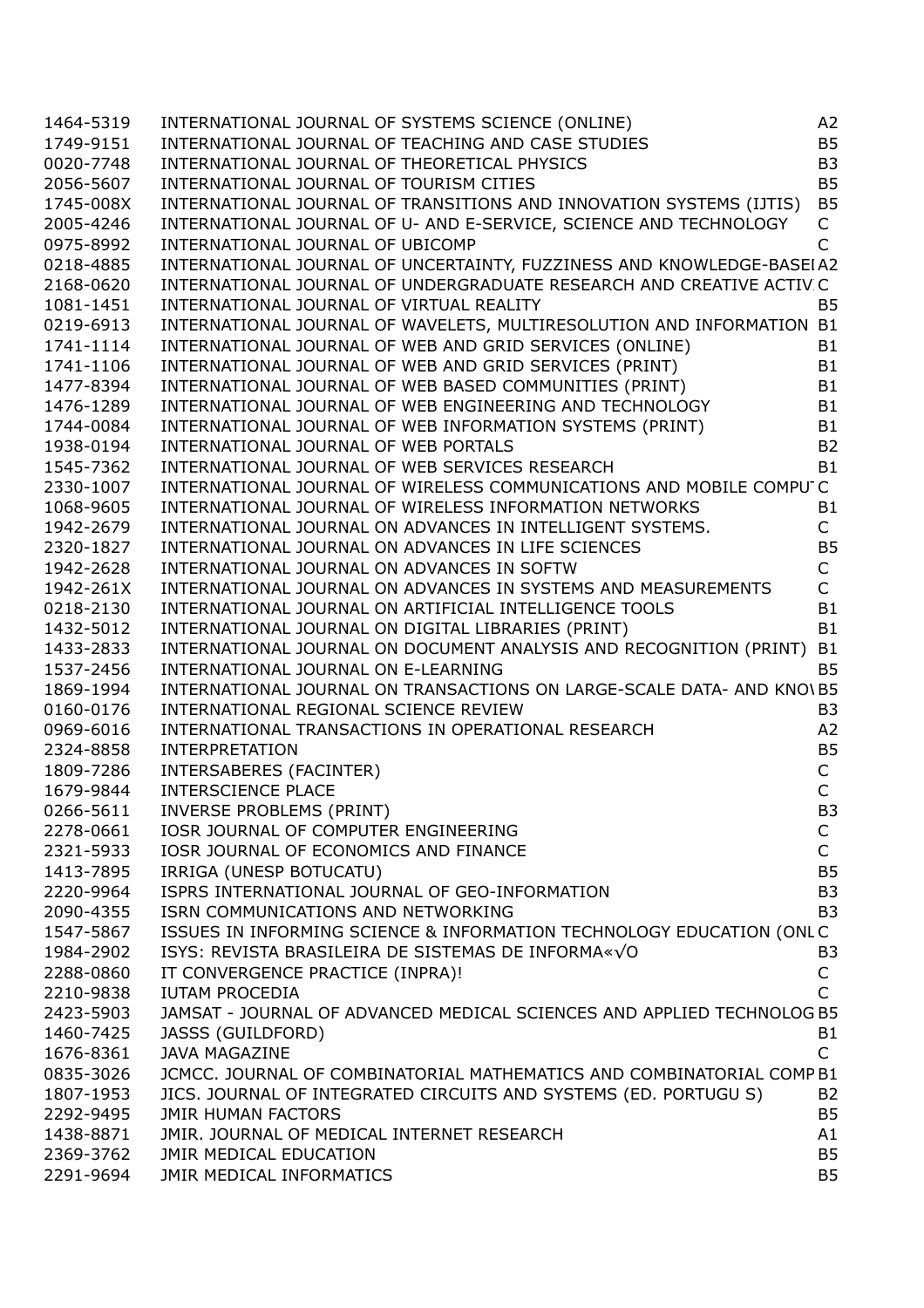| | | |
|---|---|---|
| 1464-5319 | INTERNATIONAL JOURNAL OF SYSTEMS SCIENCE (ONLINE) | A2 |
| 1749-9151 | INTERNATIONAL JOURNAL OF TEACHING AND CASE STUDIES | B5 |
| 0020-7748 | INTERNATIONAL JOURNAL OF THEORETICAL PHYSICS | B3 |
| 2056-5607 | INTERNATIONAL JOURNAL OF TOURISM CITIES | B5 |
| 1745-008X | INTERNATIONAL JOURNAL OF TRANSITIONS AND INNOVATION SYSTEMS (IJTIS) | B5 |
| 2005-4246 | INTERNATIONAL JOURNAL OF U- AND E-SERVICE, SCIENCE AND TECHNOLOGY | C |
| 0975-8992 | INTERNATIONAL JOURNAL OF UBICOMP | C |
| 0218-4885 | INTERNATIONAL JOURNAL OF UNCERTAINTY, FUZZINESS AND KNOWLEDGE-BASEI | A2 |
| 2168-0620 | INTERNATIONAL JOURNAL OF UNDERGRADUATE RESEARCH AND CREATIVE ACTIV | C |
| 1081-1451 | INTERNATIONAL JOURNAL OF VIRTUAL REALITY | B5 |
| 0219-6913 | INTERNATIONAL JOURNAL OF WAVELETS, MULTIRESOLUTION AND INFORMATION | B1 |
| 1741-1114 | INTERNATIONAL JOURNAL OF WEB AND GRID SERVICES (ONLINE) | B1 |
| 1741-1106 | INTERNATIONAL JOURNAL OF WEB AND GRID SERVICES (PRINT) | B1 |
| 1477-8394 | INTERNATIONAL JOURNAL OF WEB BASED COMMUNITIES (PRINT) | B1 |
| 1476-1289 | INTERNATIONAL JOURNAL OF WEB ENGINEERING AND TECHNOLOGY | B1 |
| 1744-0084 | INTERNATIONAL JOURNAL OF WEB INFORMATION SYSTEMS (PRINT) | B1 |
| 1938-0194 | INTERNATIONAL JOURNAL OF WEB PORTALS | B2 |
| 1545-7362 | INTERNATIONAL JOURNAL OF WEB SERVICES RESEARCH | B1 |
| 2330-1007 | INTERNATIONAL JOURNAL OF WIRELESS COMMUNICATIONS AND MOBILE COMPU | C |
| 1068-9605 | INTERNATIONAL JOURNAL OF WIRELESS INFORMATION NETWORKS | B1 |
| 1942-2679 | INTERNATIONAL JOURNAL ON ADVANCES IN INTELLIGENT SYSTEMS. | C |
| 2320-1827 | INTERNATIONAL JOURNAL ON ADVANCES IN LIFE SCIENCES | B5 |
| 1942-2628 | INTERNATIONAL JOURNAL ON ADVANCES IN SOFTW | C |
| 1942-261X | INTERNATIONAL JOURNAL ON ADVANCES IN SYSTEMS AND MEASUREMENTS | C |
| 0218-2130 | INTERNATIONAL JOURNAL ON ARTIFICIAL INTELLIGENCE TOOLS | B1 |
| 1432-5012 | INTERNATIONAL JOURNAL ON DIGITAL LIBRARIES (PRINT) | B1 |
| 1433-2833 | INTERNATIONAL JOURNAL ON DOCUMENT ANALYSIS AND RECOGNITION (PRINT) | B1 |
| 1537-2456 | INTERNATIONAL JOURNAL ON E-LEARNING | B5 |
| 1869-1994 | INTERNATIONAL JOURNAL ON TRANSACTIONS ON LARGE-SCALE DATA- AND KNO\ | B5 |
| 0160-0176 | INTERNATIONAL REGIONAL SCIENCE REVIEW | B3 |
| 0969-6016 | INTERNATIONAL TRANSACTIONS IN OPERATIONAL RESEARCH | A2 |
| 2324-8858 | INTERPRETATION | B5 |
| 1809-7286 | INTERSABERES (FACINTER) | C |
| 1679-9844 | INTERSCIENCE PLACE | C |
| 0266-5611 | INVERSE PROBLEMS (PRINT) | B3 |
| 2278-0661 | IOSR JOURNAL OF COMPUTER ENGINEERING | C |
| 2321-5933 | IOSR JOURNAL OF ECONOMICS AND FINANCE | C |
| 1413-7895 | IRRIGA (UNESP BOTUCATU) | B5 |
| 2220-9964 | ISPRS INTERNATIONAL JOURNAL OF GEO-INFORMATION | B3 |
| 2090-4355 | ISRN COMMUNICATIONS AND NETWORKING | B3 |
| 1547-5867 | ISSUES IN INFORMING SCIENCE & INFORMATION TECHNOLOGY EDUCATION (ONL | C |
| 1984-2902 | ISYS: REVISTA BRASILEIRA DE SISTEMAS DE INFORMA«√O | B3 |
| 2288-0860 | IT CONVERGENCE PRACTICE (INPRA)! | C |
| 2210-9838 | IUTAM PROCEDIA | C |
| 2423-5903 | JAMSAT - JOURNAL OF ADVANCED MEDICAL SCIENCES AND APPLIED TECHNOLOG | B5 |
| 1460-7425 | JASSS (GUILDFORD) | B1 |
| 1676-8361 | JAVA MAGAZINE | C |
| 0835-3026 | JCMCC. JOURNAL OF COMBINATORIAL MATHEMATICS AND COMBINATORIAL COMP | B1 |
| 1807-1953 | JICS. JOURNAL OF INTEGRATED CIRCUITS AND SYSTEMS (ED. PORTUGU S) | B2 |
| 2292-9495 | JMIR HUMAN FACTORS | B5 |
| 1438-8871 | JMIR. JOURNAL OF MEDICAL INTERNET RESEARCH | A1 |
| 2369-3762 | JMIR MEDICAL EDUCATION | B5 |
| 2291-9694 | JMIR MEDICAL INFORMATICS | B5 |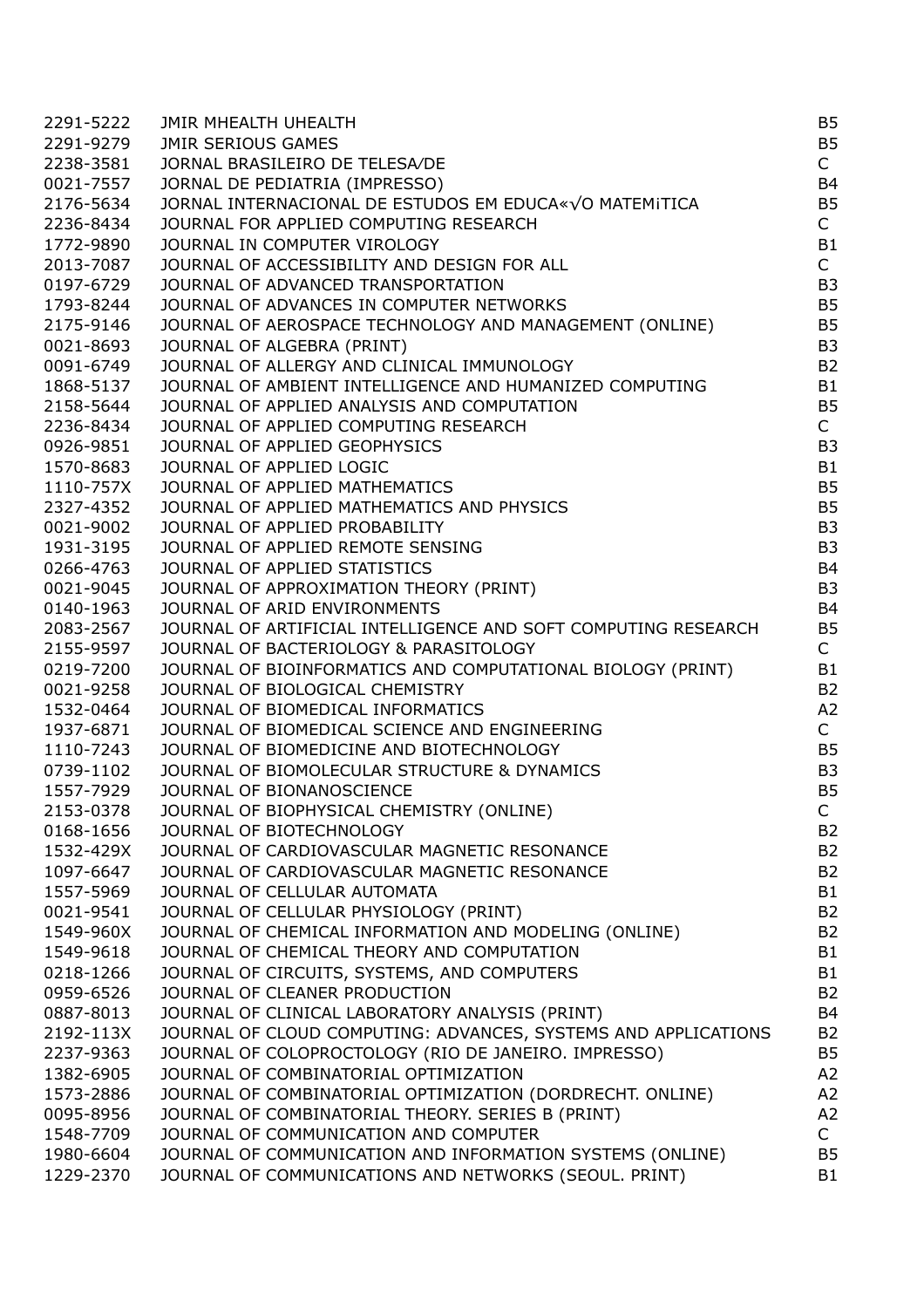| | | |
|---|---|---|
| 2291-5222 | JMIR MHEALTH UHEALTH | B5 |
| 2291-9279 | JMIR SERIOUS GAMES | B5 |
| 2238-3581 | JORNAL BRASILEIRO DE TELESA⁄DE | C |
| 0021-7557 | JORNAL DE PEDIATRIA (IMPRESSO) | B4 |
| 2176-5634 | JORNAL INTERNACIONAL DE ESTUDOS EM EDUCA«√O MATEMiTICA | B5 |
| 2236-8434 | JOURNAL FOR APPLIED COMPUTING RESEARCH | C |
| 1772-9890 | JOURNAL IN COMPUTER VIROLOGY | B1 |
| 2013-7087 | JOURNAL OF ACCESSIBILITY AND DESIGN FOR ALL | C |
| 0197-6729 | JOURNAL OF ADVANCED TRANSPORTATION | B3 |
| 1793-8244 | JOURNAL OF ADVANCES IN COMPUTER NETWORKS | B5 |
| 2175-9146 | JOURNAL OF AEROSPACE TECHNOLOGY AND MANAGEMENT (ONLINE) | B5 |
| 0021-8693 | JOURNAL OF ALGEBRA (PRINT) | B3 |
| 0091-6749 | JOURNAL OF ALLERGY AND CLINICAL IMMUNOLOGY | B2 |
| 1868-5137 | JOURNAL OF AMBIENT INTELLIGENCE AND HUMANIZED COMPUTING | B1 |
| 2158-5644 | JOURNAL OF APPLIED ANALYSIS AND COMPUTATION | B5 |
| 2236-8434 | JOURNAL OF APPLIED COMPUTING RESEARCH | C |
| 0926-9851 | JOURNAL OF APPLIED GEOPHYSICS | B3 |
| 1570-8683 | JOURNAL OF APPLIED LOGIC | B1 |
| 1110-757X | JOURNAL OF APPLIED MATHEMATICS | B5 |
| 2327-4352 | JOURNAL OF APPLIED MATHEMATICS AND PHYSICS | B5 |
| 0021-9002 | JOURNAL OF APPLIED PROBABILITY | B3 |
| 1931-3195 | JOURNAL OF APPLIED REMOTE SENSING | B3 |
| 0266-4763 | JOURNAL OF APPLIED STATISTICS | B4 |
| 0021-9045 | JOURNAL OF APPROXIMATION THEORY (PRINT) | B3 |
| 0140-1963 | JOURNAL OF ARID ENVIRONMENTS | B4 |
| 2083-2567 | JOURNAL OF ARTIFICIAL INTELLIGENCE AND SOFT COMPUTING RESEARCH | B5 |
| 2155-9597 | JOURNAL OF BACTERIOLOGY & PARASITOLOGY | C |
| 0219-7200 | JOURNAL OF BIOINFORMATICS AND COMPUTATIONAL BIOLOGY (PRINT) | B1 |
| 0021-9258 | JOURNAL OF BIOLOGICAL CHEMISTRY | B2 |
| 1532-0464 | JOURNAL OF BIOMEDICAL INFORMATICS | A2 |
| 1937-6871 | JOURNAL OF BIOMEDICAL SCIENCE AND ENGINEERING | C |
| 1110-7243 | JOURNAL OF BIOMEDICINE AND BIOTECHNOLOGY | B5 |
| 0739-1102 | JOURNAL OF BIOMOLECULAR STRUCTURE & DYNAMICS | B3 |
| 1557-7929 | JOURNAL OF BIONANOSCIENCE | B5 |
| 2153-0378 | JOURNAL OF BIOPHYSICAL CHEMISTRY (ONLINE) | C |
| 0168-1656 | JOURNAL OF BIOTECHNOLOGY | B2 |
| 1532-429X | JOURNAL OF CARDIOVASCULAR MAGNETIC RESONANCE | B2 |
| 1097-6647 | JOURNAL OF CARDIOVASCULAR MAGNETIC RESONANCE | B2 |
| 1557-5969 | JOURNAL OF CELLULAR AUTOMATA | B1 |
| 0021-9541 | JOURNAL OF CELLULAR PHYSIOLOGY (PRINT) | B2 |
| 1549-960X | JOURNAL OF CHEMICAL INFORMATION AND MODELING (ONLINE) | B2 |
| 1549-9618 | JOURNAL OF CHEMICAL THEORY AND COMPUTATION | B1 |
| 0218-1266 | JOURNAL OF CIRCUITS, SYSTEMS, AND COMPUTERS | B1 |
| 0959-6526 | JOURNAL OF CLEANER PRODUCTION | B2 |
| 0887-8013 | JOURNAL OF CLINICAL LABORATORY ANALYSIS (PRINT) | B4 |
| 2192-113X | JOURNAL OF CLOUD COMPUTING: ADVANCES, SYSTEMS AND APPLICATIONS | B2 |
| 2237-9363 | JOURNAL OF COLOPROCTOLOGY (RIO DE JANEIRO. IMPRESSO) | B5 |
| 1382-6905 | JOURNAL OF COMBINATORIAL OPTIMIZATION | A2 |
| 1573-2886 | JOURNAL OF COMBINATORIAL OPTIMIZATION (DORDRECHT. ONLINE) | A2 |
| 0095-8956 | JOURNAL OF COMBINATORIAL THEORY. SERIES B (PRINT) | A2 |
| 1548-7709 | JOURNAL OF COMMUNICATION AND COMPUTER | C |
| 1980-6604 | JOURNAL OF COMMUNICATION AND INFORMATION SYSTEMS (ONLINE) | B5 |
| 1229-2370 | JOURNAL OF COMMUNICATIONS AND NETWORKS (SEOUL. PRINT) | B1 |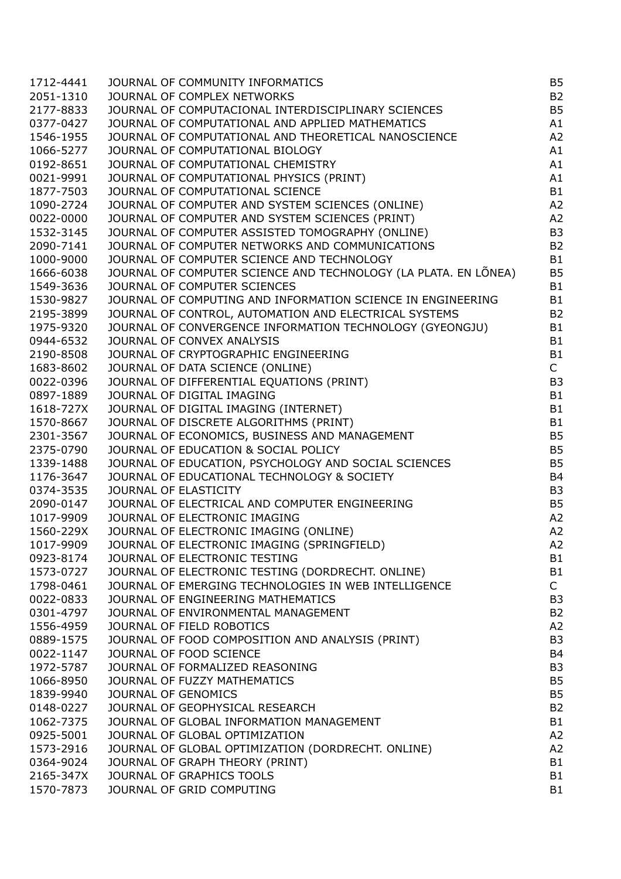| | | |
|---|---|---|
| 1712-4441 | JOURNAL OF COMMUNITY INFORMATICS | B5 |
| 2051-1310 | JOURNAL OF COMPLEX NETWORKS | B2 |
| 2177-8833 | JOURNAL OF COMPUTACIONAL INTERDISCIPLINARY SCIENCES | B5 |
| 0377-0427 | JOURNAL OF COMPUTATIONAL AND APPLIED MATHEMATICS | A1 |
| 1546-1955 | JOURNAL OF COMPUTATIONAL AND THEORETICAL NANOSCIENCE | A2 |
| 1066-5277 | JOURNAL OF COMPUTATIONAL BIOLOGY | A1 |
| 0192-8651 | JOURNAL OF COMPUTATIONAL CHEMISTRY | A1 |
| 0021-9991 | JOURNAL OF COMPUTATIONAL PHYSICS (PRINT) | A1 |
| 1877-7503 | JOURNAL OF COMPUTATIONAL SCIENCE | B1 |
| 1090-2724 | JOURNAL OF COMPUTER AND SYSTEM SCIENCES (ONLINE) | A2 |
| 0022-0000 | JOURNAL OF COMPUTER AND SYSTEM SCIENCES (PRINT) | A2 |
| 1532-3145 | JOURNAL OF COMPUTER ASSISTED TOMOGRAPHY (ONLINE) | B3 |
| 2090-7141 | JOURNAL OF COMPUTER NETWORKS AND COMMUNICATIONS | B2 |
| 1000-9000 | JOURNAL OF COMPUTER SCIENCE AND TECHNOLOGY | B1 |
| 1666-6038 | JOURNAL OF COMPUTER SCIENCE AND TECHNOLOGY (LA PLATA. EN LÕNEA) | B5 |
| 1549-3636 | JOURNAL OF COMPUTER SCIENCES | B1 |
| 1530-9827 | JOURNAL OF COMPUTING AND INFORMATION SCIENCE IN ENGINEERING | B1 |
| 2195-3899 | JOURNAL OF CONTROL, AUTOMATION AND ELECTRICAL SYSTEMS | B2 |
| 1975-9320 | JOURNAL OF CONVERGENCE INFORMATION TECHNOLOGY (GYEONGJU) | B1 |
| 0944-6532 | JOURNAL OF CONVEX ANALYSIS | B1 |
| 2190-8508 | JOURNAL OF CRYPTOGRAPHIC ENGINEERING | B1 |
| 1683-8602 | JOURNAL OF DATA SCIENCE (ONLINE) | C |
| 0022-0396 | JOURNAL OF DIFFERENTIAL EQUATIONS (PRINT) | B3 |
| 0897-1889 | JOURNAL OF DIGITAL IMAGING | B1 |
| 1618-727X | JOURNAL OF DIGITAL IMAGING (INTERNET) | B1 |
| 1570-8667 | JOURNAL OF DISCRETE ALGORITHMS (PRINT) | B1 |
| 2301-3567 | JOURNAL OF ECONOMICS, BUSINESS AND MANAGEMENT | B5 |
| 2375-0790 | JOURNAL OF EDUCATION & SOCIAL POLICY | B5 |
| 1339-1488 | JOURNAL OF EDUCATION, PSYCHOLOGY AND SOCIAL SCIENCES | B5 |
| 1176-3647 | JOURNAL OF EDUCATIONAL TECHNOLOGY & SOCIETY | B4 |
| 0374-3535 | JOURNAL OF ELASTICITY | B3 |
| 2090-0147 | JOURNAL OF ELECTRICAL AND COMPUTER ENGINEERING | B5 |
| 1017-9909 | JOURNAL OF ELECTRONIC IMAGING | A2 |
| 1560-229X | JOURNAL OF ELECTRONIC IMAGING (ONLINE) | A2 |
| 1017-9909 | JOURNAL OF ELECTRONIC IMAGING (SPRINGFIELD) | A2 |
| 0923-8174 | JOURNAL OF ELECTRONIC TESTING | B1 |
| 1573-0727 | JOURNAL OF ELECTRONIC TESTING (DORDRECHT. ONLINE) | B1 |
| 1798-0461 | JOURNAL OF EMERGING TECHNOLOGIES IN WEB INTELLIGENCE | C |
| 0022-0833 | JOURNAL OF ENGINEERING MATHEMATICS | B3 |
| 0301-4797 | JOURNAL OF ENVIRONMENTAL MANAGEMENT | B2 |
| 1556-4959 | JOURNAL OF FIELD ROBOTICS | A2 |
| 0889-1575 | JOURNAL OF FOOD COMPOSITION AND ANALYSIS (PRINT) | B3 |
| 0022-1147 | JOURNAL OF FOOD SCIENCE | B4 |
| 1972-5787 | JOURNAL OF FORMALIZED REASONING | B3 |
| 1066-8950 | JOURNAL OF FUZZY MATHEMATICS | B5 |
| 1839-9940 | JOURNAL OF GENOMICS | B5 |
| 0148-0227 | JOURNAL OF GEOPHYSICAL RESEARCH | B2 |
| 1062-7375 | JOURNAL OF GLOBAL INFORMATION MANAGEMENT | B1 |
| 0925-5001 | JOURNAL OF GLOBAL OPTIMIZATION | A2 |
| 1573-2916 | JOURNAL OF GLOBAL OPTIMIZATION (DORDRECHT. ONLINE) | A2 |
| 0364-9024 | JOURNAL OF GRAPH THEORY (PRINT) | B1 |
| 2165-347X | JOURNAL OF GRAPHICS TOOLS | B1 |
| 1570-7873 | JOURNAL OF GRID COMPUTING | B1 |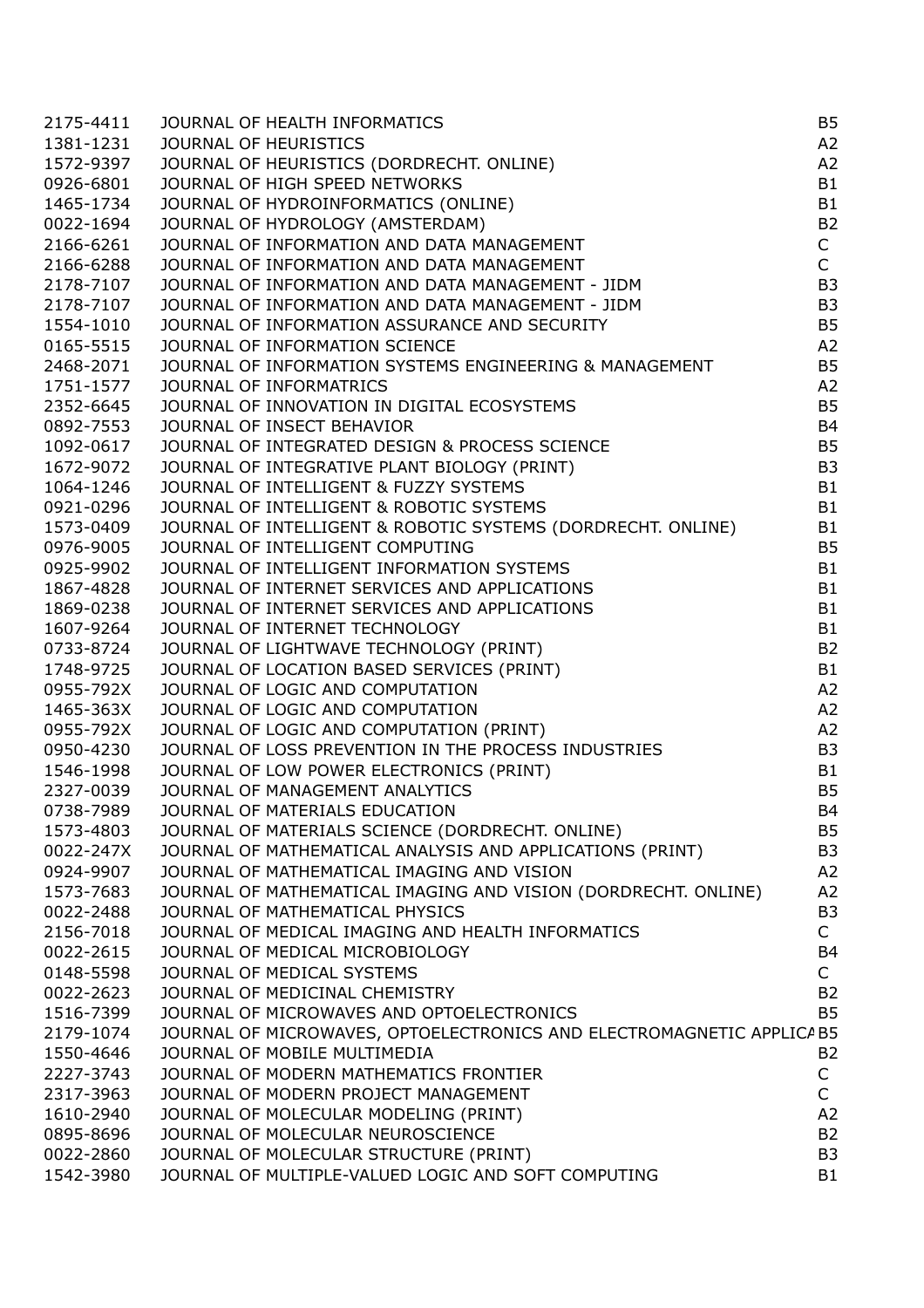| | | |
|---|---|---|
| 2175-4411 | JOURNAL OF HEALTH INFORMATICS | B5 |
| 1381-1231 | JOURNAL OF HEURISTICS | A2 |
| 1572-9397 | JOURNAL OF HEURISTICS (DORDRECHT. ONLINE) | A2 |
| 0926-6801 | JOURNAL OF HIGH SPEED NETWORKS | B1 |
| 1465-1734 | JOURNAL OF HYDROINFORMATICS (ONLINE) | B1 |
| 0022-1694 | JOURNAL OF HYDROLOGY (AMSTERDAM) | B2 |
| 2166-6261 | JOURNAL OF INFORMATION AND DATA MANAGEMENT | C |
| 2166-6288 | JOURNAL OF INFORMATION AND DATA MANAGEMENT | C |
| 2178-7107 | JOURNAL OF INFORMATION AND DATA MANAGEMENT - JIDM | B3 |
| 2178-7107 | JOURNAL OF INFORMATION AND DATA MANAGEMENT - JIDM | B3 |
| 1554-1010 | JOURNAL OF INFORMATION ASSURANCE AND SECURITY | B5 |
| 0165-5515 | JOURNAL OF INFORMATION SCIENCE | A2 |
| 2468-2071 | JOURNAL OF INFORMATION SYSTEMS ENGINEERING & MANAGEMENT | B5 |
| 1751-1577 | JOURNAL OF INFORMATRICS | A2 |
| 2352-6645 | JOURNAL OF INNOVATION IN DIGITAL ECOSYSTEMS | B5 |
| 0892-7553 | JOURNAL OF INSECT BEHAVIOR | B4 |
| 1092-0617 | JOURNAL OF INTEGRATED DESIGN & PROCESS SCIENCE | B5 |
| 1672-9072 | JOURNAL OF INTEGRATIVE PLANT BIOLOGY (PRINT) | B3 |
| 1064-1246 | JOURNAL OF INTELLIGENT & FUZZY SYSTEMS | B1 |
| 0921-0296 | JOURNAL OF INTELLIGENT & ROBOTIC SYSTEMS | B1 |
| 1573-0409 | JOURNAL OF INTELLIGENT & ROBOTIC SYSTEMS (DORDRECHT. ONLINE) | B1 |
| 0976-9005 | JOURNAL OF INTELLIGENT COMPUTING | B5 |
| 0925-9902 | JOURNAL OF INTELLIGENT INFORMATION SYSTEMS | B1 |
| 1867-4828 | JOURNAL OF INTERNET SERVICES AND APPLICATIONS | B1 |
| 1869-0238 | JOURNAL OF INTERNET SERVICES AND APPLICATIONS | B1 |
| 1607-9264 | JOURNAL OF INTERNET TECHNOLOGY | B1 |
| 0733-8724 | JOURNAL OF LIGHTWAVE TECHNOLOGY (PRINT) | B2 |
| 1748-9725 | JOURNAL OF LOCATION BASED SERVICES (PRINT) | B1 |
| 0955-792X | JOURNAL OF LOGIC AND COMPUTATION | A2 |
| 1465-363X | JOURNAL OF LOGIC AND COMPUTATION | A2 |
| 0955-792X | JOURNAL OF LOGIC AND COMPUTATION (PRINT) | A2 |
| 0950-4230 | JOURNAL OF LOSS PREVENTION IN THE PROCESS INDUSTRIES | B3 |
| 1546-1998 | JOURNAL OF LOW POWER ELECTRONICS (PRINT) | B1 |
| 2327-0039 | JOURNAL OF MANAGEMENT ANALYTICS | B5 |
| 0738-7989 | JOURNAL OF MATERIALS EDUCATION | B4 |
| 1573-4803 | JOURNAL OF MATERIALS SCIENCE (DORDRECHT. ONLINE) | B5 |
| 0022-247X | JOURNAL OF MATHEMATICAL ANALYSIS AND APPLICATIONS (PRINT) | B3 |
| 0924-9907 | JOURNAL OF MATHEMATICAL IMAGING AND VISION | A2 |
| 1573-7683 | JOURNAL OF MATHEMATICAL IMAGING AND VISION (DORDRECHT. ONLINE) | A2 |
| 0022-2488 | JOURNAL OF MATHEMATICAL PHYSICS | B3 |
| 2156-7018 | JOURNAL OF MEDICAL IMAGING AND HEALTH INFORMATICS | C |
| 0022-2615 | JOURNAL OF MEDICAL MICROBIOLOGY | B4 |
| 0148-5598 | JOURNAL OF MEDICAL SYSTEMS | C |
| 0022-2623 | JOURNAL OF MEDICINAL CHEMISTRY | B2 |
| 1516-7399 | JOURNAL OF MICROWAVES AND OPTOELECTRONICS | B5 |
| 2179-1074 | JOURNAL OF MICROWAVES, OPTOELECTRONICS AND ELECTROMAGNETIC APPLICA | B5 |
| 1550-4646 | JOURNAL OF MOBILE MULTIMEDIA | B2 |
| 2227-3743 | JOURNAL OF MODERN MATHEMATICS FRONTIER | C |
| 2317-3963 | JOURNAL OF MODERN PROJECT MANAGEMENT | C |
| 1610-2940 | JOURNAL OF MOLECULAR MODELING (PRINT) | A2 |
| 0895-8696 | JOURNAL OF MOLECULAR NEUROSCIENCE | B2 |
| 0022-2860 | JOURNAL OF MOLECULAR STRUCTURE (PRINT) | B3 |
| 1542-3980 | JOURNAL OF MULTIPLE-VALUED LOGIC AND SOFT COMPUTING | B1 |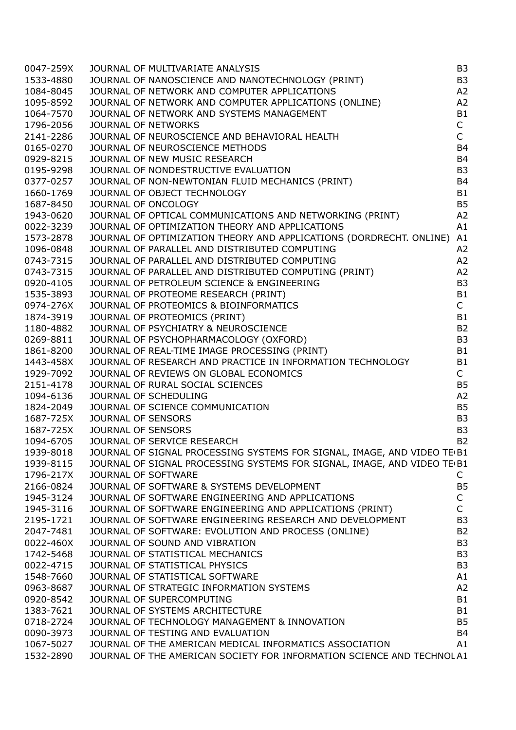| | | |
|---|---|---|
| 0047-259X | JOURNAL OF MULTIVARIATE ANALYSIS | B3 |
| 1533-4880 | JOURNAL OF NANOSCIENCE AND NANOTECHNOLOGY (PRINT) | B3 |
| 1084-8045 | JOURNAL OF NETWORK AND COMPUTER APPLICATIONS | A2 |
| 1095-8592 | JOURNAL OF NETWORK AND COMPUTER APPLICATIONS (ONLINE) | A2 |
| 1064-7570 | JOURNAL OF NETWORK AND SYSTEMS MANAGEMENT | B1 |
| 1796-2056 | JOURNAL OF NETWORKS | C |
| 2141-2286 | JOURNAL OF NEUROSCIENCE AND BEHAVIORAL HEALTH | C |
| 0165-0270 | JOURNAL OF NEUROSCIENCE METHODS | B4 |
| 0929-8215 | JOURNAL OF NEW MUSIC RESEARCH | B4 |
| 0195-9298 | JOURNAL OF NONDESTRUCTIVE EVALUATION | B3 |
| 0377-0257 | JOURNAL OF NON-NEWTONIAN FLUID MECHANICS (PRINT) | B4 |
| 1660-1769 | JOURNAL OF OBJECT TECHNOLOGY | B1 |
| 1687-8450 | JOURNAL OF ONCOLOGY | B5 |
| 1943-0620 | JOURNAL OF OPTICAL COMMUNICATIONS AND NETWORKING (PRINT) | A2 |
| 0022-3239 | JOURNAL OF OPTIMIZATION THEORY AND APPLICATIONS | A1 |
| 1573-2878 | JOURNAL OF OPTIMIZATION THEORY AND APPLICATIONS (DORDRECHT. ONLINE) | A1 |
| 1096-0848 | JOURNAL OF PARALLEL AND DISTRIBUTED COMPUTING | A2 |
| 0743-7315 | JOURNAL OF PARALLEL AND DISTRIBUTED COMPUTING | A2 |
| 0743-7315 | JOURNAL OF PARALLEL AND DISTRIBUTED COMPUTING (PRINT) | A2 |
| 0920-4105 | JOURNAL OF PETROLEUM SCIENCE & ENGINEERING | B3 |
| 1535-3893 | JOURNAL OF PROTEOME RESEARCH (PRINT) | B1 |
| 0974-276X | JOURNAL OF PROTEOMICS & BIOINFORMATICS | C |
| 1874-3919 | JOURNAL OF PROTEOMICS (PRINT) | B1 |
| 1180-4882 | JOURNAL OF PSYCHIATRY & NEUROSCIENCE | B2 |
| 0269-8811 | JOURNAL OF PSYCHOPHARMACOLOGY (OXFORD) | B3 |
| 1861-8200 | JOURNAL OF REAL-TIME IMAGE PROCESSING (PRINT) | B1 |
| 1443-458X | JOURNAL OF RESEARCH AND PRACTICE IN INFORMATION TECHNOLOGY | B1 |
| 1929-7092 | JOURNAL OF REVIEWS ON GLOBAL ECONOMICS | C |
| 2151-4178 | JOURNAL OF RURAL SOCIAL SCIENCES | B5 |
| 1094-6136 | JOURNAL OF SCHEDULING | A2 |
| 1824-2049 | JOURNAL OF SCIENCE COMMUNICATION | B5 |
| 1687-725X | JOURNAL OF SENSORS | B3 |
| 1687-725X | JOURNAL OF SENSORS | B3 |
| 1094-6705 | JOURNAL OF SERVICE RESEARCH | B2 |
| 1939-8018 | JOURNAL OF SIGNAL PROCESSING SYSTEMS FOR SIGNAL, IMAGE, AND VIDEO TE | B1 |
| 1939-8115 | JOURNAL OF SIGNAL PROCESSING SYSTEMS FOR SIGNAL, IMAGE, AND VIDEO TE | B1 |
| 1796-217X | JOURNAL OF SOFTWARE | C |
| 2166-0824 | JOURNAL OF SOFTWARE & SYSTEMS DEVELOPMENT | B5 |
| 1945-3124 | JOURNAL OF SOFTWARE ENGINEERING AND APPLICATIONS | C |
| 1945-3116 | JOURNAL OF SOFTWARE ENGINEERING AND APPLICATIONS (PRINT) | C |
| 2195-1721 | JOURNAL OF SOFTWARE ENGINEERING RESEARCH AND DEVELOPMENT | B3 |
| 2047-7481 | JOURNAL OF SOFTWARE: EVOLUTION AND PROCESS (ONLINE) | B2 |
| 0022-460X | JOURNAL OF SOUND AND VIBRATION | B3 |
| 1742-5468 | JOURNAL OF STATISTICAL MECHANICS | B3 |
| 0022-4715 | JOURNAL OF STATISTICAL PHYSICS | B3 |
| 1548-7660 | JOURNAL OF STATISTICAL SOFTWARE | A1 |
| 0963-8687 | JOURNAL OF STRATEGIC INFORMATION SYSTEMS | A2 |
| 0920-8542 | JOURNAL OF SUPERCOMPUTING | B1 |
| 1383-7621 | JOURNAL OF SYSTEMS ARCHITECTURE | B1 |
| 0718-2724 | JOURNAL OF TECHNOLOGY MANAGEMENT & INNOVATION | B5 |
| 0090-3973 | JOURNAL OF TESTING AND EVALUATION | B4 |
| 1067-5027 | JOURNAL OF THE AMERICAN MEDICAL INFORMATICS ASSOCIATION | A1 |
| 1532-2890 | JOURNAL OF THE AMERICAN SOCIETY FOR INFORMATION SCIENCE AND TECHNOL | A1 |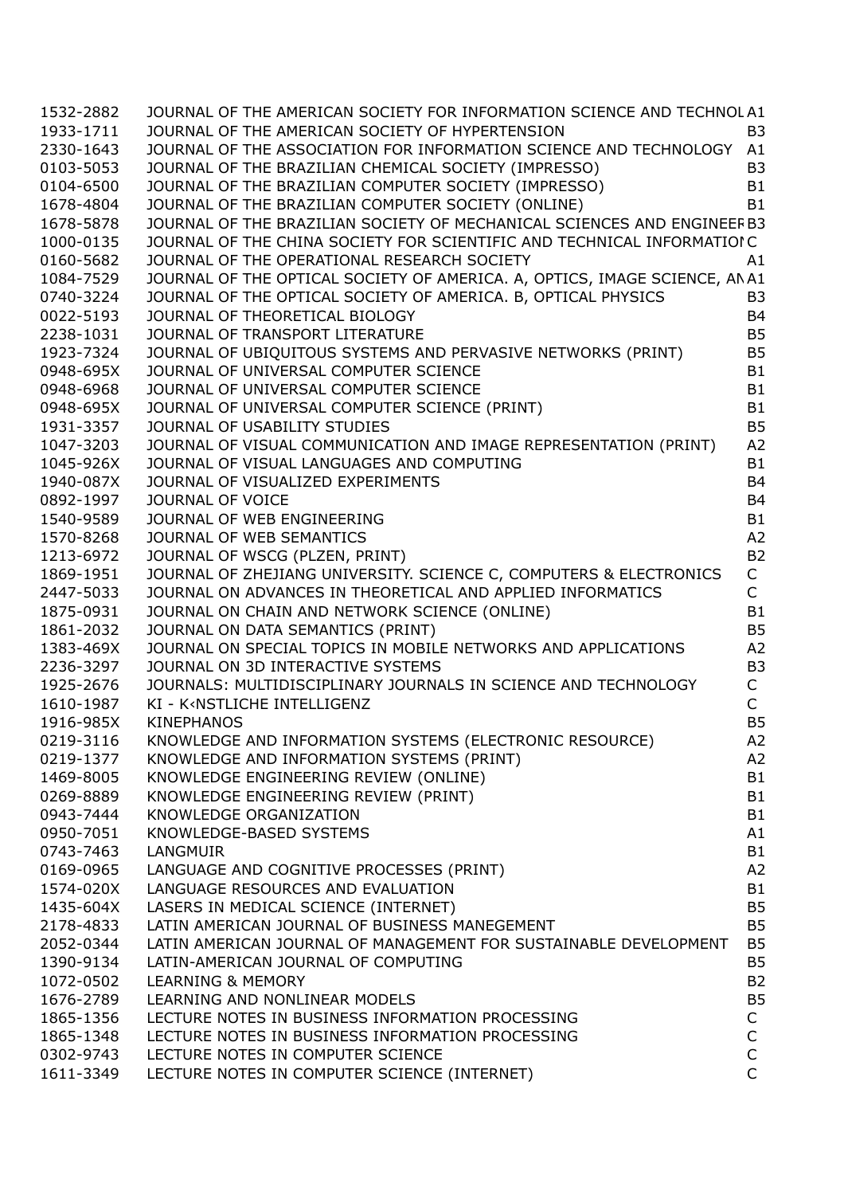| | | |
|---|---|---|
| 1532-2882 | JOURNAL OF THE AMERICAN SOCIETY FOR INFORMATION SCIENCE AND TECHNOL | A1 |
| 1933-1711 | JOURNAL OF THE AMERICAN SOCIETY OF HYPERTENSION | B3 |
| 2330-1643 | JOURNAL OF THE ASSOCIATION FOR INFORMATION SCIENCE AND TECHNOLOGY | A1 |
| 0103-5053 | JOURNAL OF THE BRAZILIAN CHEMICAL SOCIETY (IMPRESSO) | B3 |
| 0104-6500 | JOURNAL OF THE BRAZILIAN COMPUTER SOCIETY (IMPRESSO) | B1 |
| 1678-4804 | JOURNAL OF THE BRAZILIAN COMPUTER SOCIETY (ONLINE) | B1 |
| 1678-5878 | JOURNAL OF THE BRAZILIAN SOCIETY OF MECHANICAL SCIENCES AND ENGINEER | B3 |
| 1000-0135 | JOURNAL OF THE CHINA SOCIETY FOR SCIENTIFIC AND TECHNICAL INFORMATION | C |
| 0160-5682 | JOURNAL OF THE OPERATIONAL RESEARCH SOCIETY | A1 |
| 1084-7529 | JOURNAL OF THE OPTICAL SOCIETY OF AMERICA. A, OPTICS, IMAGE SCIENCE, AN | A1 |
| 0740-3224 | JOURNAL OF THE OPTICAL SOCIETY OF AMERICA. B, OPTICAL PHYSICS | B3 |
| 0022-5193 | JOURNAL OF THEORETICAL BIOLOGY | B4 |
| 2238-1031 | JOURNAL OF TRANSPORT LITERATURE | B5 |
| 1923-7324 | JOURNAL OF UBIQUITOUS SYSTEMS AND PERVASIVE NETWORKS (PRINT) | B5 |
| 0948-695X | JOURNAL OF UNIVERSAL COMPUTER SCIENCE | B1 |
| 0948-6968 | JOURNAL OF UNIVERSAL COMPUTER SCIENCE | B1 |
| 0948-695X | JOURNAL OF UNIVERSAL COMPUTER SCIENCE (PRINT) | B1 |
| 1931-3357 | JOURNAL OF USABILITY STUDIES | B5 |
| 1047-3203 | JOURNAL OF VISUAL COMMUNICATION AND IMAGE REPRESENTATION (PRINT) | A2 |
| 1045-926X | JOURNAL OF VISUAL LANGUAGES AND COMPUTING | B1 |
| 1940-087X | JOURNAL OF VISUALIZED EXPERIMENTS | B4 |
| 0892-1997 | JOURNAL OF VOICE | B4 |
| 1540-9589 | JOURNAL OF WEB ENGINEERING | B1 |
| 1570-8268 | JOURNAL OF WEB SEMANTICS | A2 |
| 1213-6972 | JOURNAL OF WSCG (PLZEN, PRINT) | B2 |
| 1869-1951 | JOURNAL OF ZHEJIANG UNIVERSITY. SCIENCE C, COMPUTERS & ELECTRONICS | C |
| 2447-5033 | JOURNAL ON ADVANCES IN THEORETICAL AND APPLIED INFORMATICS | C |
| 1875-0931 | JOURNAL ON CHAIN AND NETWORK SCIENCE (ONLINE) | B1 |
| 1861-2032 | JOURNAL ON DATA SEMANTICS (PRINT) | B5 |
| 1383-469X | JOURNAL ON SPECIAL TOPICS IN MOBILE NETWORKS AND APPLICATIONS | A2 |
| 2236-3297 | JOURNAL ON 3D INTERACTIVE SYSTEMS | B3 |
| 1925-2676 | JOURNALS: MULTIDISCIPLINARY JOURNALS IN SCIENCE AND TECHNOLOGY | C |
| 1610-1987 | KI - K‹NSTLICHE INTELLIGENZ | C |
| 1916-985X | KINEPHANOS | B5 |
| 0219-3116 | KNOWLEDGE AND INFORMATION SYSTEMS (ELECTRONIC RESOURCE) | A2 |
| 0219-1377 | KNOWLEDGE AND INFORMATION SYSTEMS (PRINT) | A2 |
| 1469-8005 | KNOWLEDGE ENGINEERING REVIEW (ONLINE) | B1 |
| 0269-8889 | KNOWLEDGE ENGINEERING REVIEW (PRINT) | B1 |
| 0943-7444 | KNOWLEDGE ORGANIZATION | B1 |
| 0950-7051 | KNOWLEDGE-BASED SYSTEMS | A1 |
| 0743-7463 | LANGMUIR | B1 |
| 0169-0965 | LANGUAGE AND COGNITIVE PROCESSES (PRINT) | A2 |
| 1574-020X | LANGUAGE RESOURCES AND EVALUATION | B1 |
| 1435-604X | LASERS IN MEDICAL SCIENCE (INTERNET) | B5 |
| 2178-4833 | LATIN AMERICAN JOURNAL OF BUSINESS MANEGEMENT | B5 |
| 2052-0344 | LATIN AMERICAN JOURNAL OF MANAGEMENT FOR SUSTAINABLE DEVELOPMENT | B5 |
| 1390-9134 | LATIN-AMERICAN JOURNAL OF COMPUTING | B5 |
| 1072-0502 | LEARNING & MEMORY | B2 |
| 1676-2789 | LEARNING AND NONLINEAR MODELS | B5 |
| 1865-1356 | LECTURE NOTES IN BUSINESS INFORMATION PROCESSING | C |
| 1865-1348 | LECTURE NOTES IN BUSINESS INFORMATION PROCESSING | C |
| 0302-9743 | LECTURE NOTES IN COMPUTER SCIENCE | C |
| 1611-3349 | LECTURE NOTES IN COMPUTER SCIENCE (INTERNET) | C |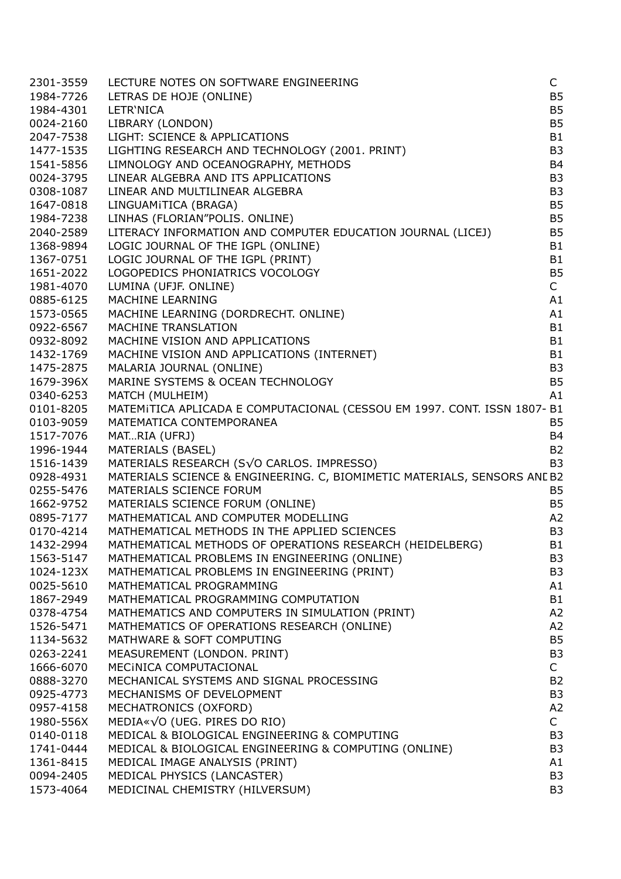| | | |
|---|---|---|
| 2301-3559 | LECTURE NOTES ON SOFTWARE ENGINEERING | C |
| 1984-7726 | LETRAS DE HOJE (ONLINE) | B5 |
| 1984-4301 | LETR‘NICA | B5 |
| 0024-2160 | LIBRARY (LONDON) | B5 |
| 2047-7538 | LIGHT: SCIENCE & APPLICATIONS | B1 |
| 1477-1535 | LIGHTING RESEARCH AND TECHNOLOGY (2001. PRINT) | B3 |
| 1541-5856 | LIMNOLOGY AND OCEANOGRAPHY, METHODS | B4 |
| 0024-3795 | LINEAR ALGEBRA AND ITS APPLICATIONS | B3 |
| 0308-1087 | LINEAR AND MULTILINEAR ALGEBRA | B3 |
| 1647-0818 | LINGUAMiTICA (BRAGA) | B5 |
| 1984-7238 | LINHAS (FLORIAN”POLIS. ONLINE) | B5 |
| 2040-2589 | LITERACY INFORMATION AND COMPUTER EDUCATION JOURNAL (LICEJ) | B5 |
| 1368-9894 | LOGIC JOURNAL OF THE IGPL (ONLINE) | B1 |
| 1367-0751 | LOGIC JOURNAL OF THE IGPL (PRINT) | B1 |
| 1651-2022 | LOGOPEDICS PHONIATRICS VOCOLOGY | B5 |
| 1981-4070 | LUMINA (UFJF. ONLINE) | C |
| 0885-6125 | MACHINE LEARNING | A1 |
| 1573-0565 | MACHINE LEARNING (DORDRECHT. ONLINE) | A1 |
| 0922-6567 | MACHINE TRANSLATION | B1 |
| 0932-8092 | MACHINE VISION AND APPLICATIONS | B1 |
| 1432-1769 | MACHINE VISION AND APPLICATIONS (INTERNET) | B1 |
| 1475-2875 | MALARIA JOURNAL (ONLINE) | B3 |
| 1679-396X | MARINE SYSTEMS & OCEAN TECHNOLOGY | B5 |
| 0340-6253 | MATCH (MULHEIM) | A1 |
| 0101-8205 | MATEMiTICA APLICADA E COMPUTACIONAL (CESSOU EM 1997. CONT. ISSN 1807- | B1 |
| 0103-9059 | MATEMATICA CONTEMPORANEA | B5 |
| 1517-7076 | MAT…RIA (UFRJ) | B4 |
| 1996-1944 | MATERIALS (BASEL) | B2 |
| 1516-1439 | MATERIALS RESEARCH (S√O CARLOS. IMPRESSO) | B3 |
| 0928-4931 | MATERIALS SCIENCE & ENGINEERING. C, BIOMIMETIC MATERIALS, SENSORS ANI | B2 |
| 0255-5476 | MATERIALS SCIENCE FORUM | B5 |
| 1662-9752 | MATERIALS SCIENCE FORUM (ONLINE) | B5 |
| 0895-7177 | MATHEMATICAL AND COMPUTER MODELLING | A2 |
| 0170-4214 | MATHEMATICAL METHODS IN THE APPLIED SCIENCES | B3 |
| 1432-2994 | MATHEMATICAL METHODS OF OPERATIONS RESEARCH (HEIDELBERG) | B1 |
| 1563-5147 | MATHEMATICAL PROBLEMS IN ENGINEERING (ONLINE) | B3 |
| 1024-123X | MATHEMATICAL PROBLEMS IN ENGINEERING (PRINT) | B3 |
| 0025-5610 | MATHEMATICAL PROGRAMMING | A1 |
| 1867-2949 | MATHEMATICAL PROGRAMMING COMPUTATION | B1 |
| 0378-4754 | MATHEMATICS AND COMPUTERS IN SIMULATION (PRINT) | A2 |
| 1526-5471 | MATHEMATICS OF OPERATIONS RESEARCH (ONLINE) | A2 |
| 1134-5632 | MATHWARE & SOFT COMPUTING | B5 |
| 0263-2241 | MEASUREMENT (LONDON. PRINT) | B3 |
| 1666-6070 | MECiNICA COMPUTACIONAL | C |
| 0888-3270 | MECHANICAL SYSTEMS AND SIGNAL PROCESSING | B2 |
| 0925-4773 | MECHANISMS OF DEVELOPMENT | B3 |
| 0957-4158 | MECHATRONICS (OXFORD) | A2 |
| 1980-556X | MEDIA«√O (UEG. PIRES DO RIO) | C |
| 0140-0118 | MEDICAL & BIOLOGICAL ENGINEERING & COMPUTING | B3 |
| 1741-0444 | MEDICAL & BIOLOGICAL ENGINEERING & COMPUTING (ONLINE) | B3 |
| 1361-8415 | MEDICAL IMAGE ANALYSIS (PRINT) | A1 |
| 0094-2405 | MEDICAL PHYSICS (LANCASTER) | B3 |
| 1573-4064 | MEDICINAL CHEMISTRY (HILVERSUM) | B3 |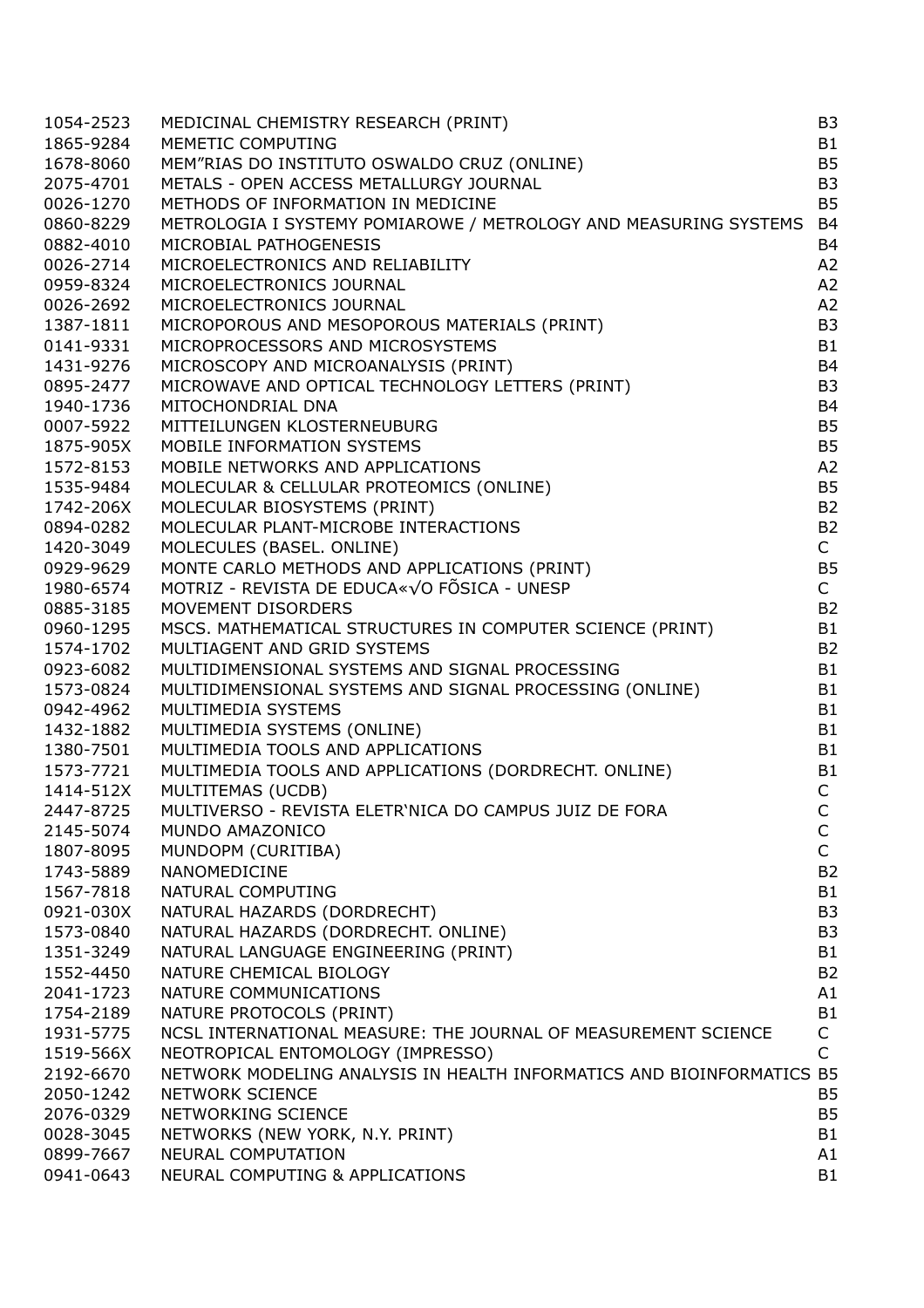| | | |
|---|---|---|
| 1054-2523 | MEDICINAL CHEMISTRY RESEARCH (PRINT) | B3 |
| 1865-9284 | MEMETIC COMPUTING | B1 |
| 1678-8060 | MEM"RIAS DO INSTITUTO OSWALDO CRUZ (ONLINE) | B5 |
| 2075-4701 | METALS - OPEN ACCESS METALLURGY JOURNAL | B3 |
| 0026-1270 | METHODS OF INFORMATION IN MEDICINE | B5 |
| 0860-8229 | METROLOGIA I SYSTEMY POMIAROWE / METROLOGY AND MEASURING SYSTEMS | B4 |
| 0882-4010 | MICROBIAL PATHOGENESIS | B4 |
| 0026-2714 | MICROELECTRONICS AND RELIABILITY | A2 |
| 0959-8324 | MICROELECTRONICS JOURNAL | A2 |
| 0026-2692 | MICROELECTRONICS JOURNAL | A2 |
| 1387-1811 | MICROPOROUS AND MESOPOROUS MATERIALS (PRINT) | B3 |
| 0141-9331 | MICROPROCESSORS AND MICROSYSTEMS | B1 |
| 1431-9276 | MICROSCOPY AND MICROANALYSIS (PRINT) | B4 |
| 0895-2477 | MICROWAVE AND OPTICAL TECHNOLOGY LETTERS (PRINT) | B3 |
| 1940-1736 | MITOCHONDRIAL DNA | B4 |
| 0007-5922 | MITTEILUNGEN KLOSTERNEUBURG | B5 |
| 1875-905X | MOBILE INFORMATION SYSTEMS | B5 |
| 1572-8153 | MOBILE NETWORKS AND APPLICATIONS | A2 |
| 1535-9484 | MOLECULAR & CELLULAR PROTEOMICS (ONLINE) | B5 |
| 1742-206X | MOLECULAR BIOSYSTEMS (PRINT) | B2 |
| 0894-0282 | MOLECULAR PLANT-MICROBE INTERACTIONS | B2 |
| 1420-3049 | MOLECULES (BASEL. ONLINE) | C |
| 0929-9629 | MONTE CARLO METHODS AND APPLICATIONS (PRINT) | B5 |
| 1980-6574 | MOTRIZ - REVISTA DE EDUCA«√O FÕSICA - UNESP | C |
| 0885-3185 | MOVEMENT DISORDERS | B2 |
| 0960-1295 | MSCS. MATHEMATICAL STRUCTURES IN COMPUTER SCIENCE (PRINT) | B1 |
| 1574-1702 | MULTIAGENT AND GRID SYSTEMS | B2 |
| 0923-6082 | MULTIDIMENSIONAL SYSTEMS AND SIGNAL PROCESSING | B1 |
| 1573-0824 | MULTIDIMENSIONAL SYSTEMS AND SIGNAL PROCESSING (ONLINE) | B1 |
| 0942-4962 | MULTIMEDIA SYSTEMS | B1 |
| 1432-1882 | MULTIMEDIA SYSTEMS (ONLINE) | B1 |
| 1380-7501 | MULTIMEDIA TOOLS AND APPLICATIONS | B1 |
| 1573-7721 | MULTIMEDIA TOOLS AND APPLICATIONS (DORDRECHT. ONLINE) | B1 |
| 1414-512X | MULTITEMAS (UCDB) | C |
| 2447-8725 | MULTIVERSO - REVISTA ELETR'NICA DO CAMPUS JUIZ DE FORA | C |
| 2145-5074 | MUNDO AMAZONICO | C |
| 1807-8095 | MUNDOPM (CURITIBA) | C |
| 1743-5889 | NANOMEDICINE | B2 |
| 1567-7818 | NATURAL COMPUTING | B1 |
| 0921-030X | NATURAL HAZARDS (DORDRECHT) | B3 |
| 1573-0840 | NATURAL HAZARDS (DORDRECHT. ONLINE) | B3 |
| 1351-3249 | NATURAL LANGUAGE ENGINEERING (PRINT) | B1 |
| 1552-4450 | NATURE CHEMICAL BIOLOGY | B2 |
| 2041-1723 | NATURE COMMUNICATIONS | A1 |
| 1754-2189 | NATURE PROTOCOLS (PRINT) | B1 |
| 1931-5775 | NCSL INTERNATIONAL MEASURE: THE JOURNAL OF MEASUREMENT SCIENCE | C |
| 1519-566X | NEOTROPICAL ENTOMOLOGY (IMPRESSO) | C |
| 2192-6670 | NETWORK MODELING ANALYSIS IN HEALTH INFORMATICS AND BIOINFORMATICS | B5 |
| 2050-1242 | NETWORK SCIENCE | B5 |
| 2076-0329 | NETWORKING SCIENCE | B5 |
| 0028-3045 | NETWORKS (NEW YORK, N.Y. PRINT) | B1 |
| 0899-7667 | NEURAL COMPUTATION | A1 |
| 0941-0643 | NEURAL COMPUTING & APPLICATIONS | B1 |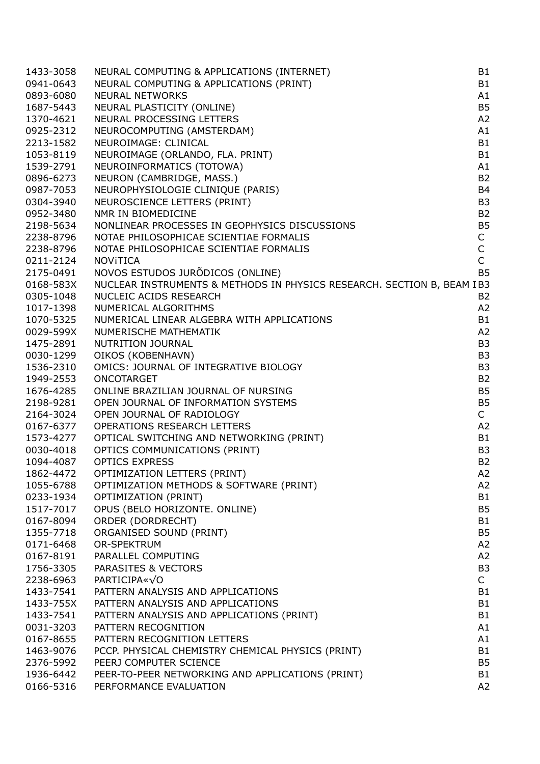| | | |
|---|---|---|
| 1433-3058 | NEURAL COMPUTING & APPLICATIONS (INTERNET) | B1 |
| 0941-0643 | NEURAL COMPUTING & APPLICATIONS (PRINT) | B1 |
| 0893-6080 | NEURAL NETWORKS | A1 |
| 1687-5443 | NEURAL PLASTICITY (ONLINE) | B5 |
| 1370-4621 | NEURAL PROCESSING LETTERS | A2 |
| 0925-2312 | NEUROCOMPUTING (AMSTERDAM) | A1 |
| 2213-1582 | NEUROIMAGE: CLINICAL | B1 |
| 1053-8119 | NEUROIMAGE (ORLANDO, FLA. PRINT) | B1 |
| 1539-2791 | NEUROINFORMATICS (TOTOWA) | A1 |
| 0896-6273 | NEURON (CAMBRIDGE, MASS.) | B2 |
| 0987-7053 | NEUROPHYSIOLOGIE CLINIQUE (PARIS) | B4 |
| 0304-3940 | NEUROSCIENCE LETTERS (PRINT) | B3 |
| 0952-3480 | NMR IN BIOMEDICINE | B2 |
| 2198-5634 | NONLINEAR PROCESSES IN GEOPHYSICS DISCUSSIONS | B5 |
| 2238-8796 | NOTAE PHILOSOPHICAE SCIENTIAE FORMALIS | C |
| 2238-8796 | NOTAE PHILOSOPHICAE SCIENTIAE FORMALIS | C |
| 0211-2124 | NOViTICA | C |
| 2175-0491 | NOVOS ESTUDOS JURÕDICOS (ONLINE) | B5 |
| 0168-583X | NUCLEAR INSTRUMENTS & METHODS IN PHYSICS RESEARCH. SECTION B, BEAM I | B3 |
| 0305-1048 | NUCLEIC ACIDS RESEARCH | B2 |
| 1017-1398 | NUMERICAL ALGORITHMS | A2 |
| 1070-5325 | NUMERICAL LINEAR ALGEBRA WITH APPLICATIONS | B1 |
| 0029-599X | NUMERISCHE MATHEMATIK | A2 |
| 1475-2891 | NUTRITION JOURNAL | B3 |
| 0030-1299 | OIKOS (KOBENHAVN) | B3 |
| 1536-2310 | OMICS: JOURNAL OF INTEGRATIVE BIOLOGY | B3 |
| 1949-2553 | ONCOTARGET | B2 |
| 1676-4285 | ONLINE BRAZILIAN JOURNAL OF NURSING | B5 |
| 2198-9281 | OPEN JOURNAL OF INFORMATION SYSTEMS | B5 |
| 2164-3024 | OPEN JOURNAL OF RADIOLOGY | C |
| 0167-6377 | OPERATIONS RESEARCH LETTERS | A2 |
| 1573-4277 | OPTICAL SWITCHING AND NETWORKING (PRINT) | B1 |
| 0030-4018 | OPTICS COMMUNICATIONS (PRINT) | B3 |
| 1094-4087 | OPTICS EXPRESS | B2 |
| 1862-4472 | OPTIMIZATION LETTERS (PRINT) | A2 |
| 1055-6788 | OPTIMIZATION METHODS & SOFTWARE (PRINT) | A2 |
| 0233-1934 | OPTIMIZATION (PRINT) | B1 |
| 1517-7017 | OPUS (BELO HORIZONTE. ONLINE) | B5 |
| 0167-8094 | ORDER (DORDRECHT) | B1 |
| 1355-7718 | ORGANISED SOUND (PRINT) | B5 |
| 0171-6468 | OR-SPEKTRUM | A2 |
| 0167-8191 | PARALLEL COMPUTING | A2 |
| 1756-3305 | PARASITES & VECTORS | B3 |
| 2238-6963 | PARTICIPA«√O | C |
| 1433-7541 | PATTERN ANALYSIS AND APPLICATIONS | B1 |
| 1433-755X | PATTERN ANALYSIS AND APPLICATIONS | B1 |
| 1433-7541 | PATTERN ANALYSIS AND APPLICATIONS (PRINT) | B1 |
| 0031-3203 | PATTERN RECOGNITION | A1 |
| 0167-8655 | PATTERN RECOGNITION LETTERS | A1 |
| 1463-9076 | PCCP. PHYSICAL CHEMISTRY CHEMICAL PHYSICS (PRINT) | B1 |
| 2376-5992 | PEERJ COMPUTER SCIENCE | B5 |
| 1936-6442 | PEER-TO-PEER NETWORKING AND APPLICATIONS (PRINT) | B1 |
| 0166-5316 | PERFORMANCE EVALUATION | A2 |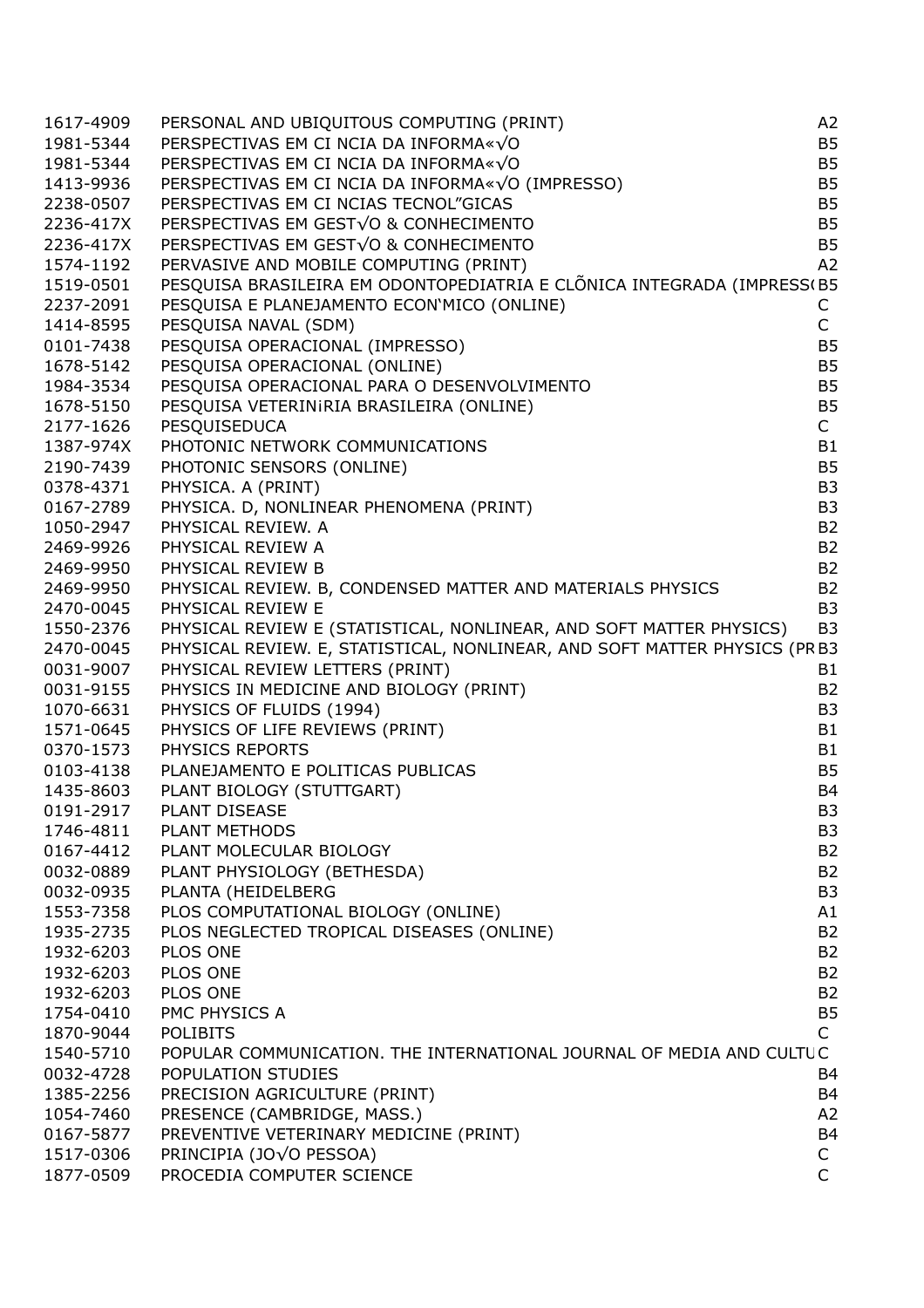| | | |
|---|---|---|
| 1617-4909 | PERSONAL AND UBIQUITOUS COMPUTING (PRINT) | A2 |
| 1981-5344 | PERSPECTIVAS EM CI NCIA DA INFORMA«√O | B5 |
| 1981-5344 | PERSPECTIVAS EM CI NCIA DA INFORMA«√O | B5 |
| 1413-9936 | PERSPECTIVAS EM CI NCIA DA INFORMA«√O (IMPRESSO) | B5 |
| 2238-0507 | PERSPECTIVAS EM CI NCIAS TECNOL"GICAS | B5 |
| 2236-417X | PERSPECTIVAS EM GEST√O & CONHECIMENTO | B5 |
| 2236-417X | PERSPECTIVAS EM GEST√O & CONHECIMENTO | B5 |
| 1574-1192 | PERVASIVE AND MOBILE COMPUTING (PRINT) | A2 |
| 1519-0501 | PESQUISA BRASILEIRA EM ODONTOPEDIATRIA E CLÕNICA INTEGRADA (IMPRESS( | B5 |
| 2237-2091 | PESQUISA E PLANEJAMENTO ECON'MICO (ONLINE) | C |
| 1414-8595 | PESQUISA NAVAL (SDM) | C |
| 0101-7438 | PESQUISA OPERACIONAL (IMPRESSO) | B5 |
| 1678-5142 | PESQUISA OPERACIONAL (ONLINE) | B5 |
| 1984-3534 | PESQUISA OPERACIONAL PARA O DESENVOLVIMENTO | B5 |
| 1678-5150 | PESQUISA VETERINiRIA BRASILEIRA (ONLINE) | B5 |
| 2177-1626 | PESQUISEDUCA | C |
| 1387-974X | PHOTONIC NETWORK COMMUNICATIONS | B1 |
| 2190-7439 | PHOTONIC SENSORS (ONLINE) | B5 |
| 0378-4371 | PHYSICA. A (PRINT) | B3 |
| 0167-2789 | PHYSICA. D, NONLINEAR PHENOMENA (PRINT) | B3 |
| 1050-2947 | PHYSICAL REVIEW. A | B2 |
| 2469-9926 | PHYSICAL REVIEW A | B2 |
| 2469-9950 | PHYSICAL REVIEW B | B2 |
| 2469-9950 | PHYSICAL REVIEW. B, CONDENSED MATTER AND MATERIALS PHYSICS | B2 |
| 2470-0045 | PHYSICAL REVIEW E | B3 |
| 1550-2376 | PHYSICAL REVIEW E (STATISTICAL, NONLINEAR, AND SOFT MATTER PHYSICS) | B3 |
| 2470-0045 | PHYSICAL REVIEW. E, STATISTICAL, NONLINEAR, AND SOFT MATTER PHYSICS (PR | B3 |
| 0031-9007 | PHYSICAL REVIEW LETTERS (PRINT) | B1 |
| 0031-9155 | PHYSICS IN MEDICINE AND BIOLOGY (PRINT) | B2 |
| 1070-6631 | PHYSICS OF FLUIDS (1994) | B3 |
| 1571-0645 | PHYSICS OF LIFE REVIEWS (PRINT) | B1 |
| 0370-1573 | PHYSICS REPORTS | B1 |
| 0103-4138 | PLANEJAMENTO E POLITICAS PUBLICAS | B5 |
| 1435-8603 | PLANT BIOLOGY (STUTTGART) | B4 |
| 0191-2917 | PLANT DISEASE | B3 |
| 1746-4811 | PLANT METHODS | B3 |
| 0167-4412 | PLANT MOLECULAR BIOLOGY | B2 |
| 0032-0889 | PLANT PHYSIOLOGY (BETHESDA) | B2 |
| 0032-0935 | PLANTA (HEIDELBERG | B3 |
| 1553-7358 | PLOS COMPUTATIONAL BIOLOGY (ONLINE) | A1 |
| 1935-2735 | PLOS NEGLECTED TROPICAL DISEASES (ONLINE) | B2 |
| 1932-6203 | PLOS ONE | B2 |
| 1932-6203 | PLOS ONE | B2 |
| 1932-6203 | PLOS ONE | B2 |
| 1754-0410 | PMC PHYSICS A | B5 |
| 1870-9044 | POLIBITS | C |
| 1540-5710 | POPULAR COMMUNICATION. THE INTERNATIONAL JOURNAL OF MEDIA AND CULTU | C |
| 0032-4728 | POPULATION STUDIES | B4 |
| 1385-2256 | PRECISION AGRICULTURE (PRINT) | B4 |
| 1054-7460 | PRESENCE (CAMBRIDGE, MASS.) | A2 |
| 0167-5877 | PREVENTIVE VETERINARY MEDICINE (PRINT) | B4 |
| 1517-0306 | PRINCIPIA (JO√O PESSOA) | C |
| 1877-0509 | PROCEDIA COMPUTER SCIENCE | C |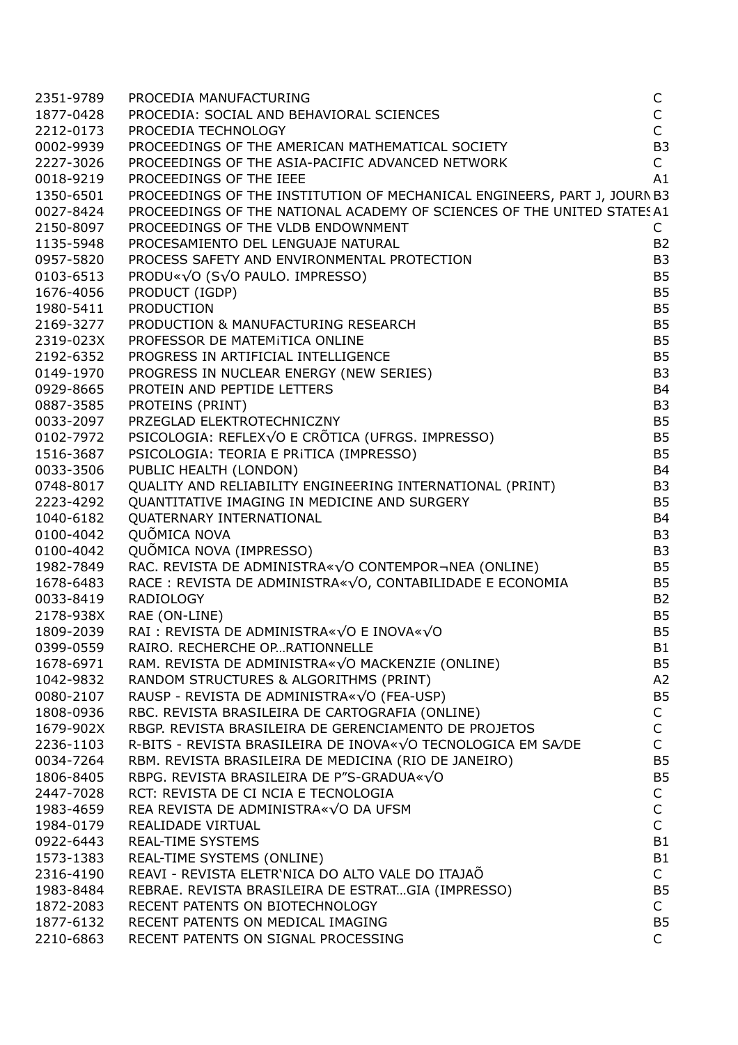| | | |
|---|---|---|
| 2351-9789 | PROCEDIA MANUFACTURING | C |
| 1877-0428 | PROCEDIA: SOCIAL AND BEHAVIORAL SCIENCES | C |
| 2212-0173 | PROCEDIA TECHNOLOGY | C |
| 0002-9939 | PROCEEDINGS OF THE AMERICAN MATHEMATICAL SOCIETY | B3 |
| 2227-3026 | PROCEEDINGS OF THE ASIA-PACIFIC ADVANCED NETWORK | C |
| 0018-9219 | PROCEEDINGS OF THE IEEE | A1 |
| 1350-6501 | PROCEEDINGS OF THE INSTITUTION OF MECHANICAL ENGINEERS, PART J, JOURN | B3 |
| 0027-8424 | PROCEEDINGS OF THE NATIONAL ACADEMY OF SCIENCES OF THE UNITED STATES | A1 |
| 2150-8097 | PROCEEDINGS OF THE VLDB ENDOWNMENT | C |
| 1135-5948 | PROCESAMIENTO DEL LENGUAJE NATURAL | B2 |
| 0957-5820 | PROCESS SAFETY AND ENVIRONMENTAL PROTECTION | B3 |
| 0103-6513 | PRODU«√O (S√O PAULO. IMPRESSO) | B5 |
| 1676-4056 | PRODUCT (IGDP) | B5 |
| 1980-5411 | PRODUCTION | B5 |
| 2169-3277 | PRODUCTION & MANUFACTURING RESEARCH | B5 |
| 2319-023X | PROFESSOR DE MATEMiTICA ONLINE | B5 |
| 2192-6352 | PROGRESS IN ARTIFICIAL INTELLIGENCE | B5 |
| 0149-1970 | PROGRESS IN NUCLEAR ENERGY (NEW SERIES) | B3 |
| 0929-8665 | PROTEIN AND PEPTIDE LETTERS | B4 |
| 0887-3585 | PROTEINS (PRINT) | B3 |
| 0033-2097 | PRZEGLAD ELEKTROTECHNICZNY | B5 |
| 0102-7972 | PSICOLOGIA: REFLEX√O E CRÕTICA (UFRGS. IMPRESSO) | B5 |
| 1516-3687 | PSICOLOGIA: TEORIA E PRiTICA (IMPRESSO) | B5 |
| 0033-3506 | PUBLIC HEALTH (LONDON) | B4 |
| 0748-8017 | QUALITY AND RELIABILITY ENGINEERING INTERNATIONAL (PRINT) | B3 |
| 2223-4292 | QUANTITATIVE IMAGING IN MEDICINE AND SURGERY | B5 |
| 1040-6182 | QUATERNARY INTERNATIONAL | B4 |
| 0100-4042 | QUÕMICA NOVA | B3 |
| 0100-4042 | QUÕMICA NOVA (IMPRESSO) | B3 |
| 1982-7849 | RAC. REVISTA DE ADMINISTRA«√O CONTEMPOR¬NEA (ONLINE) | B5 |
| 1678-6483 | RACE : REVISTA DE ADMINISTRA«√O, CONTABILIDADE E ECONOMIA | B5 |
| 0033-8419 | RADIOLOGY | B2 |
| 2178-938X | RAE (ON-LINE) | B5 |
| 1809-2039 | RAI : REVISTA DE ADMINISTRA«√O E INOVA«√O | B5 |
| 0399-0559 | RAIRO. RECHERCHE OP…RATIONNELLE | B1 |
| 1678-6971 | RAM. REVISTA DE ADMINISTRA«√O MACKENZIE (ONLINE) | B5 |
| 1042-9832 | RANDOM STRUCTURES & ALGORITHMS (PRINT) | A2 |
| 0080-2107 | RAUSP - REVISTA DE ADMINISTRA«√O (FEA-USP) | B5 |
| 1808-0936 | RBC. REVISTA BRASILEIRA DE CARTOGRAFIA (ONLINE) | C |
| 1679-902X | RBGP. REVISTA BRASILEIRA DE GERENCIAMENTO DE PROJETOS | C |
| 2236-1103 | R-BITS - REVISTA BRASILEIRA DE INOVA«√O TECNOLOGICA EM SA⁄DE | C |
| 0034-7264 | RBM. REVISTA BRASILEIRA DE MEDICINA (RIO DE JANEIRO) | B5 |
| 1806-8405 | RBPG. REVISTA BRASILEIRA DE P"S-GRADUA«√O | B5 |
| 2447-7028 | RCT: REVISTA DE CI NCIA E TECNOLOGIA | C |
| 1983-4659 | REA REVISTA DE ADMINISTRA«√O DA UFSM | C |
| 1984-0179 | REALIDADE VIRTUAL | C |
| 0922-6443 | REAL-TIME SYSTEMS | B1 |
| 1573-1383 | REAL-TIME SYSTEMS (ONLINE) | B1 |
| 2316-4190 | REAVI - REVISTA ELETR‘NICA DO ALTO VALE DO ITAJAÕ | C |
| 1983-8484 | REBRAE. REVISTA BRASILEIRA DE ESTRAT…GIA (IMPRESSO) | B5 |
| 1872-2083 | RECENT PATENTS ON BIOTECHNOLOGY | C |
| 1877-6132 | RECENT PATENTS ON MEDICAL IMAGING | B5 |
| 2210-6863 | RECENT PATENTS ON SIGNAL PROCESSING | C |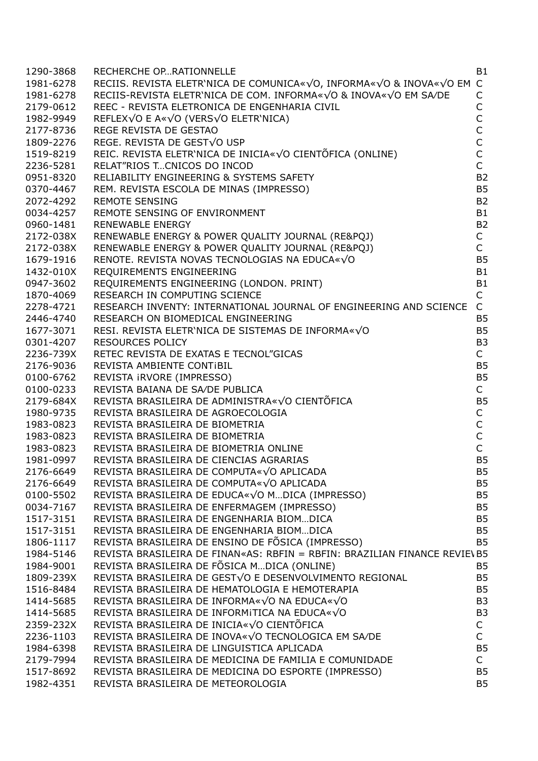| | | |
|---|---|---|
| 1290-3868 | RECHERCHE OP…RATIONNELLE | B1 |
| 1981-6278 | RECIIS. REVISTA ELETR'NICA DE COMUNICA«√O, INFORMA«√O & INOVA«√O EM | C |
| 1981-6278 | RECIIS-REVISTA ELETR'NICA DE COM. INFORMA«√O & INOVA«√O EM SA⁄DE | C |
| 2179-0612 | REEC - REVISTA ELETRONICA DE ENGENHARIA CIVIL | C |
| 1982-9949 | REFLEX√O E A«√O (VERS√O ELETR'NICA) | C |
| 2177-8736 | REGE REVISTA DE GESTAO | C |
| 1809-2276 | REGE. REVISTA DE GEST√O USP | C |
| 1519-8219 | REIC. REVISTA ELETR'NICA DE INICIA«√O CIENTÕFICA (ONLINE) | C |
| 2236-5281 | RELAT"RIOS T…CNICOS DO INCOD | C |
| 0951-8320 | RELIABILITY ENGINEERING & SYSTEMS SAFETY | B2 |
| 0370-4467 | REM. REVISTA ESCOLA DE MINAS (IMPRESSO) | B5 |
| 2072-4292 | REMOTE SENSING | B2 |
| 0034-4257 | REMOTE SENSING OF ENVIRONMENT | B1 |
| 0960-1481 | RENEWABLE ENERGY | B2 |
| 2172-038X | RENEWABLE ENERGY & POWER QUALITY JOURNAL (RE&PQJ) | C |
| 2172-038X | RENEWABLE ENERGY & POWER QUALITY JOURNAL (RE&PQJ) | C |
| 1679-1916 | RENOTE. REVISTA NOVAS TECNOLOGIAS NA EDUCA«√O | B5 |
| 1432-010X | REQUIREMENTS ENGINEERING | B1 |
| 0947-3602 | REQUIREMENTS ENGINEERING (LONDON. PRINT) | B1 |
| 1870-4069 | RESEARCH IN COMPUTING SCIENCE | C |
| 2278-4721 | RESEARCH INVENTY: INTERNATIONAL JOURNAL OF ENGINEERING AND SCIENCE | C |
| 2446-4740 | RESEARCH ON BIOMEDICAL ENGINEERING | B5 |
| 1677-3071 | RESI. REVISTA ELETR'NICA DE SISTEMAS DE INFORMA«√O | B5 |
| 0301-4207 | RESOURCES POLICY | B3 |
| 2236-739X | RETEC REVISTA DE EXATAS E TECNOL"GICAS | C |
| 2176-9036 | REVISTA AMBIENTE CONT¡BIL | B5 |
| 0100-6762 | REVISTA ¡RVORE (IMPRESSO) | B5 |
| 0100-0233 | REVISTA BAIANA DE SA⁄DE PUBLICA | C |
| 2179-684X | REVISTA BRASILEIRA DE ADMINISTRA«√O CIENTÕFICA | B5 |
| 1980-9735 | REVISTA BRASILEIRA DE AGROECOLOGIA | C |
| 1983-0823 | REVISTA BRASILEIRA DE BIOMETRIA | C |
| 1983-0823 | REVISTA BRASILEIRA DE BIOMETRIA | C |
| 1983-0823 | REVISTA BRASILEIRA DE BIOMETRIA ONLINE | C |
| 1981-0997 | REVISTA BRASILEIRA DE CIENCIAS AGRARIAS | B5 |
| 2176-6649 | REVISTA BRASILEIRA DE COMPUTA«√O APLICADA | B5 |
| 2176-6649 | REVISTA BRASILEIRA DE COMPUTA«√O APLICADA | B5 |
| 0100-5502 | REVISTA BRASILEIRA DE EDUCA«√O M…DICA (IMPRESSO) | B5 |
| 0034-7167 | REVISTA BRASILEIRA DE ENFERMAGEM (IMPRESSO) | B5 |
| 1517-3151 | REVISTA BRASILEIRA DE ENGENHARIA BIOM…DICA | B5 |
| 1517-3151 | REVISTA BRASILEIRA DE ENGENHARIA BIOM…DICA | B5 |
| 1806-1117 | REVISTA BRASILEIRA DE ENSINO DE FÕSICA (IMPRESSO) | B5 |
| 1984-5146 | REVISTA BRASILEIRA DE FINAN«AS: RBFIN = RBFIN: BRAZILIAN FINANCE REVIEW | B5 |
| 1984-9001 | REVISTA BRASILEIRA DE FÕSICA M…DICA (ONLINE) | B5 |
| 1809-239X | REVISTA BRASILEIRA DE GEST√O E DESENVOLVIMENTO REGIONAL | B5 |
| 1516-8484 | REVISTA BRASILEIRA DE HEMATOLOGIA E HEMOTERAPIA | B5 |
| 1414-5685 | REVISTA BRASILEIRA DE INFORMA«√O NA EDUCA«√O | B3 |
| 1414-5685 | REVISTA BRASILEIRA DE INFORM¡TICA NA EDUCA«√O | B3 |
| 2359-232X | REVISTA BRASILEIRA DE INICIA«√O CIENTÕFICA | C |
| 2236-1103 | REVISTA BRASILEIRA DE INOVA«√O TECNOLOGICA EM SA⁄DE | C |
| 1984-6398 | REVISTA BRASILEIRA DE LINGUISTICA APLICADA | B5 |
| 2179-7994 | REVISTA BRASILEIRA DE MEDICINA DE FAMILIA E COMUNIDADE | C |
| 1517-8692 | REVISTA BRASILEIRA DE MEDICINA DO ESPORTE (IMPRESSO) | B5 |
| 1982-4351 | REVISTA BRASILEIRA DE METEOROLOGIA | B5 |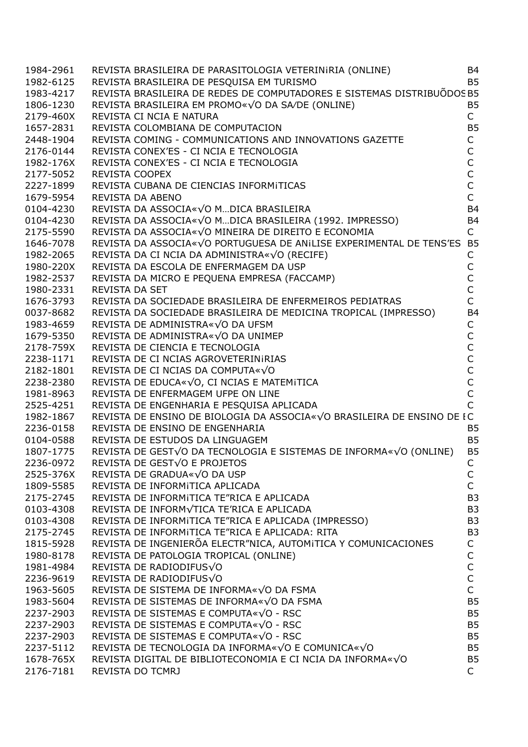| | | |
|---|---|---|
| 1984-2961 | REVISTA BRASILEIRA DE PARASITOLOGIA VETERINiRIA (ONLINE) | B4 |
| 1982-6125 | REVISTA BRASILEIRA DE PESQUISA EM TURISMO | B5 |
| 1983-4217 | REVISTA BRASILEIRA DE REDES DE COMPUTADORES E SISTEMAS DISTRIBUÕDOS | B5 |
| 1806-1230 | REVISTA BRASILEIRA EM PROMO«√O DA SA⁄DE (ONLINE) | B5 |
| 2179-460X | REVISTA CI NCIA E NATURA | C |
| 1657-2831 | REVISTA COLOMBIANA DE COMPUTACION | B5 |
| 2448-1904 | REVISTA COMING - COMMUNICATIONS AND INNOVATIONS GAZETTE | C |
| 2176-0144 | REVISTA CONEX'ES - CI NCIA E TECNOLOGIA | C |
| 1982-176X | REVISTA CONEX'ES - CI NCIA E TECNOLOGIA | C |
| 2177-5052 | REVISTA COOPEX | C |
| 2227-1899 | REVISTA CUBANA DE CIENCIAS INFORMiTICAS | C |
| 1679-5954 | REVISTA DA ABENO | C |
| 0104-4230 | REVISTA DA ASSOCIA«√O M…DICA BRASILEIRA | B4 |
| 0104-4230 | REVISTA DA ASSOCIA«√O M…DICA BRASILEIRA (1992. IMPRESSO) | B4 |
| 2175-5590 | REVISTA DA ASSOCIA«√O MINEIRA DE DIREITO E ECONOMIA | C |
| 1646-7078 | REVISTA DA ASSOCIA«√O PORTUGUESA DE ANiLISE EXPERIMENTAL DE TENS'ES | B5 |
| 1982-2065 | REVISTA DA CI NCIA DA ADMINISTRA«√O (RECIFE) | C |
| 1980-220X | REVISTA DA ESCOLA DE ENFERMAGEM DA USP | C |
| 1982-2537 | REVISTA DA MICRO E PEQUENA EMPRESA (FACCAMP) | C |
| 1980-2331 | REVISTA DA SET | C |
| 1676-3793 | REVISTA DA SOCIEDADE BRASILEIRA DE ENFERMEIROS PEDIATRAS | C |
| 0037-8682 | REVISTA DA SOCIEDADE BRASILEIRA DE MEDICINA TROPICAL (IMPRESSO) | B4 |
| 1983-4659 | REVISTA DE ADMINISTRA«√O DA UFSM | C |
| 1679-5350 | REVISTA DE ADMINISTRA«√O DA UNIMEP | C |
| 2178-759X | REVISTA DE CIENCIA E TECNOLOGIA | C |
| 2238-1171 | REVISTA DE CI NCIAS AGROVETERINiRIAS | C |
| 2182-1801 | REVISTA DE CI NCIAS DA COMPUTA«√O | C |
| 2238-2380 | REVISTA DE EDUCA«√O, CI NCIAS E MATEMiTICA | C |
| 1981-8963 | REVISTA DE ENFERMAGEM UFPE ON LINE | C |
| 2525-4251 | REVISTA DE ENGENHARIA E PESQUISA APLICADA | C |
| 1982-1867 | REVISTA DE ENSINO DE BIOLOGIA DA ASSOCIA«√O BRASILEIRA DE ENSINO DE I | C |
| 2236-0158 | REVISTA DE ENSINO DE ENGENHARIA | B5 |
| 0104-0588 | REVISTA DE ESTUDOS DA LINGUAGEM | B5 |
| 1807-1775 | REVISTA DE GEST√O DA TECNOLOGIA E SISTEMAS DE INFORMA«√O (ONLINE) | B5 |
| 2236-0972 | REVISTA DE GEST√O E PROJETOS | C |
| 2525-376X | REVISTA DE GRADUA«√O DA USP | C |
| 1809-5585 | REVISTA DE INFORMiTICA APLICADA | C |
| 2175-2745 | REVISTA DE INFORMiTICA TE"RICA E APLICADA | B3 |
| 0103-4308 | REVISTA DE INFORM√TICA TE'RICA E APLICADA | B3 |
| 0103-4308 | REVISTA DE INFORMiTICA TE"RICA E APLICADA (IMPRESSO) | B3 |
| 2175-2745 | REVISTA DE INFORMiTICA TE"RICA E APLICADA: RITA | B3 |
| 1815-5928 | REVISTA DE INGENIERÕA ELECTR"NICA, AUTOMiTICA Y COMUNICACIONES | C |
| 1980-8178 | REVISTA DE PATOLOGIA TROPICAL (ONLINE) | C |
| 1981-4984 | REVISTA DE RADIODIFUS√O | C |
| 2236-9619 | REVISTA DE RADIODIFUS√O | C |
| 1963-5605 | REVISTA DE SISTEMA DE INFORMA«√O DA FSMA | C |
| 1983-5604 | REVISTA DE SISTEMAS DE INFORMA«√O DA FSMA | B5 |
| 2237-2903 | REVISTA DE SISTEMAS E COMPUTA«√O - RSC | B5 |
| 2237-2903 | REVISTA DE SISTEMAS E COMPUTA«√O - RSC | B5 |
| 2237-2903 | REVISTA DE SISTEMAS E COMPUTA«√O - RSC | B5 |
| 2237-5112 | REVISTA DE TECNOLOGIA DA INFORMA«√O E COMUNICA«√O | B5 |
| 1678-765X | REVISTA DIGITAL DE BIBLIOTECONOMIA E CI NCIA DA INFORMA«√O | B5 |
| 2176-7181 | REVISTA DO TCMRJ | C |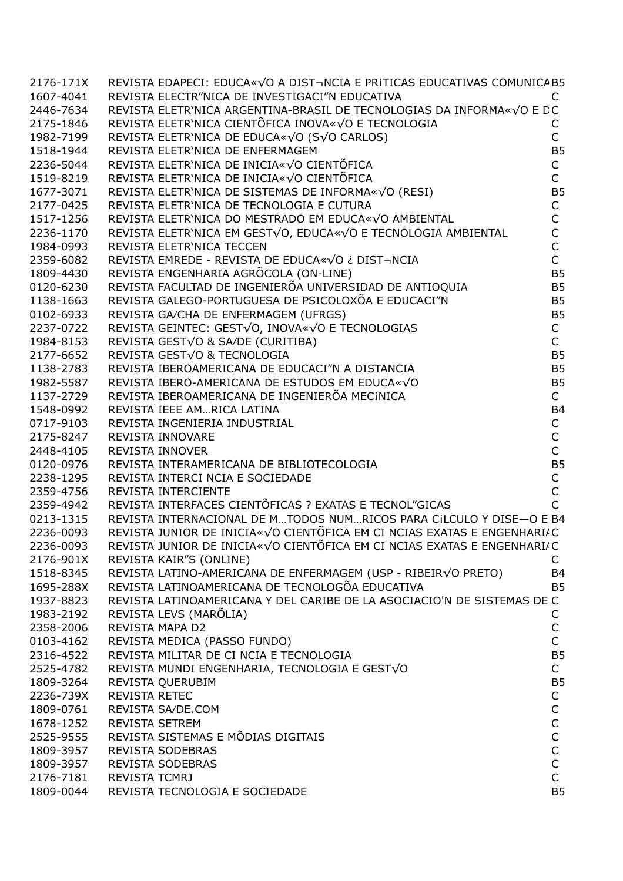| | | |
|---|---|---|
| 2176-171X | REVISTA EDAPECI: EDUCA«√O A DIST¬NCIA E PR¡TICAS EDUCATIVAS COMUNICA | B5 |
| 1607-4041 | REVISTA ELECTR”NICA DE INVESTIGACI”N EDUCATIVA | C |
| 2446-7634 | REVISTA ELETR‘NICA ARGENTINA-BRASIL DE TECNOLOGIAS DA INFORMA«√O E D | C |
| 2175-1846 | REVISTA ELETR‘NICA CIENTÕFICA INOVA«√O E TECNOLOGIA | C |
| 1982-7199 | REVISTA ELETR‘NICA DE EDUCA«√O (S√O CARLOS) | C |
| 1518-1944 | REVISTA ELETR‘NICA DE ENFERMAGEM | B5 |
| 2236-5044 | REVISTA ELETR‘NICA DE INICIA«√O CIENTÕFICA | C |
| 1519-8219 | REVISTA ELETR‘NICA DE INICIA«√O CIENTÕFICA | C |
| 1677-3071 | REVISTA ELETR‘NICA DE SISTEMAS DE INFORMA«√O (RESI) | B5 |
| 2177-0425 | REVISTA ELETR‘NICA DE TECNOLOGIA E CUTURA | C |
| 1517-1256 | REVISTA ELETR‘NICA DO MESTRADO EM EDUCA«√O AMBIENTAL | C |
| 2236-1170 | REVISTA ELETR‘NICA EM GEST√O, EDUCA«√O E TECNOLOGIA AMBIENTAL | C |
| 1984-0993 | REVISTA ELETR‘NICA TECCEN | C |
| 2359-6082 | REVISTA EMREDE - REVISTA DE EDUCA«√O ¿ DIST¬NCIA | C |
| 1809-4430 | REVISTA ENGENHARIA AGRÕCOLA (ON-LINE) | B5 |
| 0120-6230 | REVISTA FACULTAD DE INGENIERÕA UNIVERSIDAD DE ANTIOQUIA | B5 |
| 1138-1663 | REVISTA GALEGO-PORTUGUESA DE PSICOLOXÕA E EDUCACI”N | B5 |
| 0102-6933 | REVISTA GA⁄CHA DE ENFERMAGEM (UFRGS) | B5 |
| 2237-0722 | REVISTA GEINTEC: GEST√O, INOVA«√O E TECNOLOGIAS | C |
| 1984-8153 | REVISTA GEST√O & SA⁄DE (CURITIBA) | C |
| 2177-6652 | REVISTA GEST√O & TECNOLOGIA | B5 |
| 1138-2783 | REVISTA IBEROAMERICANA DE EDUCACI”N A DISTANCIA | B5 |
| 1982-5587 | REVISTA IBERO-AMERICANA DE ESTUDOS EM EDUCA«√O | B5 |
| 1137-2729 | REVISTA IBEROAMERICANA DE INGENIERÕA MEC¡NICA | C |
| 1548-0992 | REVISTA IEEE AM…RICA LATINA | B4 |
| 0717-9103 | REVISTA INGENIERIA INDUSTRIAL | C |
| 2175-8247 | REVISTA INNOVARE | C |
| 2448-4105 | REVISTA INNOVER | C |
| 0120-0976 | REVISTA INTERAMERICANA DE BIBLIOTECOLOGIA | B5 |
| 2238-1295 | REVISTA INTERCI NCIA E SOCIEDADE | C |
| 2359-4756 | REVISTA INTERCIENTE | C |
| 2359-4942 | REVISTA INTERFACES CIENTÕFICAS ? EXATAS E TECNOL”GICAS | C |
| 0213-1315 | REVISTA INTERNACIONAL DE M…TODOS NUM…RICOS PARA C¡LCULO Y DISE—O E | B4 |
| 2236-0093 | REVISTA JUNIOR DE INICIA«√O CIENTÕFICA EM CI NCIAS EXATAS E ENGENHARI/ | C |
| 2236-0093 | REVISTA JUNIOR DE INICIA«√O CIENTÕFICA EM CI NCIAS EXATAS E ENGENHARI/ | C |
| 2176-901X | REVISTA KAIR”S (ONLINE) | C |
| 1518-8345 | REVISTA LATINO-AMERICANA DE ENFERMAGEM (USP - RIBEIR√O PRETO) | B4 |
| 1695-288X | REVISTA LATINOAMERICANA DE TECNOLOGÕA EDUCATIVA | B5 |
| 1937-8823 | REVISTA LATINOAMERICANA Y DEL CARIBE DE LA ASOCIACIO'N DE SISTEMAS DE | C |
| 1983-2192 | REVISTA LEVS (MARÕLIA) | C |
| 2358-2006 | REVISTA MAPA D2 | C |
| 0103-4162 | REVISTA MEDICA (PASSO FUNDO) | C |
| 2316-4522 | REVISTA MILITAR DE CI NCIA E TECNOLOGIA | B5 |
| 2525-4782 | REVISTA MUNDI ENGENHARIA, TECNOLOGIA E GEST√O | C |
| 1809-3264 | REVISTA QUERUBIM | B5 |
| 2236-739X | REVISTA RETEC | C |
| 1809-0761 | REVISTA SA⁄DE.COM | C |
| 1678-1252 | REVISTA SETREM | C |
| 2525-9555 | REVISTA SISTEMAS E MÕDIAS DIGITAIS | C |
| 1809-3957 | REVISTA SODEBRAS | C |
| 1809-3957 | REVISTA SODEBRAS | C |
| 2176-7181 | REVISTA TCMRJ | C |
| 1809-0044 | REVISTA TECNOLOGIA E SOCIEDADE | B5 |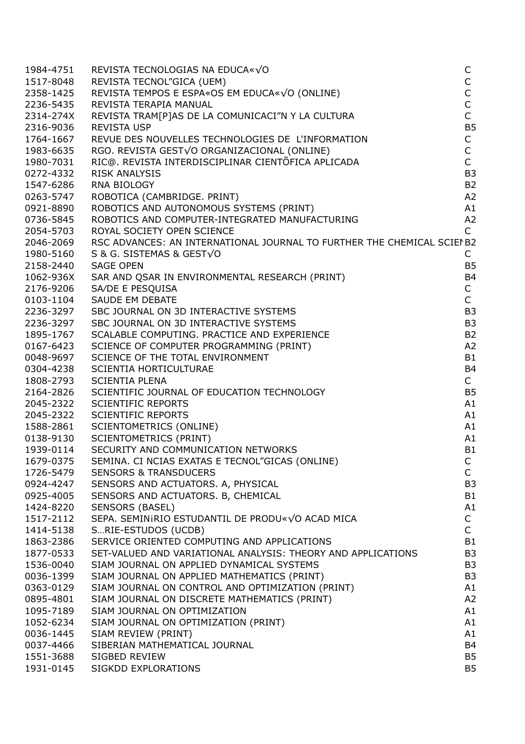| | | |
|---|---|---|
| 1984-4751 | REVISTA TECNOLOGIAS NA EDUCA«√O | C |
| 1517-8048 | REVISTA TECNOL"GICA (UEM) | C |
| 2358-1425 | REVISTA TEMPOS E ESPA«OS EM EDUCA«√O (ONLINE) | C |
| 2236-5435 | REVISTA TERAPIA MANUAL | C |
| 2314-274X | REVISTA TRAM[P]AS DE LA COMUNICACI"N Y LA CULTURA | C |
| 2316-9036 | REVISTA USP | B5 |
| 1764-1667 | REVUE DES NOUVELLES TECHNOLOGIES DE L'INFORMATION | C |
| 1983-6635 | RGO. REVISTA GEST√O ORGANIZACIONAL (ONLINE) | C |
| 1980-7031 | RIC@. REVISTA INTERDISCIPLINAR CIENTÕFICA APLICADA | C |
| 0272-4332 | RISK ANALYSIS | B3 |
| 1547-6286 | RNA BIOLOGY | B2 |
| 0263-5747 | ROBOTICA (CAMBRIDGE. PRINT) | A2 |
| 0921-8890 | ROBOTICS AND AUTONOMOUS SYSTEMS (PRINT) | A1 |
| 0736-5845 | ROBOTICS AND COMPUTER-INTEGRATED MANUFACTURING | A2 |
| 2054-5703 | ROYAL SOCIETY OPEN SCIENCE | C |
| 2046-2069 | RSC ADVANCES: AN INTERNATIONAL JOURNAL TO FURTHER THE CHEMICAL SCIEI | B2 |
| 1980-5160 | S & G. SISTEMAS & GEST√O | C |
| 2158-2440 | SAGE OPEN | B5 |
| 1062-936X | SAR AND QSAR IN ENVIRONMENTAL RESEARCH (PRINT) | B4 |
| 2176-9206 | SA/DE E PESQUISA | C |
| 0103-1104 | SAUDE EM DEBATE | C |
| 2236-3297 | SBC JOURNAL ON 3D INTERACTIVE SYSTEMS | B3 |
| 2236-3297 | SBC JOURNAL ON 3D INTERACTIVE SYSTEMS | B3 |
| 1895-1767 | SCALABLE COMPUTING. PRACTICE AND EXPERIENCE | B2 |
| 0167-6423 | SCIENCE OF COMPUTER PROGRAMMING (PRINT) | A2 |
| 0048-9697 | SCIENCE OF THE TOTAL ENVIRONMENT | B1 |
| 0304-4238 | SCIENTIA HORTICULTURAE | B4 |
| 1808-2793 | SCIENTIA PLENA | C |
| 2164-2826 | SCIENTIFIC JOURNAL OF EDUCATION TECHNOLOGY | B5 |
| 2045-2322 | SCIENTIFIC REPORTS | A1 |
| 2045-2322 | SCIENTIFIC REPORTS | A1 |
| 1588-2861 | SCIENTOMETRICS (ONLINE) | A1 |
| 0138-9130 | SCIENTOMETRICS (PRINT) | A1 |
| 1939-0114 | SECURITY AND COMMUNICATION NETWORKS | B1 |
| 1679-0375 | SEMINA. CI NCIAS EXATAS E TECNOL"GICAS (ONLINE) | C |
| 1726-5479 | SENSORS & TRANSDUCERS | C |
| 0924-4247 | SENSORS AND ACTUATORS. A, PHYSICAL | B3 |
| 0925-4005 | SENSORS AND ACTUATORS. B, CHEMICAL | B1 |
| 1424-8220 | SENSORS (BASEL) | A1 |
| 1517-2112 | SEPA. SEMIN¡RIO ESTUDANTIL DE PRODU«√O ACAD MICA | C |
| 1414-5138 | S…RIE-ESTUDOS (UCDB) | C |
| 1863-2386 | SERVICE ORIENTED COMPUTING AND APPLICATIONS | B1 |
| 1877-0533 | SET-VALUED AND VARIATIONAL ANALYSIS: THEORY AND APPLICATIONS | B3 |
| 1536-0040 | SIAM JOURNAL ON APPLIED DYNAMICAL SYSTEMS | B3 |
| 0036-1399 | SIAM JOURNAL ON APPLIED MATHEMATICS (PRINT) | B3 |
| 0363-0129 | SIAM JOURNAL ON CONTROL AND OPTIMIZATION (PRINT) | A1 |
| 0895-4801 | SIAM JOURNAL ON DISCRETE MATHEMATICS (PRINT) | A2 |
| 1095-7189 | SIAM JOURNAL ON OPTIMIZATION | A1 |
| 1052-6234 | SIAM JOURNAL ON OPTIMIZATION (PRINT) | A1 |
| 0036-1445 | SIAM REVIEW (PRINT) | A1 |
| 0037-4466 | SIBERIAN MATHEMATICAL JOURNAL | B4 |
| 1551-3688 | SIGBED REVIEW | B5 |
| 1931-0145 | SIGKDD EXPLORATIONS | B5 |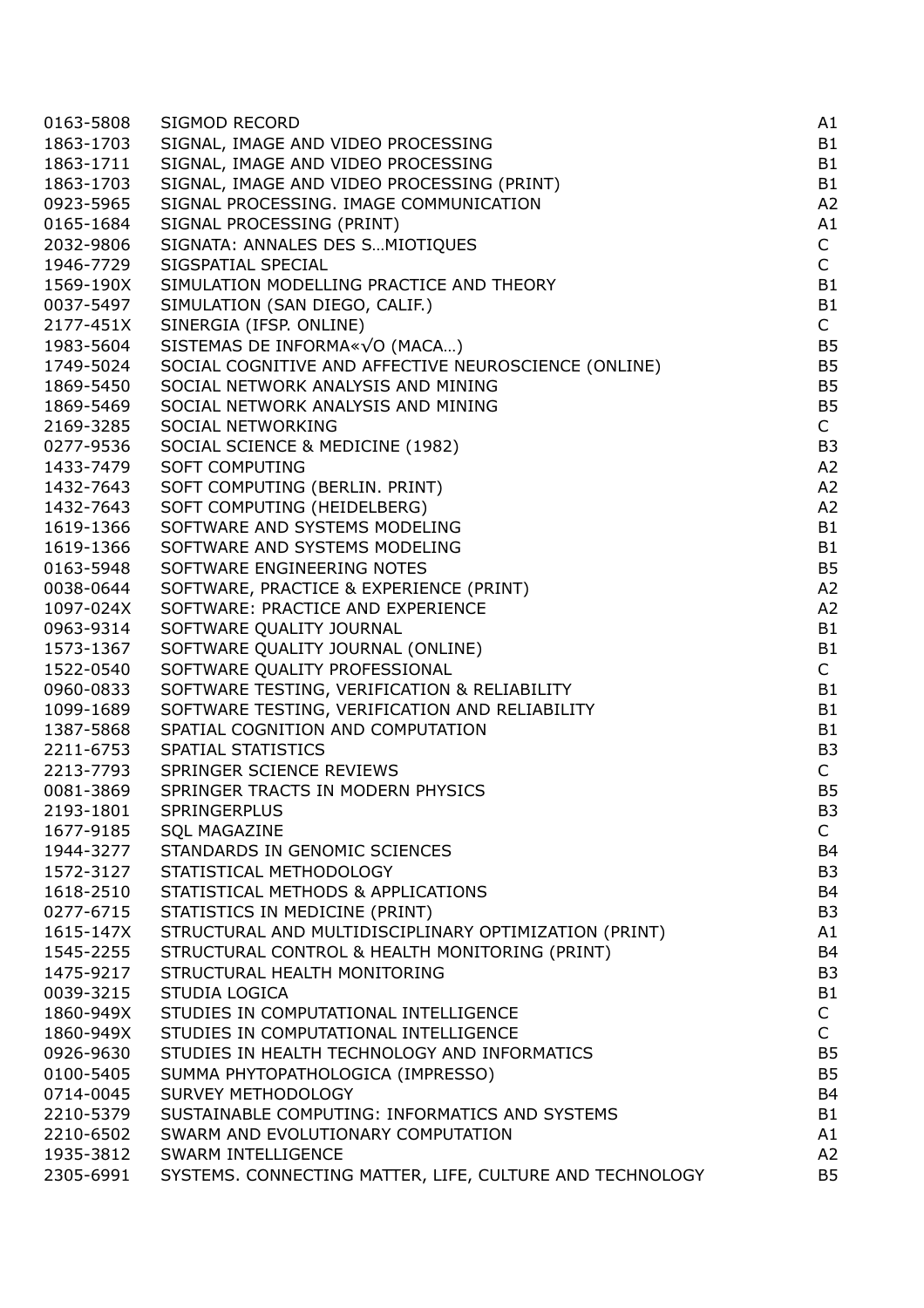| | | |
|---|---|---|
| 0163-5808 | SIGMOD RECORD | A1 |
| 1863-1703 | SIGNAL, IMAGE AND VIDEO PROCESSING | B1 |
| 1863-1711 | SIGNAL, IMAGE AND VIDEO PROCESSING | B1 |
| 1863-1703 | SIGNAL, IMAGE AND VIDEO PROCESSING (PRINT) | B1 |
| 0923-5965 | SIGNAL PROCESSING. IMAGE COMMUNICATION | A2 |
| 0165-1684 | SIGNAL PROCESSING (PRINT) | A1 |
| 2032-9806 | SIGNATA: ANNALES DES S…MIOTIQUES | C |
| 1946-7729 | SIGSPATIAL SPECIAL | C |
| 1569-190X | SIMULATION MODELLING PRACTICE AND THEORY | B1 |
| 0037-5497 | SIMULATION (SAN DIEGO, CALIF.) | B1 |
| 2177-451X | SINERGIA (IFSP. ONLINE) | C |
| 1983-5604 | SISTEMAS DE INFORMA«√O (MACA…) | B5 |
| 1749-5024 | SOCIAL COGNITIVE AND AFFECTIVE NEUROSCIENCE (ONLINE) | B5 |
| 1869-5450 | SOCIAL NETWORK ANALYSIS AND MINING | B5 |
| 1869-5469 | SOCIAL NETWORK ANALYSIS AND MINING | B5 |
| 2169-3285 | SOCIAL NETWORKING | C |
| 0277-9536 | SOCIAL SCIENCE & MEDICINE (1982) | B3 |
| 1433-7479 | SOFT COMPUTING | A2 |
| 1432-7643 | SOFT COMPUTING (BERLIN. PRINT) | A2 |
| 1432-7643 | SOFT COMPUTING (HEIDELBERG) | A2 |
| 1619-1366 | SOFTWARE AND SYSTEMS MODELING | B1 |
| 1619-1366 | SOFTWARE AND SYSTEMS MODELING | B1 |
| 0163-5948 | SOFTWARE ENGINEERING NOTES | B5 |
| 0038-0644 | SOFTWARE, PRACTICE & EXPERIENCE (PRINT) | A2 |
| 1097-024X | SOFTWARE: PRACTICE AND EXPERIENCE | A2 |
| 0963-9314 | SOFTWARE QUALITY JOURNAL | B1 |
| 1573-1367 | SOFTWARE QUALITY JOURNAL (ONLINE) | B1 |
| 1522-0540 | SOFTWARE QUALITY PROFESSIONAL | C |
| 0960-0833 | SOFTWARE TESTING, VERIFICATION & RELIABILITY | B1 |
| 1099-1689 | SOFTWARE TESTING, VERIFICATION AND RELIABILITY | B1 |
| 1387-5868 | SPATIAL COGNITION AND COMPUTATION | B1 |
| 2211-6753 | SPATIAL STATISTICS | B3 |
| 2213-7793 | SPRINGER SCIENCE REVIEWS | C |
| 0081-3869 | SPRINGER TRACTS IN MODERN PHYSICS | B5 |
| 2193-1801 | SPRINGERPLUS | B3 |
| 1677-9185 | SQL MAGAZINE | C |
| 1944-3277 | STANDARDS IN GENOMIC SCIENCES | B4 |
| 1572-3127 | STATISTICAL METHODOLOGY | B3 |
| 1618-2510 | STATISTICAL METHODS & APPLICATIONS | B4 |
| 0277-6715 | STATISTICS IN MEDICINE (PRINT) | B3 |
| 1615-147X | STRUCTURAL AND MULTIDISCIPLINARY OPTIMIZATION (PRINT) | A1 |
| 1545-2255 | STRUCTURAL CONTROL & HEALTH MONITORING (PRINT) | B4 |
| 1475-9217 | STRUCTURAL HEALTH MONITORING | B3 |
| 0039-3215 | STUDIA LOGICA | B1 |
| 1860-949X | STUDIES IN COMPUTATIONAL INTELLIGENCE | C |
| 1860-949X | STUDIES IN COMPUTATIONAL INTELLIGENCE | C |
| 0926-9630 | STUDIES IN HEALTH TECHNOLOGY AND INFORMATICS | B5 |
| 0100-5405 | SUMMA PHYTOPATHOLOGICA (IMPRESSO) | B5 |
| 0714-0045 | SURVEY METHODOLOGY | B4 |
| 2210-5379 | SUSTAINABLE COMPUTING: INFORMATICS AND SYSTEMS | B1 |
| 2210-6502 | SWARM AND EVOLUTIONARY COMPUTATION | A1 |
| 1935-3812 | SWARM INTELLIGENCE | A2 |
| 2305-6991 | SYSTEMS. CONNECTING MATTER, LIFE, CULTURE AND TECHNOLOGY | B5 |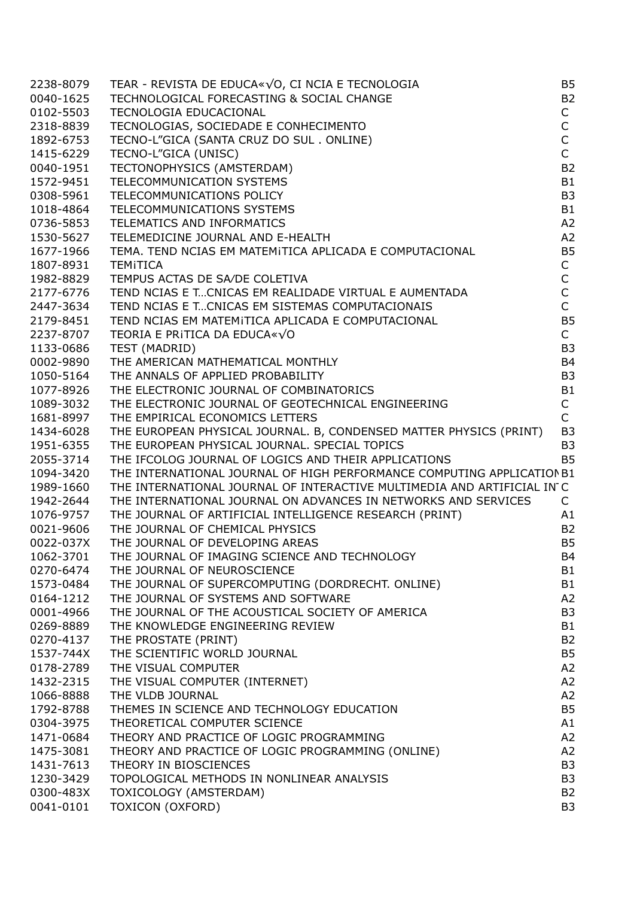| | | |
|---|---|---|
| 2238-8079 | TEAR - REVISTA DE EDUCA«√O, CI NCIA E TECNOLOGIA | B5 |
| 0040-1625 | TECHNOLOGICAL FORECASTING & SOCIAL CHANGE | B2 |
| 0102-5503 | TECNOLOGIA EDUCACIONAL | C |
| 2318-8839 | TECNOLOGIAS, SOCIEDADE E CONHECIMENTO | C |
| 1892-6753 | TECNO-L"GICA (SANTA CRUZ DO SUL . ONLINE) | C |
| 1415-6229 | TECNO-L"GICA (UNISC) | C |
| 0040-1951 | TECTONOPHYSICS (AMSTERDAM) | B2 |
| 1572-9451 | TELECOMMUNICATION SYSTEMS | B1 |
| 0308-5961 | TELECOMMUNICATIONS POLICY | B3 |
| 1018-4864 | TELECOMMUNICATIONS SYSTEMS | B1 |
| 0736-5853 | TELEMATICS AND INFORMATICS | A2 |
| 1530-5627 | TELEMEDICINE JOURNAL AND E-HEALTH | A2 |
| 1677-1966 | TEMA. TEND NCIAS EM MATEM¡TICA APLICADA E COMPUTACIONAL | B5 |
| 1807-8931 | TEM¡TICA | C |
| 1982-8829 | TEMPUS ACTAS DE SA/DE COLETIVA | C |
| 2177-6776 | TEND NCIAS E T…CNICAS EM REALIDADE VIRTUAL E AUMENTADA | C |
| 2447-3634 | TEND NCIAS E T…CNICAS EM SISTEMAS COMPUTACIONAIS | C |
| 2179-8451 | TEND NCIAS EM MATEM¡TICA APLICADA E COMPUTACIONAL | B5 |
| 2237-8707 | TEORIA E PR¡TICA DA EDUCA«√O | C |
| 1133-0686 | TEST (MADRID) | B3 |
| 0002-9890 | THE AMERICAN MATHEMATICAL MONTHLY | B4 |
| 1050-5164 | THE ANNALS OF APPLIED PROBABILITY | B3 |
| 1077-8926 | THE ELECTRONIC JOURNAL OF COMBINATORICS | B1 |
| 1089-3032 | THE ELECTRONIC JOURNAL OF GEOTECHNICAL ENGINEERING | C |
| 1681-8997 | THE EMPIRICAL ECONOMICS LETTERS | C |
| 1434-6028 | THE EUROPEAN PHYSICAL JOURNAL. B, CONDENSED MATTER PHYSICS (PRINT) | B3 |
| 1951-6355 | THE EUROPEAN PHYSICAL JOURNAL. SPECIAL TOPICS | B3 |
| 2055-3714 | THE IFCOLOG JOURNAL OF LOGICS AND THEIR APPLICATIONS | B5 |
| 1094-3420 | THE INTERNATIONAL JOURNAL OF HIGH PERFORMANCE COMPUTING APPLICATION | B1 |
| 1989-1660 | THE INTERNATIONAL JOURNAL OF INTERACTIVE MULTIMEDIA AND ARTIFICIAL IN | C |
| 1942-2644 | THE INTERNATIONAL JOURNAL ON ADVANCES IN NETWORKS AND SERVICES | C |
| 1076-9757 | THE JOURNAL OF ARTIFICIAL INTELLIGENCE RESEARCH (PRINT) | A1 |
| 0021-9606 | THE JOURNAL OF CHEMICAL PHYSICS | B2 |
| 0022-037X | THE JOURNAL OF DEVELOPING AREAS | B5 |
| 1062-3701 | THE JOURNAL OF IMAGING SCIENCE AND TECHNOLOGY | B4 |
| 0270-6474 | THE JOURNAL OF NEUROSCIENCE | B1 |
| 1573-0484 | THE JOURNAL OF SUPERCOMPUTING (DORDRECHT. ONLINE) | B1 |
| 0164-1212 | THE JOURNAL OF SYSTEMS AND SOFTWARE | A2 |
| 0001-4966 | THE JOURNAL OF THE ACOUSTICAL SOCIETY OF AMERICA | B3 |
| 0269-8889 | THE KNOWLEDGE ENGINEERING REVIEW | B1 |
| 0270-4137 | THE PROSTATE (PRINT) | B2 |
| 1537-744X | THE SCIENTIFIC WORLD JOURNAL | B5 |
| 0178-2789 | THE VISUAL COMPUTER | A2 |
| 1432-2315 | THE VISUAL COMPUTER (INTERNET) | A2 |
| 1066-8888 | THE VLDB JOURNAL | A2 |
| 1792-8788 | THEMES IN SCIENCE AND TECHNOLOGY EDUCATION | B5 |
| 0304-3975 | THEORETICAL COMPUTER SCIENCE | A1 |
| 1471-0684 | THEORY AND PRACTICE OF LOGIC PROGRAMMING | A2 |
| 1475-3081 | THEORY AND PRACTICE OF LOGIC PROGRAMMING (ONLINE) | A2 |
| 1431-7613 | THEORY IN BIOSCIENCES | B3 |
| 1230-3429 | TOPOLOGICAL METHODS IN NONLINEAR ANALYSIS | B3 |
| 0300-483X | TOXICOLOGY (AMSTERDAM) | B2 |
| 0041-0101 | TOXICON (OXFORD) | B3 |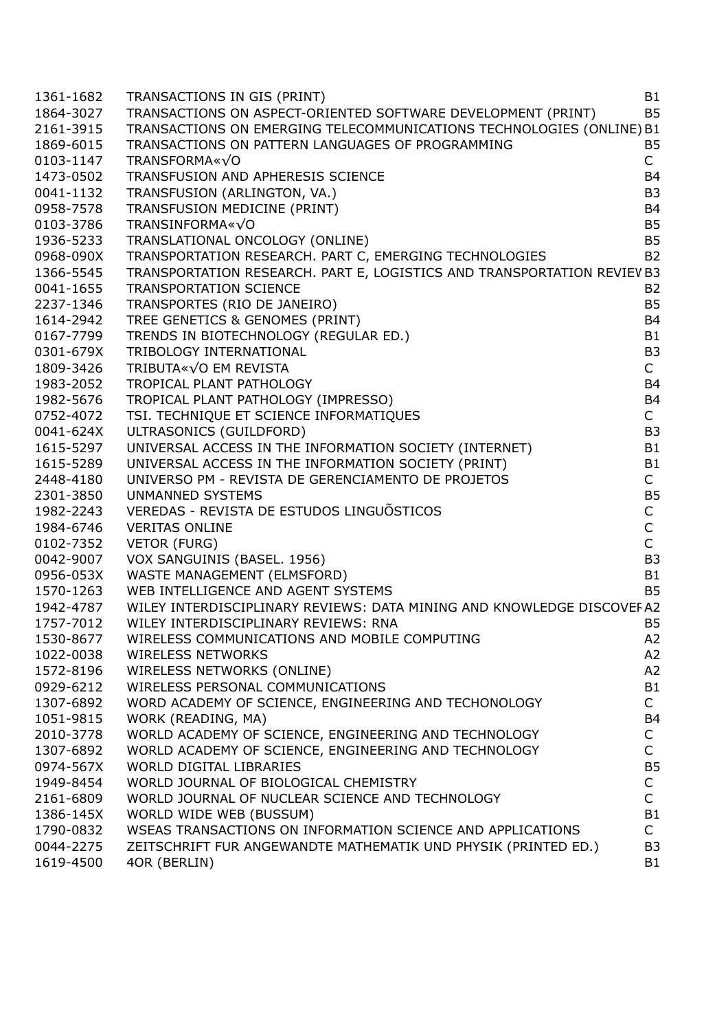| | | |
|---|---|---|
| 1361-1682 | TRANSACTIONS IN GIS (PRINT) | B1 |
| 1864-3027 | TRANSACTIONS ON ASPECT-ORIENTED SOFTWARE DEVELOPMENT (PRINT) | B5 |
| 2161-3915 | TRANSACTIONS ON EMERGING TELECOMMUNICATIONS TECHNOLOGIES (ONLINE) | B1 |
| 1869-6015 | TRANSACTIONS ON PATTERN LANGUAGES OF PROGRAMMING | B5 |
| 0103-1147 | TRANSFORMA«√O | C |
| 1473-0502 | TRANSFUSION AND APHERESIS SCIENCE | B4 |
| 0041-1132 | TRANSFUSION (ARLINGTON, VA.) | B3 |
| 0958-7578 | TRANSFUSION MEDICINE (PRINT) | B4 |
| 0103-3786 | TRANSINFORMA«√O | B5 |
| 1936-5233 | TRANSLATIONAL ONCOLOGY (ONLINE) | B5 |
| 0968-090X | TRANSPORTATION RESEARCH. PART C, EMERGING TECHNOLOGIES | B2 |
| 1366-5545 | TRANSPORTATION RESEARCH. PART E, LOGISTICS AND TRANSPORTATION REVIEW | B3 |
| 0041-1655 | TRANSPORTATION SCIENCE | B2 |
| 2237-1346 | TRANSPORTES (RIO DE JANEIRO) | B5 |
| 1614-2942 | TREE GENETICS & GENOMES (PRINT) | B4 |
| 0167-7799 | TRENDS IN BIOTECHNOLOGY (REGULAR ED.) | B1 |
| 0301-679X | TRIBOLOGY INTERNATIONAL | B3 |
| 1809-3426 | TRIBUTA«√O EM REVISTA | C |
| 1983-2052 | TROPICAL PLANT PATHOLOGY | B4 |
| 1982-5676 | TROPICAL PLANT PATHOLOGY (IMPRESSO) | B4 |
| 0752-4072 | TSI. TECHNIQUE ET SCIENCE INFORMATIQUES | C |
| 0041-624X | ULTRASONICS (GUILDFORD) | B3 |
| 1615-5297 | UNIVERSAL ACCESS IN THE INFORMATION SOCIETY (INTERNET) | B1 |
| 1615-5289 | UNIVERSAL ACCESS IN THE INFORMATION SOCIETY (PRINT) | B1 |
| 2448-4180 | UNIVERSO PM - REVISTA DE GERENCIAMENTO DE PROJETOS | C |
| 2301-3850 | UNMANNED SYSTEMS | B5 |
| 1982-2243 | VEREDAS - REVISTA DE ESTUDOS LINGUÕSTICOS | C |
| 1984-6746 | VERITAS ONLINE | C |
| 0102-7352 | VETOR (FURG) | C |
| 0042-9007 | VOX SANGUINIS (BASEL. 1956) | B3 |
| 0956-053X | WASTE MANAGEMENT (ELMSFORD) | B1 |
| 1570-1263 | WEB INTELLIGENCE AND AGENT SYSTEMS | B5 |
| 1942-4787 | WILEY INTERDISCIPLINARY REVIEWS: DATA MINING AND KNOWLEDGE DISCOVER | A2 |
| 1757-7012 | WILEY INTERDISCIPLINARY REVIEWS: RNA | B5 |
| 1530-8677 | WIRELESS COMMUNICATIONS AND MOBILE COMPUTING | A2 |
| 1022-0038 | WIRELESS NETWORKS | A2 |
| 1572-8196 | WIRELESS NETWORKS (ONLINE) | A2 |
| 0929-6212 | WIRELESS PERSONAL COMMUNICATIONS | B1 |
| 1307-6892 | WORD ACADEMY OF SCIENCE, ENGINEERING AND TECHONOLOGY | C |
| 1051-9815 | WORK (READING, MA) | B4 |
| 2010-3778 | WORLD ACADEMY OF SCIENCE, ENGINEERING AND TECHNOLOGY | C |
| 1307-6892 | WORLD ACADEMY OF SCIENCE, ENGINEERING AND TECHNOLOGY | C |
| 0974-567X | WORLD DIGITAL LIBRARIES | B5 |
| 1949-8454 | WORLD JOURNAL OF BIOLOGICAL CHEMISTRY | C |
| 2161-6809 | WORLD JOURNAL OF NUCLEAR SCIENCE AND TECHNOLOGY | C |
| 1386-145X | WORLD WIDE WEB (BUSSUM) | B1 |
| 1790-0832 | WSEAS TRANSACTIONS ON INFORMATION SCIENCE AND APPLICATIONS | C |
| 0044-2275 | ZEITSCHRIFT FUR ANGEWANDTE MATHEMATIK UND PHYSIK (PRINTED ED.) | B3 |
| 1619-4500 | 4OR (BERLIN) | B1 |